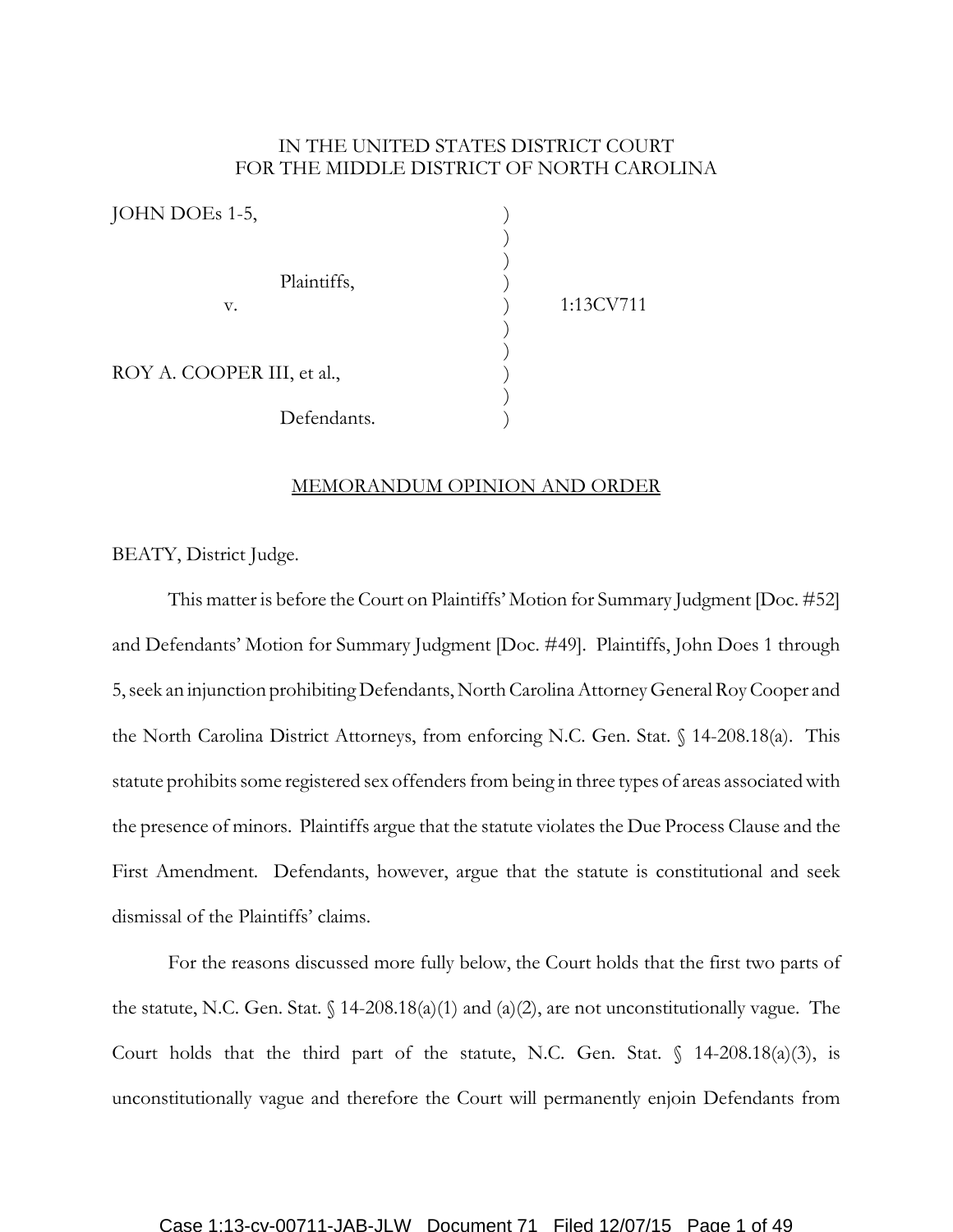IN THE UNITED STATES DISTRICT COURT
FOR THE MIDDLE DISTRICT OF NORTH CAROLINA

| | | |
|---|---|---|
| JOHN DOEs 1-5, | ) | |
| | ) | |
| Plaintiffs, | ) | |
| v. | ) | 1:13CV711 |
| | ) | |
| ROY A. COOPER III, et al., | ) | |
| | ) | |
| Defendants. | ) | |

MEMORANDUM OPINION AND ORDER

BEATY, District Judge.

This matter is before the Court on Plaintiffs' Motion for Summary Judgment [Doc. #52] and Defendants' Motion for Summary Judgment [Doc. #49]. Plaintiffs, John Does 1 through 5, seek an injunction prohibiting Defendants, North Carolina Attorney General Roy Cooper and the North Carolina District Attorneys, from enforcing N.C. Gen. Stat. § 14-208.18(a). This statute prohibits some registered sex offenders from being in three types of areas associated with the presence of minors. Plaintiffs argue that the statute violates the Due Process Clause and the First Amendment. Defendants, however, argue that the statute is constitutional and seek dismissal of the Plaintiffs' claims.

For the reasons discussed more fully below, the Court holds that the first two parts of the statute, N.C. Gen. Stat. § 14-208.18(a)(1) and (a)(2), are not unconstitutionally vague. The Court holds that the third part of the statute, N.C. Gen. Stat. § 14-208.18(a)(3), is unconstitutionally vague and therefore the Court will permanently enjoin Defendants from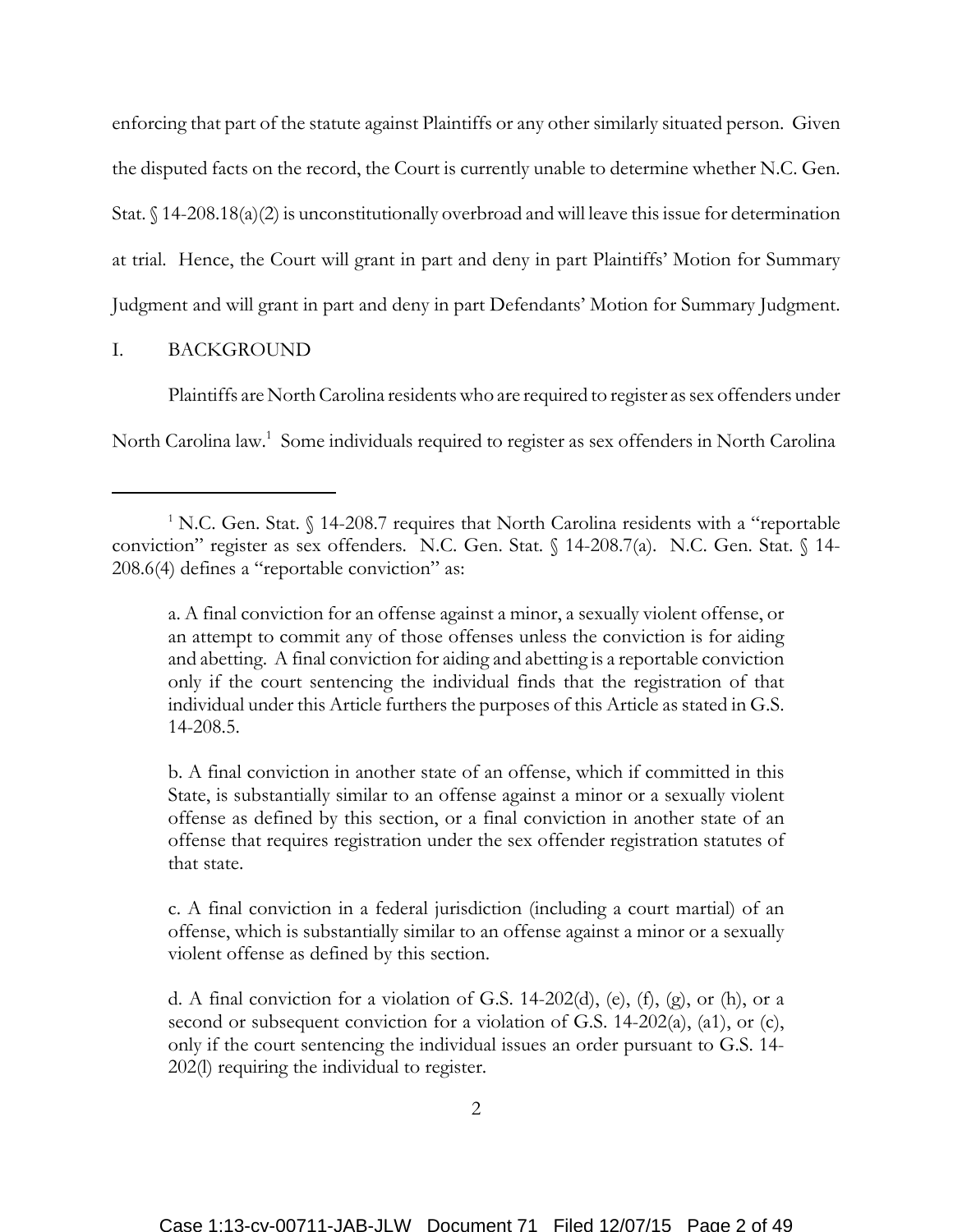enforcing that part of the statute against Plaintiffs or any other similarly situated person. Given the disputed facts on the record, the Court is currently unable to determine whether N.C. Gen. Stat. § 14-208.18(a)(2) is unconstitutionally overbroad and will leave this issue for determination at trial. Hence, the Court will grant in part and deny in part Plaintiffs' Motion for Summary Judgment and will grant in part and deny in part Defendants' Motion for Summary Judgment.

## I. BACKGROUND

Plaintiffs are North Carolina residents who are required to register as sex offenders under North Carolina law.[1] Some individuals required to register as sex offenders in North Carolina

---

[1] N.C. Gen. Stat. § 14-208.7 requires that North Carolina residents with a "reportable conviction" register as sex offenders. N.C. Gen. Stat. § 14-208.7(a). N.C. Gen. Stat. § 14-208.6(4) defines a "reportable conviction" as:

> a. A final conviction for an offense against a minor, a sexually violent offense, or an attempt to commit any of those offenses unless the conviction is for aiding and abetting. A final conviction for aiding and abetting is a reportable conviction only if the court sentencing the individual finds that the registration of that individual under this Article furthers the purposes of this Article as stated in G.S. 14-208.5.
>
> b. A final conviction in another state of an offense, which if committed in this State, is substantially similar to an offense against a minor or a sexually violent offense as defined by this section, or a final conviction in another state of an offense that requires registration under the sex offender registration statutes of that state.
>
> c. A final conviction in a federal jurisdiction (including a court martial) of an offense, which is substantially similar to an offense against a minor or a sexually violent offense as defined by this section.
>
> d. A final conviction for a violation of G.S. 14-202(d), (e), (f), (g), or (h), or a second or subsequent conviction for a violation of G.S. 14-202(a), (a1), or (c), only if the court sentencing the individual issues an order pursuant to G.S. 14-202(l) requiring the individual to register.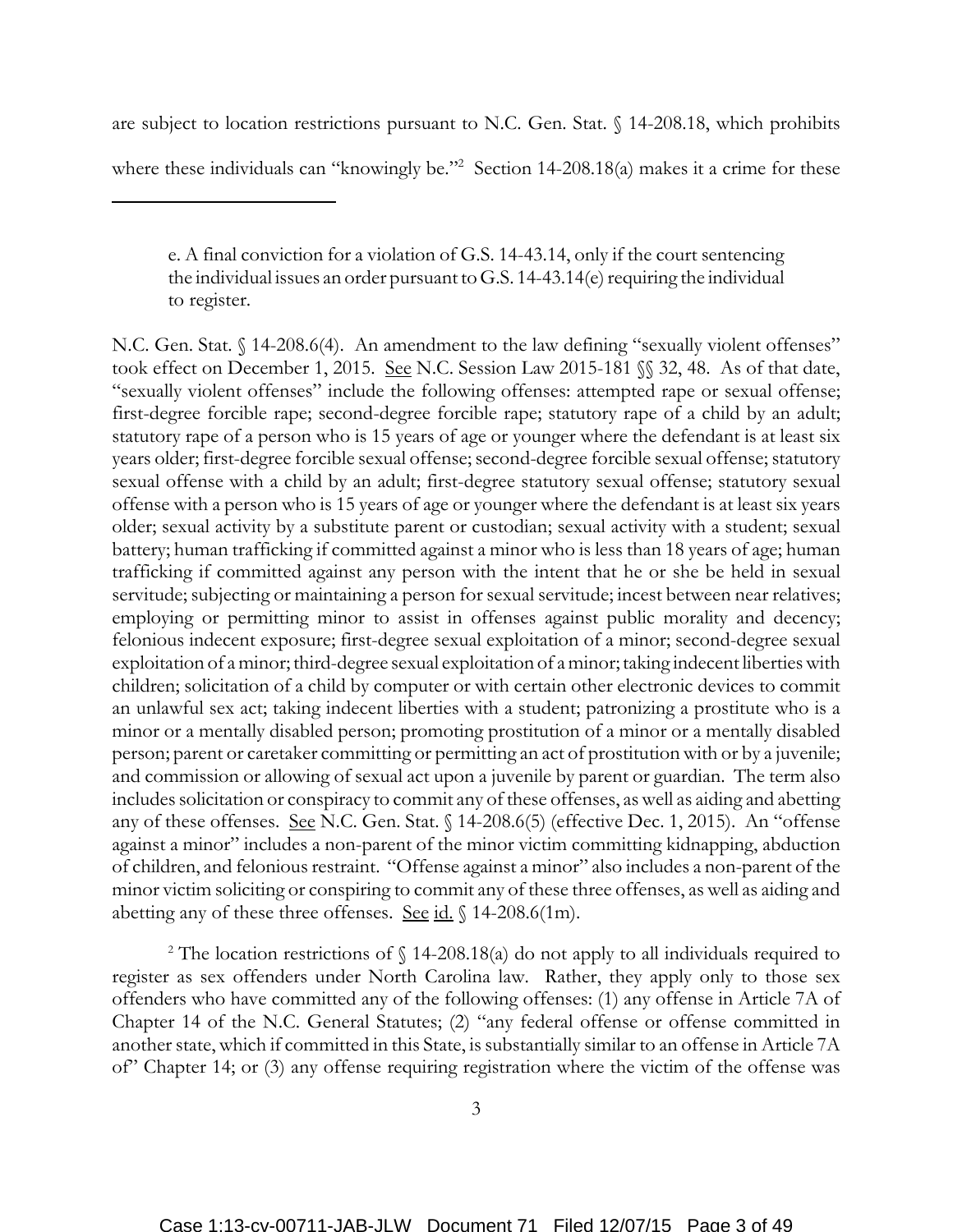are subject to location restrictions pursuant to N.C. Gen. Stat. § 14-208.18, which prohibits where these individuals can "knowingly be."[2] Section 14-208.18(a) makes it a crime for these

---

> e. A final conviction for a violation of G.S. 14-43.14, only if the court sentencing the individual issues an order pursuant to G.S. 14-43.14(e) requiring the individual to register.

N.C. Gen. Stat. § 14-208.6(4). An amendment to the law defining "sexually violent offenses" took effect on December 1, 2015. See N.C. Session Law 2015-181 §§ 32, 48. As of that date, "sexually violent offenses" include the following offenses: attempted rape or sexual offense; first-degree forcible rape; second-degree forcible rape; statutory rape of a child by an adult; statutory rape of a person who is 15 years of age or younger where the defendant is at least six years older; first-degree forcible sexual offense; second-degree forcible sexual offense; statutory sexual offense with a child by an adult; first-degree statutory sexual offense; statutory sexual offense with a person who is 15 years of age or younger where the defendant is at least six years older; sexual activity by a substitute parent or custodian; sexual activity with a student; sexual battery; human trafficking if committed against a minor who is less than 18 years of age; human trafficking if committed against any person with the intent that he or she be held in sexual servitude; subjecting or maintaining a person for sexual servitude; incest between near relatives; employing or permitting minor to assist in offenses against public morality and decency; felonious indecent exposure; first-degree sexual exploitation of a minor; second-degree sexual exploitation of a minor; third-degree sexual exploitation of a minor; taking indecent liberties with children; solicitation of a child by computer or with certain other electronic devices to commit an unlawful sex act; taking indecent liberties with a student; patronizing a prostitute who is a minor or a mentally disabled person; promoting prostitution of a minor or a mentally disabled person; parent or caretaker committing or permitting an act of prostitution with or by a juvenile; and commission or allowing of sexual act upon a juvenile by parent or guardian. The term also includes solicitation or conspiracy to commit any of these offenses, as well as aiding and abetting any of these offenses. See N.C. Gen. Stat. § 14-208.6(5) (effective Dec. 1, 2015). An "offense against a minor" includes a non-parent of the minor victim committing kidnapping, abduction of children, and felonious restraint. "Offense against a minor" also includes a non-parent of the minor victim soliciting or conspiring to commit any of these three offenses, as well as aiding and abetting any of these three offenses. See id. § 14-208.6(1m).

[2] The location restrictions of § 14-208.18(a) do not apply to all individuals required to register as sex offenders under North Carolina law. Rather, they apply only to those sex offenders who have committed any of the following offenses: (1) any offense in Article 7A of Chapter 14 of the N.C. General Statutes; (2) "any federal offense or offense committed in another state, which if committed in this State, is substantially similar to an offense in Article 7A of" Chapter 14; or (3) any offense requiring registration where the victim of the offense was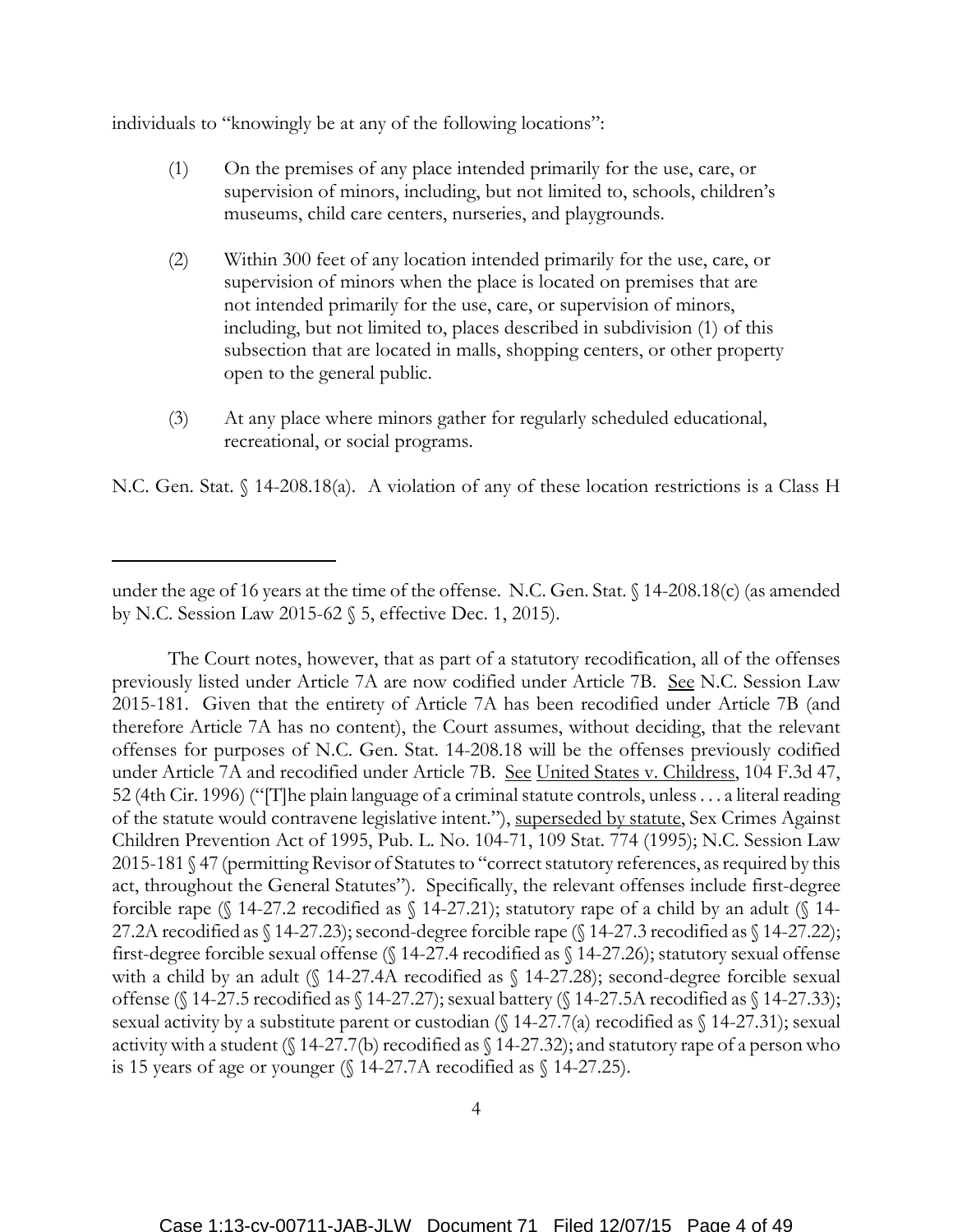individuals to "knowingly be at any of the following locations":

> (1) On the premises of any place intended primarily for the use, care, or supervision of minors, including, but not limited to, schools, children's museums, child care centers, nurseries, and playgrounds.
>
> (2) Within 300 feet of any location intended primarily for the use, care, or supervision of minors when the place is located on premises that are not intended primarily for the use, care, or supervision of minors, including, but not limited to, places described in subdivision (1) of this subsection that are located in malls, shopping centers, or other property open to the general public.
>
> (3) At any place where minors gather for regularly scheduled educational, recreational, or social programs.

N.C. Gen. Stat. § 14-208.18(a). A violation of any of these location restrictions is a Class H

---

under the age of 16 years at the time of the offense. N.C. Gen. Stat. § 14-208.18(c) (as amended by N.C. Session Law 2015-62 § 5, effective Dec. 1, 2015).

The Court notes, however, that as part of a statutory recodification, all of the offenses previously listed under Article 7A are now codified under Article 7B. See N.C. Session Law 2015-181. Given that the entirety of Article 7A has been recodified under Article 7B (and therefore Article 7A has no content), the Court assumes, without deciding, that the relevant offenses for purposes of N.C. Gen. Stat. 14-208.18 will be the offenses previously codified under Article 7A and recodified under Article 7B. See United States v. Childress, 104 F.3d 47, 52 (4th Cir. 1996) ("[T]he plain language of a criminal statute controls, unless . . . a literal reading of the statute would contravene legislative intent."), superseded by statute, Sex Crimes Against Children Prevention Act of 1995, Pub. L. No. 104-71, 109 Stat. 774 (1995); N.C. Session Law 2015-181 § 47 (permitting Revisor of Statutes to "correct statutory references, as required by this act, throughout the General Statutes"). Specifically, the relevant offenses include first-degree forcible rape (§ 14-27.2 recodified as § 14-27.21); statutory rape of a child by an adult (§ 14-27.2A recodified as § 14-27.23); second-degree forcible rape (§ 14-27.3 recodified as § 14-27.22); first-degree forcible sexual offense (§ 14-27.4 recodified as § 14-27.26); statutory sexual offense with a child by an adult (§ 14-27.4A recodified as § 14-27.28); second-degree forcible sexual offense (§ 14-27.5 recodified as § 14-27.27); sexual battery (§ 14-27.5A recodified as § 14-27.33); sexual activity by a substitute parent or custodian (§ 14-27.7(a) recodified as § 14-27.31); sexual activity with a student (§ 14-27.7(b) recodified as § 14-27.32); and statutory rape of a person who is 15 years of age or younger (§ 14-27.7A recodified as § 14-27.25).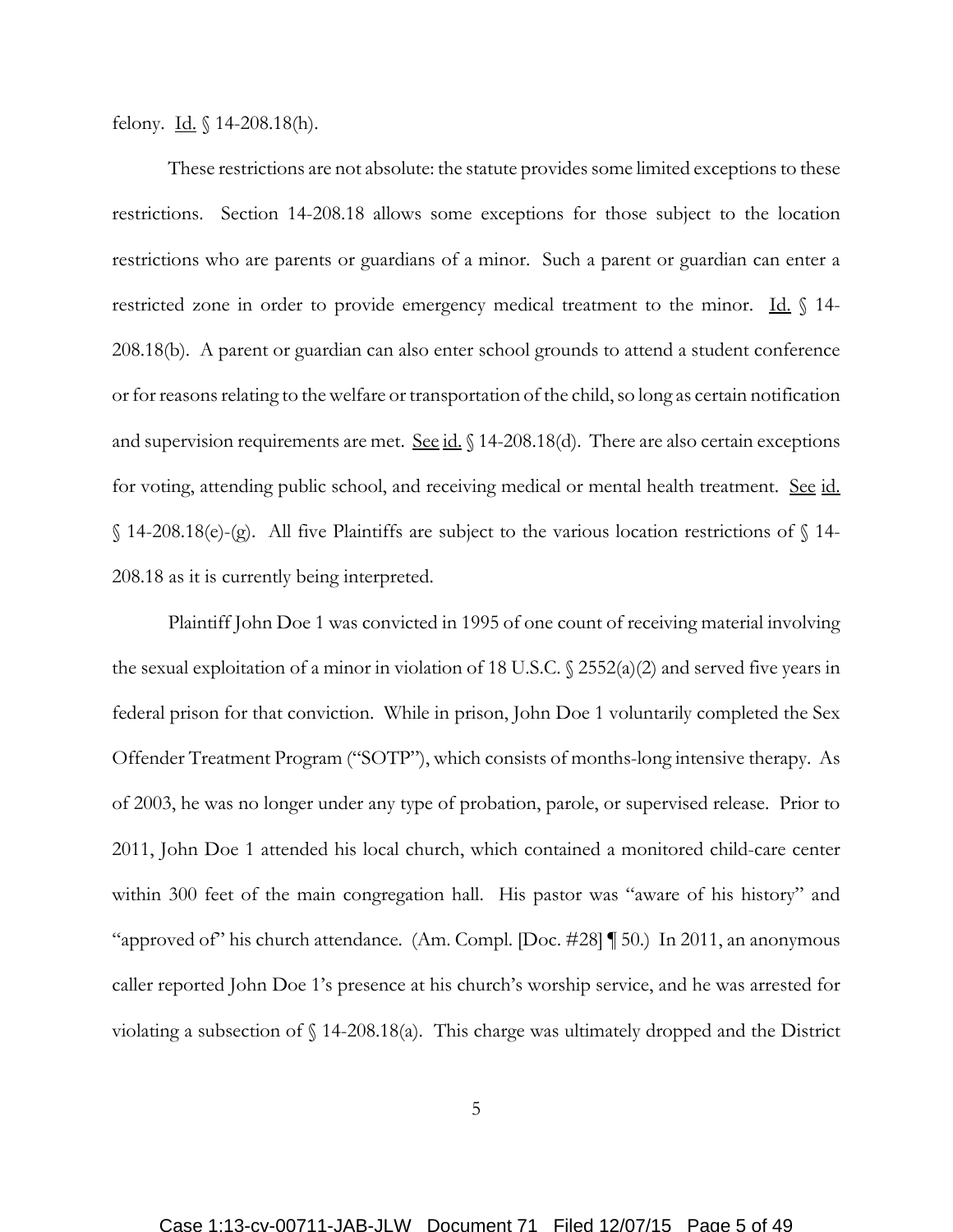felony. Id. § 14-208.18(h).

These restrictions are not absolute: the statute provides some limited exceptions to these restrictions. Section 14-208.18 allows some exceptions for those subject to the location restrictions who are parents or guardians of a minor. Such a parent or guardian can enter a restricted zone in order to provide emergency medical treatment to the minor. Id. § 14-208.18(b). A parent or guardian can also enter school grounds to attend a student conference or for reasons relating to the welfare or transportation of the child, so long as certain notification and supervision requirements are met. See id. § 14-208.18(d). There are also certain exceptions for voting, attending public school, and receiving medical or mental health treatment. See id. § 14-208.18(e)-(g). All five Plaintiffs are subject to the various location restrictions of § 14-208.18 as it is currently being interpreted.

Plaintiff John Doe 1 was convicted in 1995 of one count of receiving material involving the sexual exploitation of a minor in violation of 18 U.S.C. § 2552(a)(2) and served five years in federal prison for that conviction. While in prison, John Doe 1 voluntarily completed the Sex Offender Treatment Program ("SOTP"), which consists of months-long intensive therapy. As of 2003, he was no longer under any type of probation, parole, or supervised release. Prior to 2011, John Doe 1 attended his local church, which contained a monitored child-care center within 300 feet of the main congregation hall. His pastor was "aware of his history" and "approved of" his church attendance. (Am. Compl. [Doc. #28] ¶ 50.) In 2011, an anonymous caller reported John Doe 1's presence at his church's worship service, and he was arrested for violating a subsection of § 14-208.18(a). This charge was ultimately dropped and the District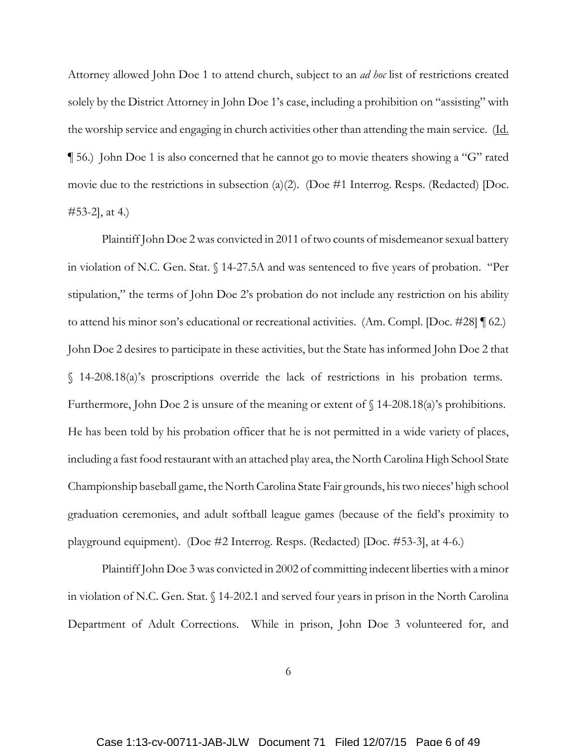Attorney allowed John Doe 1 to attend church, subject to an *ad hoc* list of restrictions created solely by the District Attorney in John Doe 1's case, including a prohibition on "assisting" with the worship service and engaging in church activities other than attending the main service. (Id. ¶ 56.) John Doe 1 is also concerned that he cannot go to movie theaters showing a "G" rated movie due to the restrictions in subsection (a)(2). (Doe #1 Interrog. Resps. (Redacted) [Doc. #53-2], at 4.)

Plaintiff John Doe 2 was convicted in 2011 of two counts of misdemeanor sexual battery in violation of N.C. Gen. Stat. § 14-27.5A and was sentenced to five years of probation. "Per stipulation," the terms of John Doe 2's probation do not include any restriction on his ability to attend his minor son's educational or recreational activities. (Am. Compl. [Doc. #28] ¶ 62.) John Doe 2 desires to participate in these activities, but the State has informed John Doe 2 that § 14-208.18(a)'s proscriptions override the lack of restrictions in his probation terms. Furthermore, John Doe 2 is unsure of the meaning or extent of § 14-208.18(a)'s prohibitions. He has been told by his probation officer that he is not permitted in a wide variety of places, including a fast food restaurant with an attached play area, the North Carolina High School State Championship baseball game, the North Carolina State Fair grounds, his two nieces' high school graduation ceremonies, and adult softball league games (because of the field's proximity to playground equipment). (Doe #2 Interrog. Resps. (Redacted) [Doc. #53-3], at 4-6.)

Plaintiff John Doe 3 was convicted in 2002 of committing indecent liberties with a minor in violation of N.C. Gen. Stat. § 14-202.1 and served four years in prison in the North Carolina Department of Adult Corrections. While in prison, John Doe 3 volunteered for, and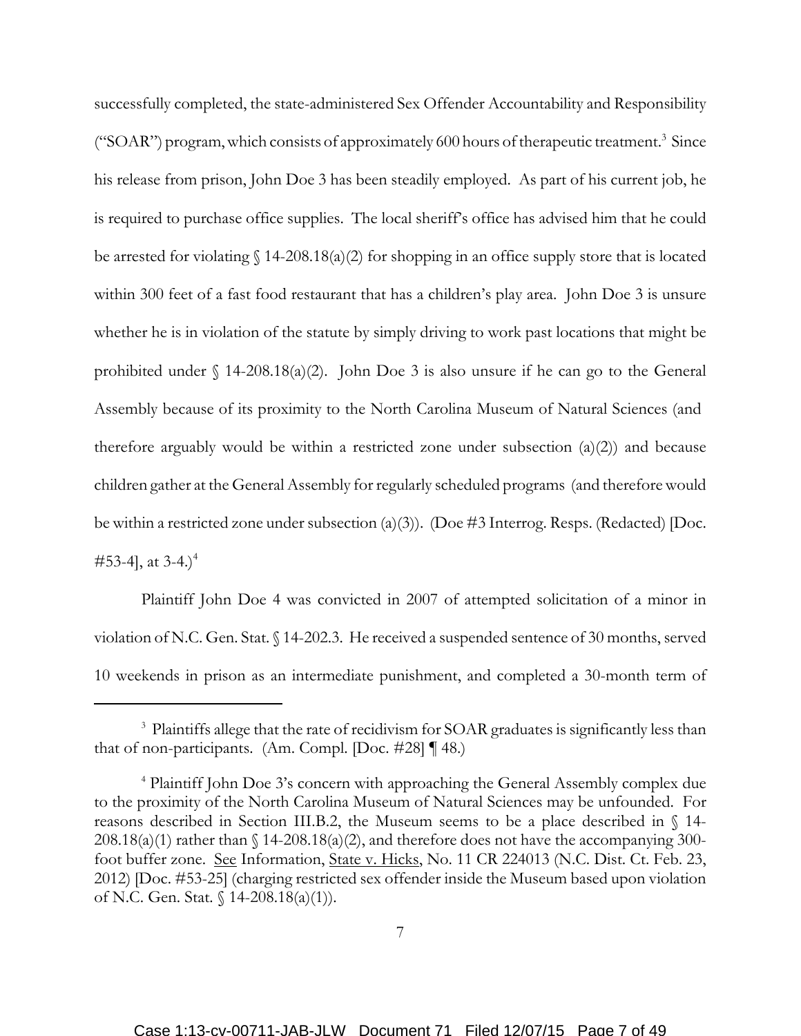successfully completed, the state-administered Sex Offender Accountability and Responsibility ("SOAR") program, which consists of approximately 600 hours of therapeutic treatment.[3] Since his release from prison, John Doe 3 has been steadily employed. As part of his current job, he is required to purchase office supplies. The local sheriff's office has advised him that he could be arrested for violating § 14-208.18(a)(2) for shopping in an office supply store that is located within 300 feet of a fast food restaurant that has a children's play area. John Doe 3 is unsure whether he is in violation of the statute by simply driving to work past locations that might be prohibited under § 14-208.18(a)(2). John Doe 3 is also unsure if he can go to the General Assembly because of its proximity to the North Carolina Museum of Natural Sciences (and therefore arguably would be within a restricted zone under subsection (a)(2)) and because children gather at the General Assembly for regularly scheduled programs (and therefore would be within a restricted zone under subsection (a)(3)). (Doe #3 Interrog. Resps. (Redacted) [Doc. #53-4], at 3-4.)[4]

Plaintiff John Doe 4 was convicted in 2007 of attempted solicitation of a minor in violation of N.C. Gen. Stat. § 14-202.3. He received a suspended sentence of 30 months, served 10 weekends in prison as an intermediate punishment, and completed a 30-month term of

---

[3] Plaintiffs allege that the rate of recidivism for SOAR graduates is significantly less than that of non-participants. (Am. Compl. [Doc. #28] ¶ 48.)

[4] Plaintiff John Doe 3's concern with approaching the General Assembly complex due to the proximity of the North Carolina Museum of Natural Sciences may be unfounded. For reasons described in Section III.B.2, the Museum seems to be a place described in § 14-208.18(a)(1) rather than § 14-208.18(a)(2), and therefore does not have the accompanying 300-foot buffer zone. See Information, State v. Hicks, No. 11 CR 224013 (N.C. Dist. Ct. Feb. 23, 2012) [Doc. #53-25] (charging restricted sex offender inside the Museum based upon violation of N.C. Gen. Stat. § 14-208.18(a)(1)).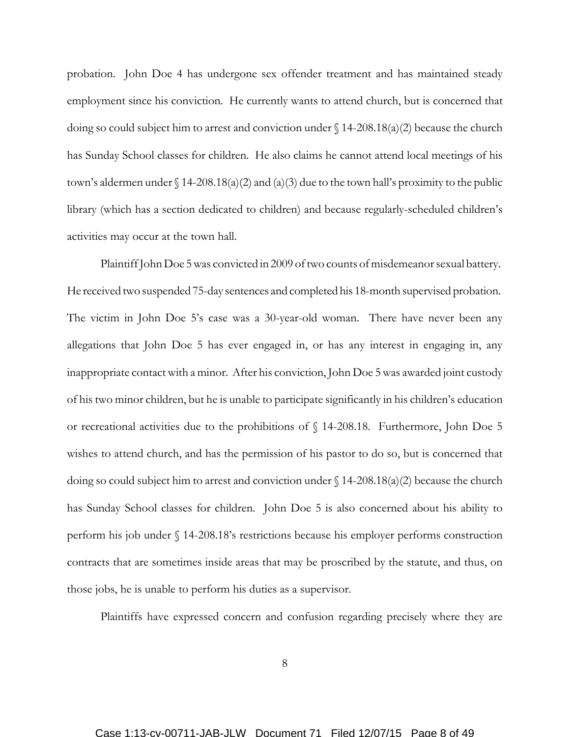probation. John Doe 4 has undergone sex offender treatment and has maintained steady employment since his conviction. He currently wants to attend church, but is concerned that doing so could subject him to arrest and conviction under § 14-208.18(a)(2) because the church has Sunday School classes for children. He also claims he cannot attend local meetings of his town's aldermen under § 14-208.18(a)(2) and (a)(3) due to the town hall's proximity to the public library (which has a section dedicated to children) and because regularly-scheduled children's activities may occur at the town hall.

Plaintiff John Doe 5 was convicted in 2009 of two counts of misdemeanor sexual battery. He received two suspended 75-day sentences and completed his 18-month supervised probation. The victim in John Doe 5's case was a 30-year-old woman. There have never been any allegations that John Doe 5 has ever engaged in, or has any interest in engaging in, any inappropriate contact with a minor. After his conviction, John Doe 5 was awarded joint custody of his two minor children, but he is unable to participate significantly in his children's education or recreational activities due to the prohibitions of § 14-208.18. Furthermore, John Doe 5 wishes to attend church, and has the permission of his pastor to do so, but is concerned that doing so could subject him to arrest and conviction under § 14-208.18(a)(2) because the church has Sunday School classes for children. John Doe 5 is also concerned about his ability to perform his job under § 14-208.18's restrictions because his employer performs construction contracts that are sometimes inside areas that may be proscribed by the statute, and thus, on those jobs, he is unable to perform his duties as a supervisor.

Plaintiffs have expressed concern and confusion regarding precisely where they are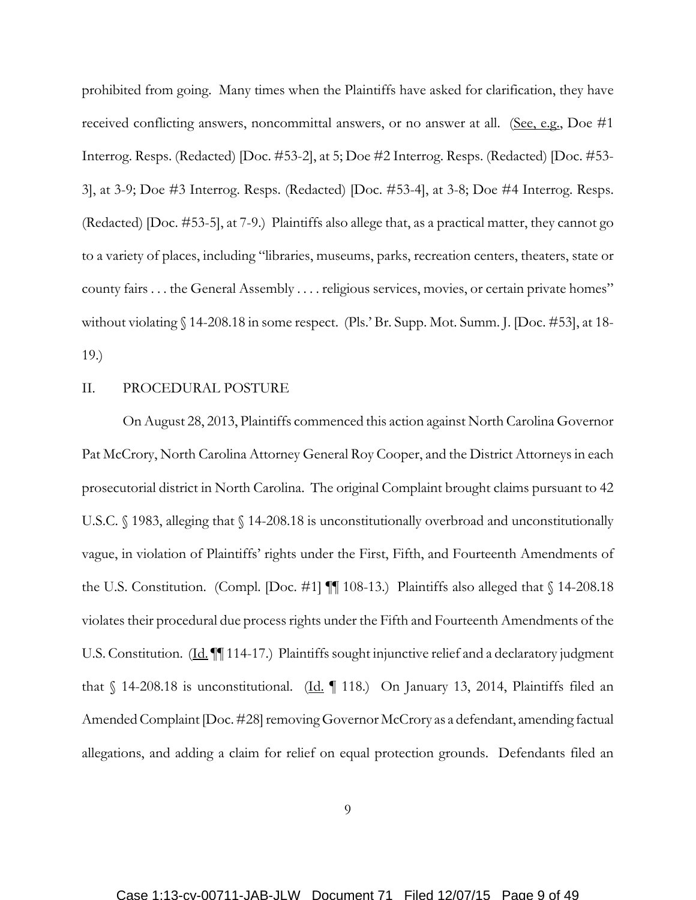prohibited from going. Many times when the Plaintiffs have asked for clarification, they have received conflicting answers, noncommittal answers, or no answer at all. (See, e.g., Doe #1 Interrog. Resps. (Redacted) [Doc. #53-2], at 5; Doe #2 Interrog. Resps. (Redacted) [Doc. #53-3], at 3-9; Doe #3 Interrog. Resps. (Redacted) [Doc. #53-4], at 3-8; Doe #4 Interrog. Resps. (Redacted) [Doc. #53-5], at 7-9.) Plaintiffs also allege that, as a practical matter, they cannot go to a variety of places, including "libraries, museums, parks, recreation centers, theaters, state or county fairs . . . the General Assembly . . . . religious services, movies, or certain private homes" without violating § 14-208.18 in some respect. (Pls.' Br. Supp. Mot. Summ. J. [Doc. #53], at 18-19.)

## II. PROCEDURAL POSTURE

On August 28, 2013, Plaintiffs commenced this action against North Carolina Governor Pat McCrory, North Carolina Attorney General Roy Cooper, and the District Attorneys in each prosecutorial district in North Carolina. The original Complaint brought claims pursuant to 42 U.S.C. § 1983, alleging that § 14-208.18 is unconstitutionally overbroad and unconstitutionally vague, in violation of Plaintiffs' rights under the First, Fifth, and Fourteenth Amendments of the U.S. Constitution. (Compl. [Doc. #1] ¶¶ 108-13.) Plaintiffs also alleged that § 14-208.18 violates their procedural due process rights under the Fifth and Fourteenth Amendments of the U.S. Constitution. (Id. ¶¶ 114-17.) Plaintiffs sought injunctive relief and a declaratory judgment that § 14-208.18 is unconstitutional. (Id. ¶ 118.) On January 13, 2014, Plaintiffs filed an Amended Complaint [Doc. #28] removing Governor McCrory as a defendant, amending factual allegations, and adding a claim for relief on equal protection grounds. Defendants filed an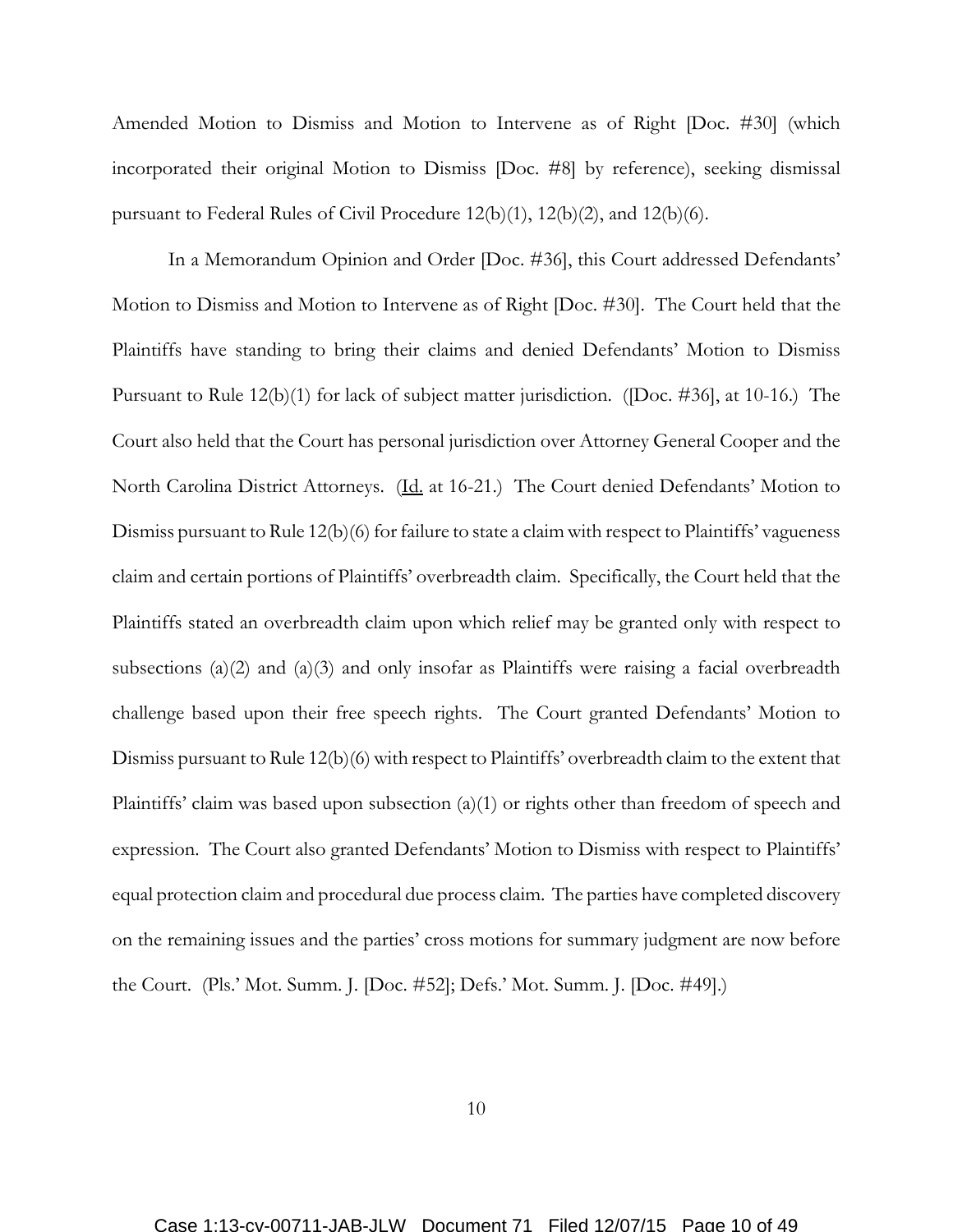Amended Motion to Dismiss and Motion to Intervene as of Right [Doc. #30] (which incorporated their original Motion to Dismiss [Doc. #8] by reference), seeking dismissal pursuant to Federal Rules of Civil Procedure 12(b)(1), 12(b)(2), and 12(b)(6).

In a Memorandum Opinion and Order [Doc. #36], this Court addressed Defendants' Motion to Dismiss and Motion to Intervene as of Right [Doc. #30]. The Court held that the Plaintiffs have standing to bring their claims and denied Defendants' Motion to Dismiss Pursuant to Rule 12(b)(1) for lack of subject matter jurisdiction. ([Doc. #36], at 10-16.) The Court also held that the Court has personal jurisdiction over Attorney General Cooper and the North Carolina District Attorneys. (Id. at 16-21.) The Court denied Defendants' Motion to Dismiss pursuant to Rule 12(b)(6) for failure to state a claim with respect to Plaintiffs' vagueness claim and certain portions of Plaintiffs' overbreadth claim. Specifically, the Court held that the Plaintiffs stated an overbreadth claim upon which relief may be granted only with respect to subsections (a)(2) and (a)(3) and only insofar as Plaintiffs were raising a facial overbreadth challenge based upon their free speech rights. The Court granted Defendants' Motion to Dismiss pursuant to Rule 12(b)(6) with respect to Plaintiffs' overbreadth claim to the extent that Plaintiffs' claim was based upon subsection (a)(1) or rights other than freedom of speech and expression. The Court also granted Defendants' Motion to Dismiss with respect to Plaintiffs' equal protection claim and procedural due process claim. The parties have completed discovery on the remaining issues and the parties' cross motions for summary judgment are now before the Court. (Pls.' Mot. Summ. J. [Doc. #52]; Defs.' Mot. Summ. J. [Doc. #49].)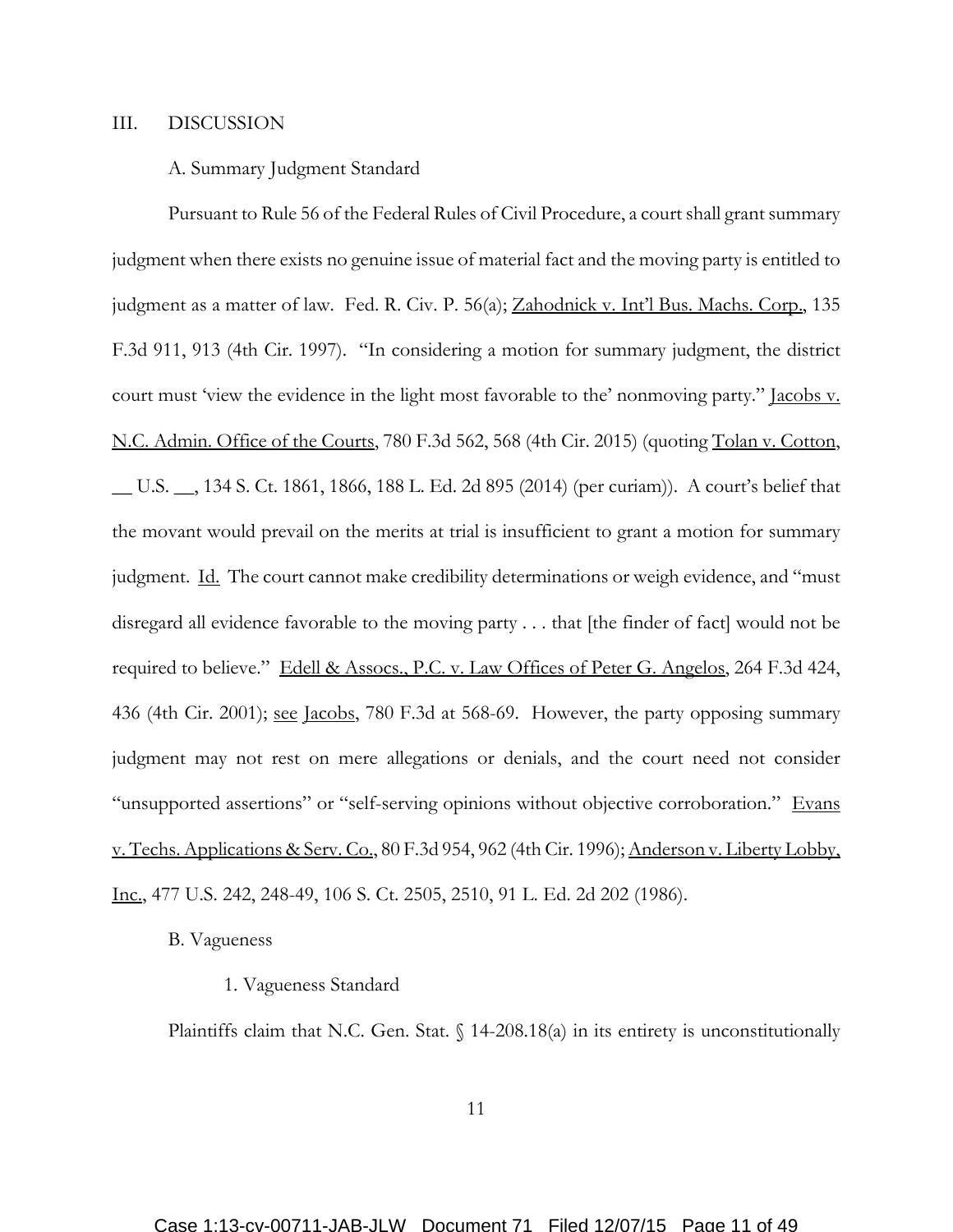## III. DISCUSSION

### A. Summary Judgment Standard

Pursuant to Rule 56 of the Federal Rules of Civil Procedure, a court shall grant summary judgment when there exists no genuine issue of material fact and the moving party is entitled to judgment as a matter of law. Fed. R. Civ. P. 56(a); Zahodnick v. Int'l Bus. Machs. Corp., 135 F.3d 911, 913 (4th Cir. 1997). "In considering a motion for summary judgment, the district court must 'view the evidence in the light most favorable to the' nonmoving party." Jacobs v. N.C. Admin. Office of the Courts, 780 F.3d 562, 568 (4th Cir. 2015) (quoting Tolan v. Cotton, __ U.S. __, 134 S. Ct. 1861, 1866, 188 L. Ed. 2d 895 (2014) (per curiam)). A court's belief that the movant would prevail on the merits at trial is insufficient to grant a motion for summary judgment. Id. The court cannot make credibility determinations or weigh evidence, and "must disregard all evidence favorable to the moving party . . . that [the finder of fact] would not be required to believe." Edell & Assocs., P.C. v. Law Offices of Peter G. Angelos, 264 F.3d 424, 436 (4th Cir. 2001); see Jacobs, 780 F.3d at 568-69. However, the party opposing summary judgment may not rest on mere allegations or denials, and the court need not consider "unsupported assertions" or "self-serving opinions without objective corroboration." Evans v. Techs. Applications & Serv. Co., 80 F.3d 954, 962 (4th Cir. 1996); Anderson v. Liberty Lobby, Inc., 477 U.S. 242, 248-49, 106 S. Ct. 2505, 2510, 91 L. Ed. 2d 202 (1986).

### B. Vagueness

#### 1. Vagueness Standard

Plaintiffs claim that N.C. Gen. Stat. § 14-208.18(a) in its entirety is unconstitutionally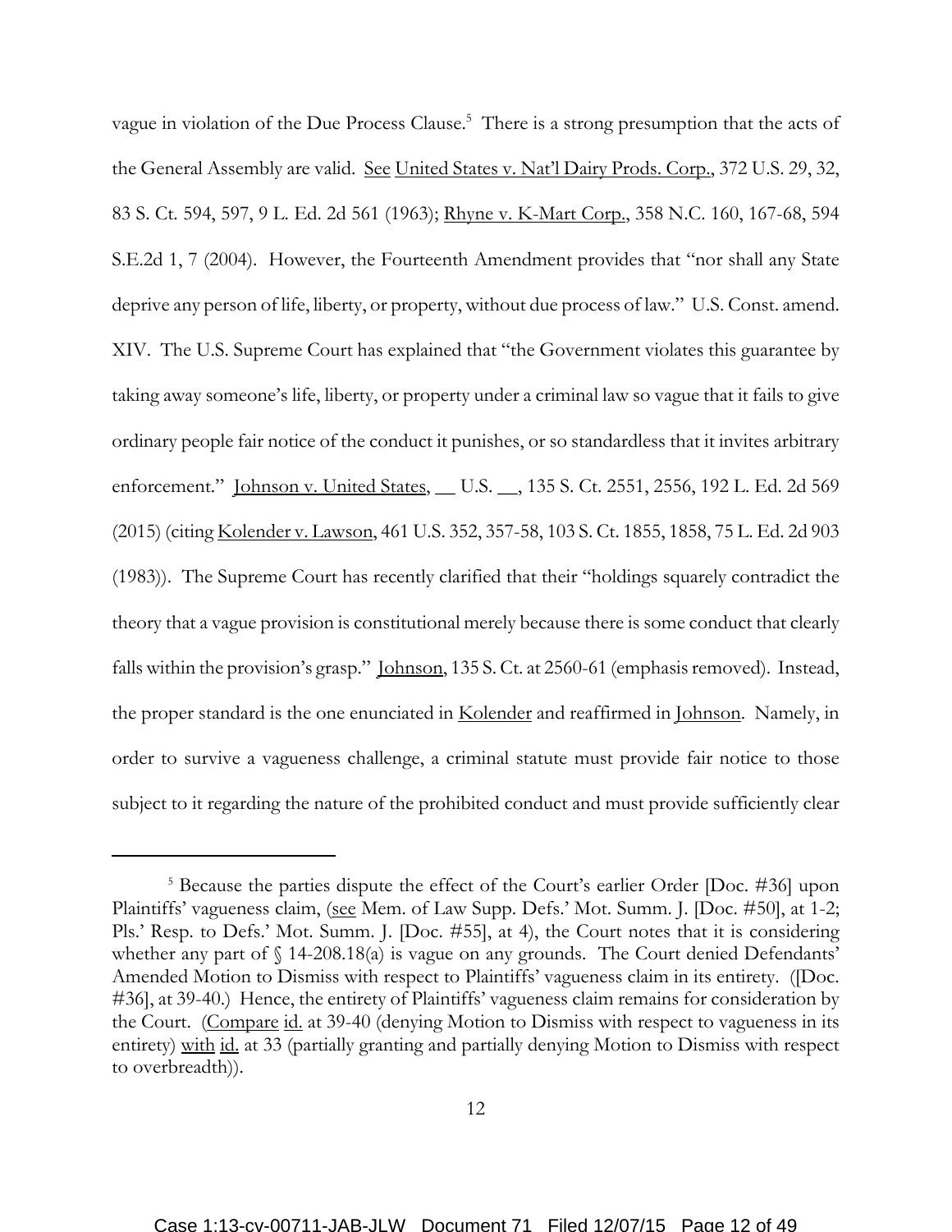vague in violation of the Due Process Clause.[5] There is a strong presumption that the acts of the General Assembly are valid. See United States v. Nat'l Dairy Prods. Corp., 372 U.S. 29, 32, 83 S. Ct. 594, 597, 9 L. Ed. 2d 561 (1963); Rhyne v. K-Mart Corp., 358 N.C. 160, 167-68, 594 S.E.2d 1, 7 (2004). However, the Fourteenth Amendment provides that "nor shall any State deprive any person of life, liberty, or property, without due process of law." U.S. Const. amend. XIV. The U.S. Supreme Court has explained that "the Government violates this guarantee by taking away someone's life, liberty, or property under a criminal law so vague that it fails to give ordinary people fair notice of the conduct it punishes, or so standardless that it invites arbitrary enforcement." Johnson v. United States, __ U.S. __, 135 S. Ct. 2551, 2556, 192 L. Ed. 2d 569 (2015) (citing Kolender v. Lawson, 461 U.S. 352, 357-58, 103 S. Ct. 1855, 1858, 75 L. Ed. 2d 903 (1983)). The Supreme Court has recently clarified that their "holdings squarely contradict the theory that a vague provision is constitutional merely because there is some conduct that clearly falls within the provision's grasp." Johnson, 135 S. Ct. at 2560-61 (emphasis removed). Instead, the proper standard is the one enunciated in Kolender and reaffirmed in Johnson. Namely, in order to survive a vagueness challenge, a criminal statute must provide fair notice to those subject to it regarding the nature of the prohibited conduct and must provide sufficiently clear

[5] Because the parties dispute the effect of the Court's earlier Order [Doc. #36] upon Plaintiffs' vagueness claim, (see Mem. of Law Supp. Defs.' Mot. Summ. J. [Doc. #50], at 1-2; Pls.' Resp. to Defs.' Mot. Summ. J. [Doc. #55], at 4), the Court notes that it is considering whether any part of § 14-208.18(a) is vague on any grounds. The Court denied Defendants' Amended Motion to Dismiss with respect to Plaintiffs' vagueness claim in its entirety. ([Doc. #36], at 39-40.) Hence, the entirety of Plaintiffs' vagueness claim remains for consideration by the Court. (Compare id. at 39-40 (denying Motion to Dismiss with respect to vagueness in its entirety) with id. at 33 (partially granting and partially denying Motion to Dismiss with respect to overbreadth)).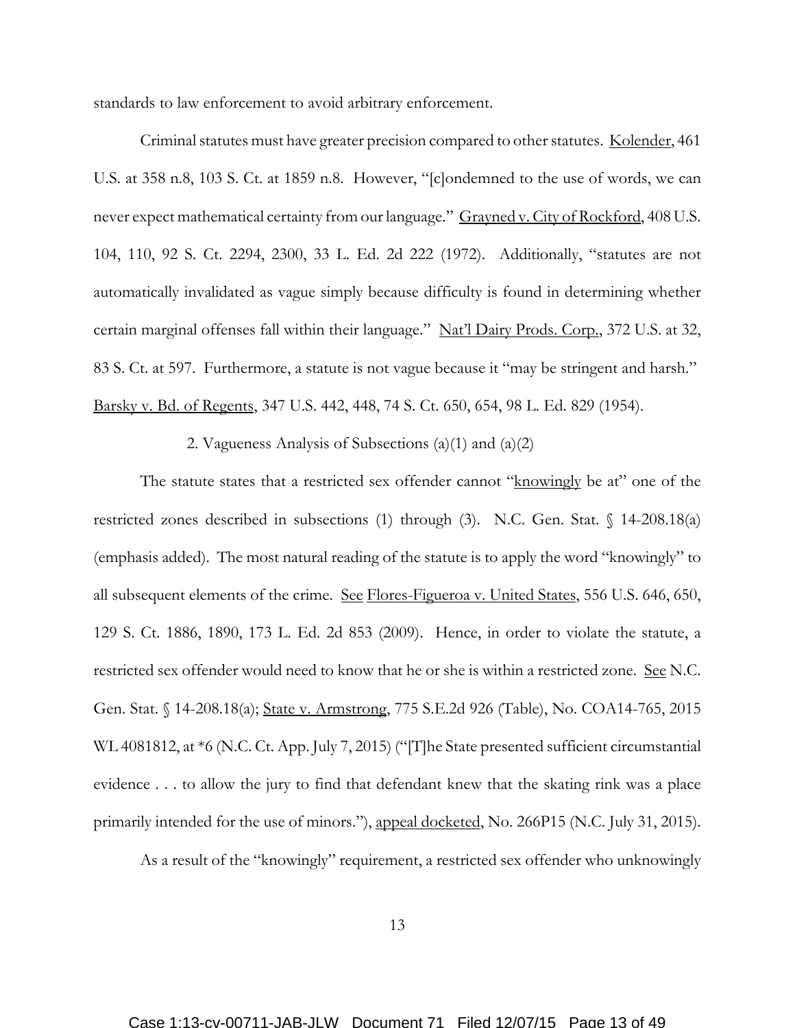standards to law enforcement to avoid arbitrary enforcement.

Criminal statutes must have greater precision compared to other statutes. Kolender, 461 U.S. at 358 n.8, 103 S. Ct. at 1859 n.8. However, "[c]ondemned to the use of words, we can never expect mathematical certainty from our language." Grayned v. City of Rockford, 408 U.S. 104, 110, 92 S. Ct. 2294, 2300, 33 L. Ed. 2d 222 (1972). Additionally, "statutes are not automatically invalidated as vague simply because difficulty is found in determining whether certain marginal offenses fall within their language." Nat'l Dairy Prods. Corp., 372 U.S. at 32, 83 S. Ct. at 597. Furthermore, a statute is not vague because it "may be stringent and harsh." Barsky v. Bd. of Regents, 347 U.S. 442, 448, 74 S. Ct. 650, 654, 98 L. Ed. 829 (1954).

2. Vagueness Analysis of Subsections (a)(1) and (a)(2)

The statute states that a restricted sex offender cannot "knowingly be at" one of the restricted zones described in subsections (1) through (3). N.C. Gen. Stat. § 14-208.18(a) (emphasis added). The most natural reading of the statute is to apply the word "knowingly" to all subsequent elements of the crime. See Flores-Figueroa v. United States, 556 U.S. 646, 650, 129 S. Ct. 1886, 1890, 173 L. Ed. 2d 853 (2009). Hence, in order to violate the statute, a restricted sex offender would need to know that he or she is within a restricted zone. See N.C. Gen. Stat. § 14-208.18(a); State v. Armstrong, 775 S.E.2d 926 (Table), No. COA14-765, 2015 WL 4081812, at *6 (N.C. Ct. App. July 7, 2015) ("[T]he State presented sufficient circumstantial evidence . . . to allow the jury to find that defendant knew that the skating rink was a place primarily intended for the use of minors."), appeal docketed, No. 266P15 (N.C. July 31, 2015).

As a result of the "knowingly" requirement, a restricted sex offender who unknowingly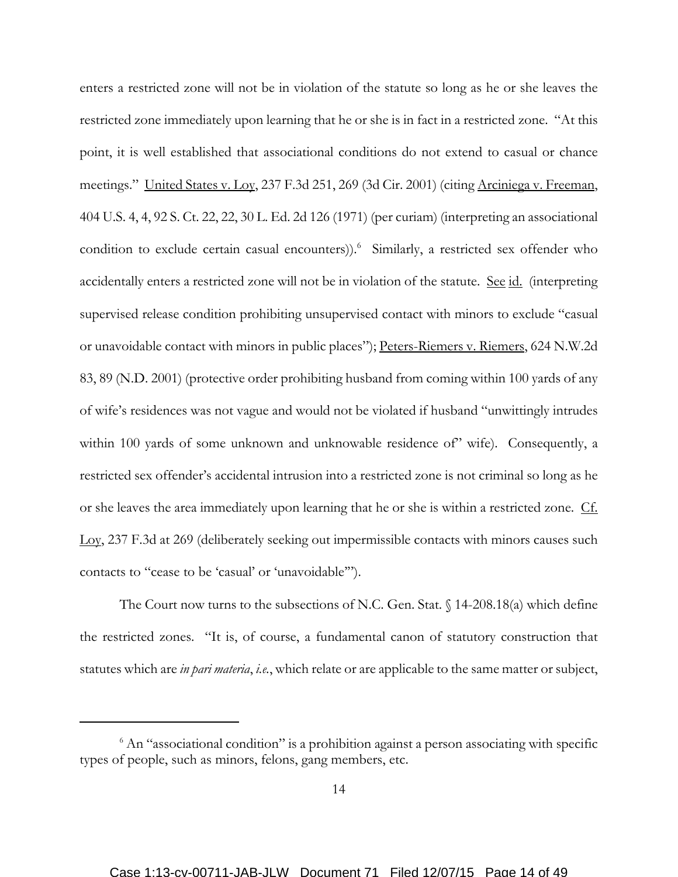enters a restricted zone will not be in violation of the statute so long as he or she leaves the restricted zone immediately upon learning that he or she is in fact in a restricted zone. "At this point, it is well established that associational conditions do not extend to casual or chance meetings." United States v. Loy, 237 F.3d 251, 269 (3d Cir. 2001) (citing Arciniega v. Freeman, 404 U.S. 4, 4, 92 S. Ct. 22, 22, 30 L. Ed. 2d 126 (1971) (per curiam) (interpreting an associational condition to exclude certain casual encounters)).[6] Similarly, a restricted sex offender who accidentally enters a restricted zone will not be in violation of the statute. See id. (interpreting supervised release condition prohibiting unsupervised contact with minors to exclude "casual or unavoidable contact with minors in public places"); Peters-Riemers v. Riemers, 624 N.W.2d 83, 89 (N.D. 2001) (protective order prohibiting husband from coming within 100 yards of any of wife's residences was not vague and would not be violated if husband "unwittingly intrudes within 100 yards of some unknown and unknowable residence of" wife). Consequently, a restricted sex offender's accidental intrusion into a restricted zone is not criminal so long as he or she leaves the area immediately upon learning that he or she is within a restricted zone. Cf. Loy, 237 F.3d at 269 (deliberately seeking out impermissible contacts with minors causes such contacts to "cease to be 'casual' or 'unavoidable'").

The Court now turns to the subsections of N.C. Gen. Stat. § 14-208.18(a) which define the restricted zones. "It is, of course, a fundamental canon of statutory construction that statutes which are *in pari materia*, *i.e.*, which relate or are applicable to the same matter or subject,

---

[6] An "associational condition" is a prohibition against a person associating with specific types of people, such as minors, felons, gang members, etc.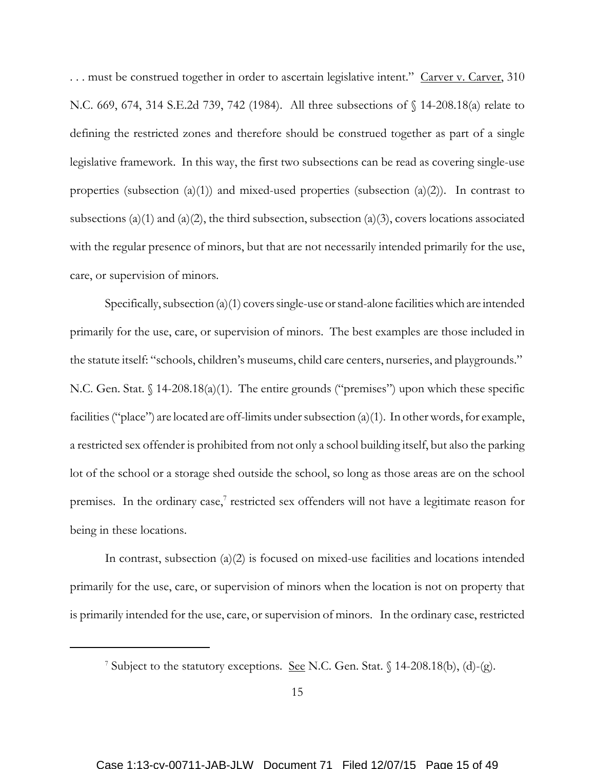. . . must be construed together in order to ascertain legislative intent." Carver v. Carver, 310 N.C. 669, 674, 314 S.E.2d 739, 742 (1984). All three subsections of § 14-208.18(a) relate to defining the restricted zones and therefore should be construed together as part of a single legislative framework. In this way, the first two subsections can be read as covering single-use properties (subsection (a)(1)) and mixed-used properties (subsection (a)(2)). In contrast to subsections (a)(1) and (a)(2), the third subsection, subsection (a)(3), covers locations associated with the regular presence of minors, but that are not necessarily intended primarily for the use, care, or supervision of minors.

Specifically, subsection (a)(1) covers single-use or stand-alone facilities which are intended primarily for the use, care, or supervision of minors. The best examples are those included in the statute itself: "schools, children's museums, child care centers, nurseries, and playgrounds." N.C. Gen. Stat. § 14-208.18(a)(1). The entire grounds ("premises") upon which these specific facilities ("place") are located are off-limits under subsection (a)(1). In other words, for example, a restricted sex offender is prohibited from not only a school building itself, but also the parking lot of the school or a storage shed outside the school, so long as those areas are on the school premises. In the ordinary case,[7] restricted sex offenders will not have a legitimate reason for being in these locations.

In contrast, subsection (a)(2) is focused on mixed-use facilities and locations intended primarily for the use, care, or supervision of minors when the location is not on property that is primarily intended for the use, care, or supervision of minors. In the ordinary case, restricted

[7] Subject to the statutory exceptions. See N.C. Gen. Stat. § 14-208.18(b), (d)-(g).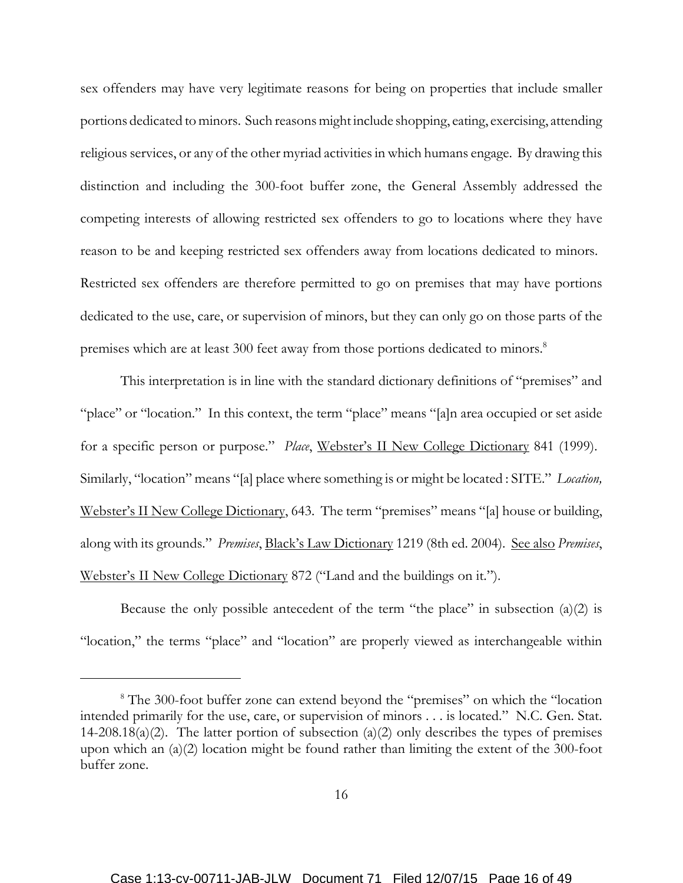sex offenders may have very legitimate reasons for being on properties that include smaller portions dedicated to minors. Such reasons might include shopping, eating, exercising, attending religious services, or any of the other myriad activities in which humans engage. By drawing this distinction and including the 300-foot buffer zone, the General Assembly addressed the competing interests of allowing restricted sex offenders to go to locations where they have reason to be and keeping restricted sex offenders away from locations dedicated to minors. Restricted sex offenders are therefore permitted to go on premises that may have portions dedicated to the use, care, or supervision of minors, but they can only go on those parts of the premises which are at least 300 feet away from those portions dedicated to minors.[8]

This interpretation is in line with the standard dictionary definitions of "premises" and "place" or "location." In this context, the term "place" means "[a]n area occupied or set aside for a specific person or purpose." *Place*, Webster's II New College Dictionary 841 (1999). Similarly, "location" means "[a] place where something is or might be located : SITE." *Location,* Webster's II New College Dictionary, 643. The term "premises" means "[a] house or building, along with its grounds." *Premises*, Black's Law Dictionary 1219 (8th ed. 2004). See also *Premises*, Webster's II New College Dictionary 872 ("Land and the buildings on it.").

Because the only possible antecedent of the term "the place" in subsection (a)(2) is "location," the terms "place" and "location" are properly viewed as interchangeable within

[8] The 300-foot buffer zone can extend beyond the "premises" on which the "location intended primarily for the use, care, or supervision of minors . . . is located." N.C. Gen. Stat. 14-208.18(a)(2). The latter portion of subsection (a)(2) only describes the types of premises upon which an (a)(2) location might be found rather than limiting the extent of the 300-foot buffer zone.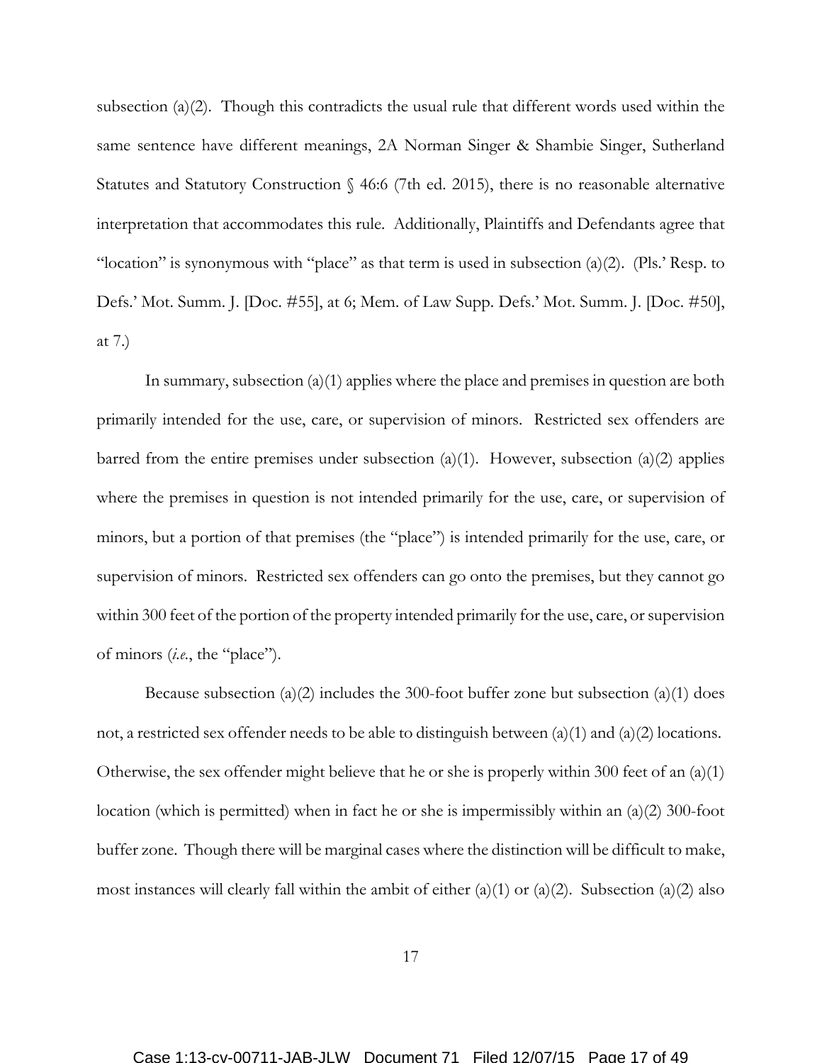subsection (a)(2). Though this contradicts the usual rule that different words used within the same sentence have different meanings, 2A Norman Singer & Shambie Singer, Sutherland Statutes and Statutory Construction § 46:6 (7th ed. 2015), there is no reasonable alternative interpretation that accommodates this rule. Additionally, Plaintiffs and Defendants agree that "location" is synonymous with "place" as that term is used in subsection (a)(2). (Pls.' Resp. to Defs.' Mot. Summ. J. [Doc. #55], at 6; Mem. of Law Supp. Defs.' Mot. Summ. J. [Doc. #50], at 7.)

In summary, subsection (a)(1) applies where the place and premises in question are both primarily intended for the use, care, or supervision of minors. Restricted sex offenders are barred from the entire premises under subsection (a)(1). However, subsection (a)(2) applies where the premises in question is not intended primarily for the use, care, or supervision of minors, but a portion of that premises (the "place") is intended primarily for the use, care, or supervision of minors. Restricted sex offenders can go onto the premises, but they cannot go within 300 feet of the portion of the property intended primarily for the use, care, or supervision of minors (*i.e.*, the "place").

Because subsection (a)(2) includes the 300-foot buffer zone but subsection (a)(1) does not, a restricted sex offender needs to be able to distinguish between (a)(1) and (a)(2) locations. Otherwise, the sex offender might believe that he or she is properly within 300 feet of an (a)(1) location (which is permitted) when in fact he or she is impermissibly within an (a)(2) 300-foot buffer zone. Though there will be marginal cases where the distinction will be difficult to make, most instances will clearly fall within the ambit of either (a)(1) or (a)(2). Subsection (a)(2) also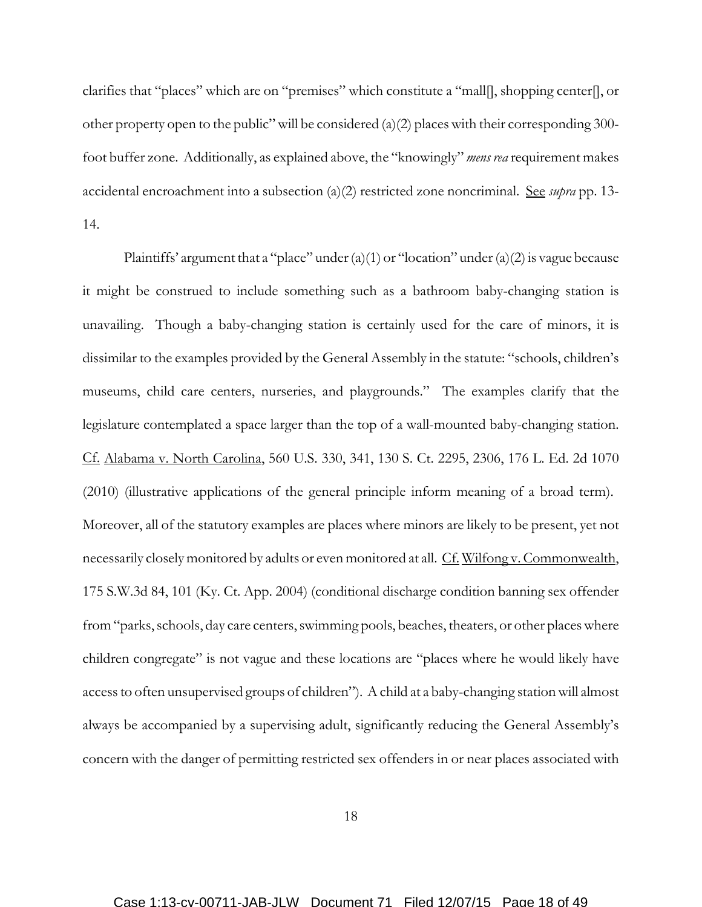clarifies that "places" which are on "premises" which constitute a "mall[], shopping center[], or other property open to the public" will be considered (a)(2) places with their corresponding 300-foot buffer zone. Additionally, as explained above, the "knowingly" *mens rea* requirement makes accidental encroachment into a subsection (a)(2) restricted zone noncriminal. See *supra* pp. 13-14.

Plaintiffs' argument that a "place" under (a)(1) or "location" under (a)(2) is vague because it might be construed to include something such as a bathroom baby-changing station is unavailing. Though a baby-changing station is certainly used for the care of minors, it is dissimilar to the examples provided by the General Assembly in the statute: "schools, children's museums, child care centers, nurseries, and playgrounds." The examples clarify that the legislature contemplated a space larger than the top of a wall-mounted baby-changing station. Cf. Alabama v. North Carolina, 560 U.S. 330, 341, 130 S. Ct. 2295, 2306, 176 L. Ed. 2d 1070 (2010) (illustrative applications of the general principle inform meaning of a broad term). Moreover, all of the statutory examples are places where minors are likely to be present, yet not necessarily closely monitored by adults or even monitored at all. Cf. Wilfong v. Commonwealth, 175 S.W.3d 84, 101 (Ky. Ct. App. 2004) (conditional discharge condition banning sex offender from "parks, schools, day care centers, swimming pools, beaches, theaters, or other places where children congregate" is not vague and these locations are "places where he would likely have access to often unsupervised groups of children"). A child at a baby-changing station will almost always be accompanied by a supervising adult, significantly reducing the General Assembly's concern with the danger of permitting restricted sex offenders in or near places associated with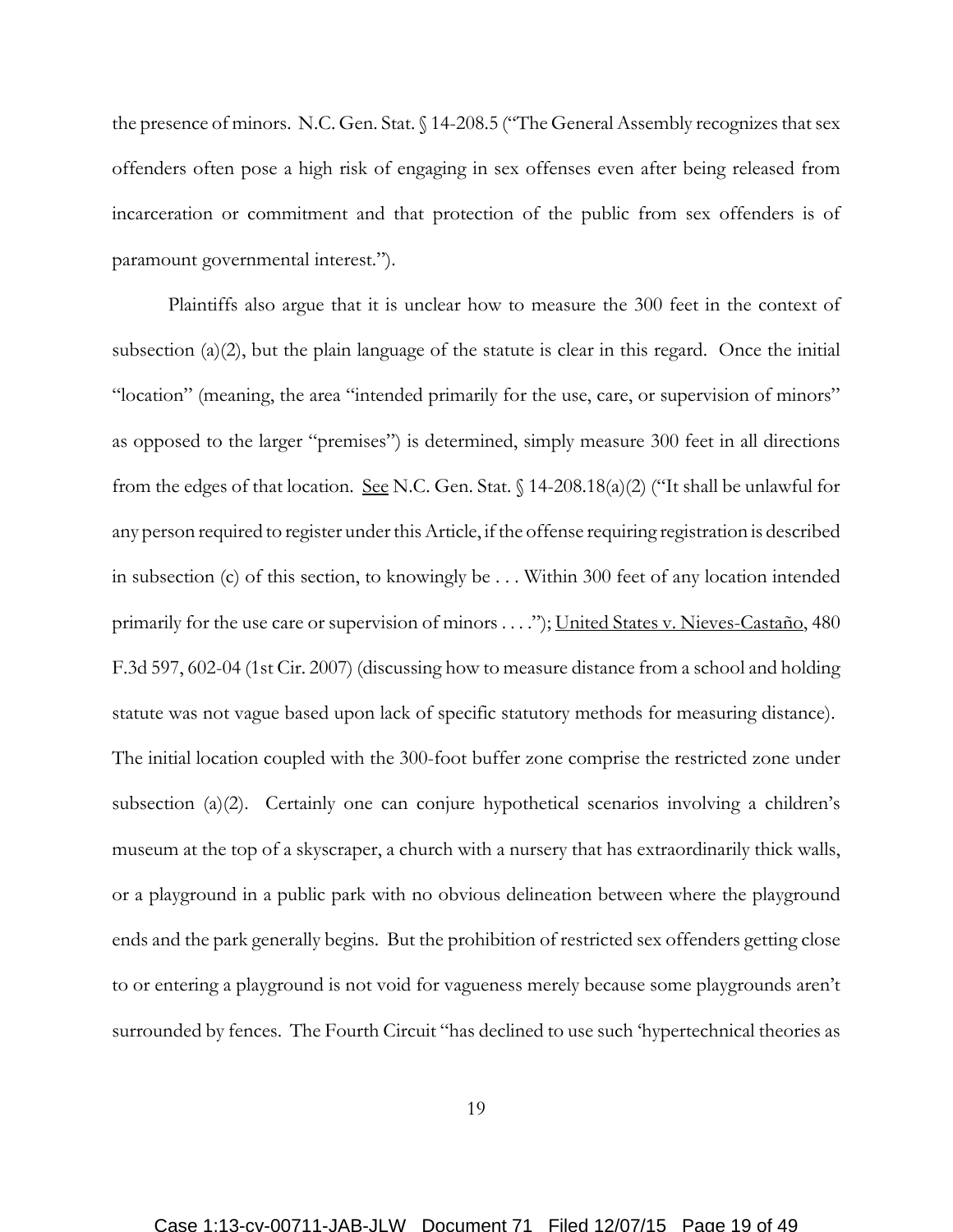the presence of minors. N.C. Gen. Stat. § 14-208.5 ("The General Assembly recognizes that sex offenders often pose a high risk of engaging in sex offenses even after being released from incarceration or commitment and that protection of the public from sex offenders is of paramount governmental interest.").

Plaintiffs also argue that it is unclear how to measure the 300 feet in the context of subsection (a)(2), but the plain language of the statute is clear in this regard. Once the initial "location" (meaning, the area "intended primarily for the use, care, or supervision of minors" as opposed to the larger "premises") is determined, simply measure 300 feet in all directions from the edges of that location. See N.C. Gen. Stat. § 14-208.18(a)(2) ("It shall be unlawful for any person required to register under this Article, if the offense requiring registration is described in subsection (c) of this section, to knowingly be . . . Within 300 feet of any location intended primarily for the use care or supervision of minors . . . ."); United States v. Nieves-Castaño, 480 F.3d 597, 602-04 (1st Cir. 2007) (discussing how to measure distance from a school and holding statute was not vague based upon lack of specific statutory methods for measuring distance). The initial location coupled with the 300-foot buffer zone comprise the restricted zone under subsection (a)(2). Certainly one can conjure hypothetical scenarios involving a children's museum at the top of a skyscraper, a church with a nursery that has extraordinarily thick walls, or a playground in a public park with no obvious delineation between where the playground ends and the park generally begins. But the prohibition of restricted sex offenders getting close to or entering a playground is not void for vagueness merely because some playgrounds aren't surrounded by fences. The Fourth Circuit "has declined to use such 'hypertechnical theories as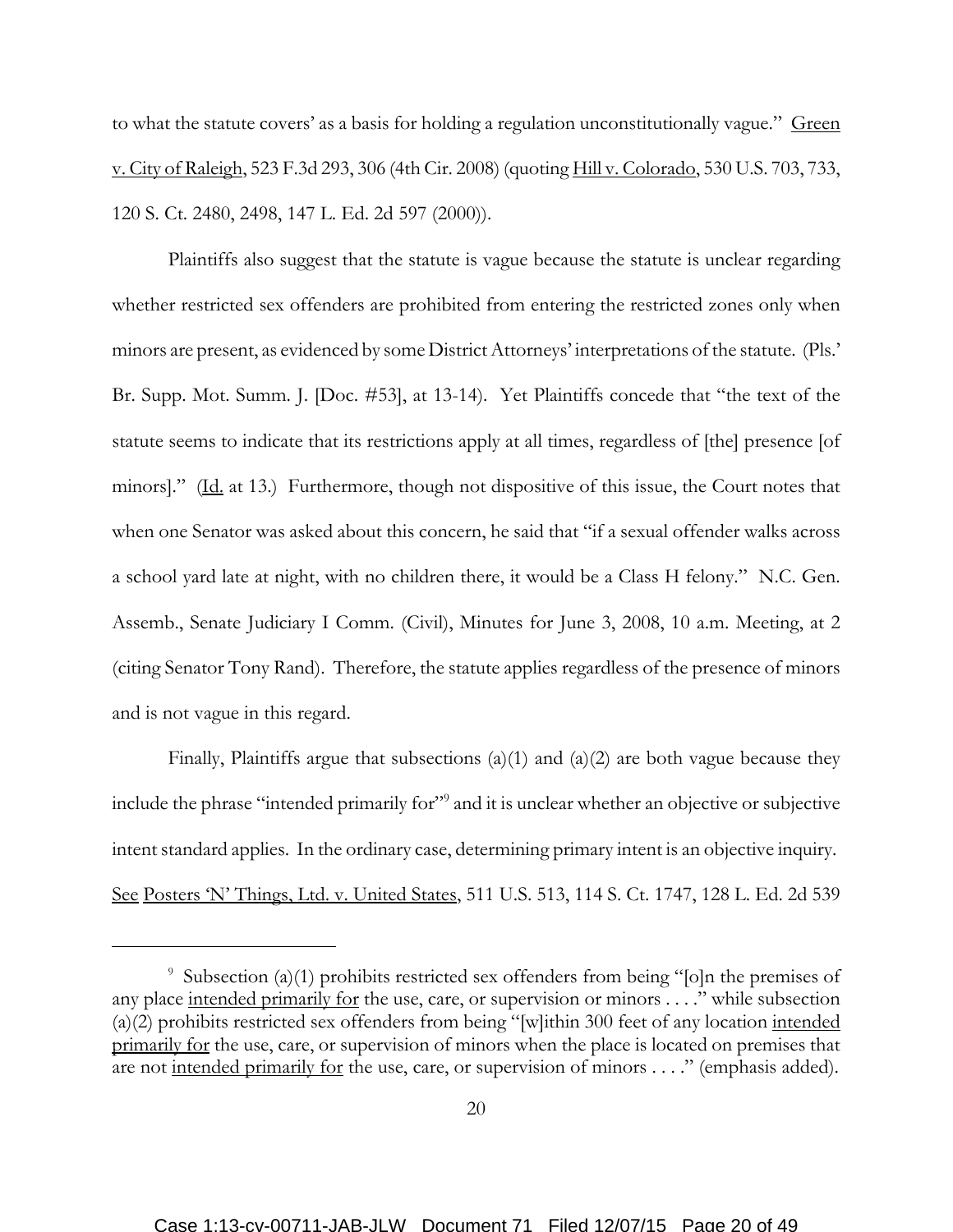to what the statute covers' as a basis for holding a regulation unconstitutionally vague." Green v. City of Raleigh, 523 F.3d 293, 306 (4th Cir. 2008) (quoting Hill v. Colorado, 530 U.S. 703, 733, 120 S. Ct. 2480, 2498, 147 L. Ed. 2d 597 (2000)).

Plaintiffs also suggest that the statute is vague because the statute is unclear regarding whether restricted sex offenders are prohibited from entering the restricted zones only when minors are present, as evidenced by some District Attorneys' interpretations of the statute. (Pls.' Br. Supp. Mot. Summ. J. [Doc. #53], at 13-14). Yet Plaintiffs concede that "the text of the statute seems to indicate that its restrictions apply at all times, regardless of [the] presence [of minors]." (Id. at 13.) Furthermore, though not dispositive of this issue, the Court notes that when one Senator was asked about this concern, he said that "if a sexual offender walks across a school yard late at night, with no children there, it would be a Class H felony." N.C. Gen. Assemb., Senate Judiciary I Comm. (Civil), Minutes for June 3, 2008, 10 a.m. Meeting, at 2 (citing Senator Tony Rand). Therefore, the statute applies regardless of the presence of minors and is not vague in this regard.

Finally, Plaintiffs argue that subsections (a)(1) and (a)(2) are both vague because they include the phrase "intended primarily for"[9] and it is unclear whether an objective or subjective intent standard applies. In the ordinary case, determining primary intent is an objective inquiry. See Posters 'N' Things, Ltd. v. United States, 511 U.S. 513, 114 S. Ct. 1747, 128 L. Ed. 2d 539

---

[9] Subsection (a)(1) prohibits restricted sex offenders from being "[o]n the premises of any place intended primarily for the use, care, or supervision or minors . . . ." while subsection (a)(2) prohibits restricted sex offenders from being "[w]ithin 300 feet of any location intended primarily for the use, care, or supervision of minors when the place is located on premises that are not intended primarily for the use, care, or supervision of minors . . . ." (emphasis added).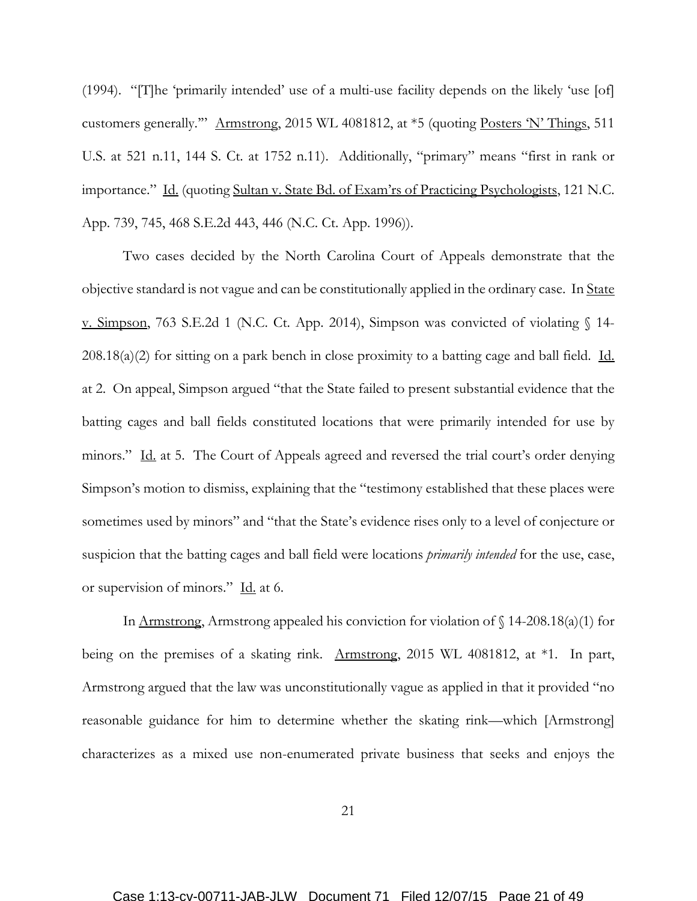(1994). "[T]he 'primarily intended' use of a multi-use facility depends on the likely 'use [of] customers generally.'" Armstrong, 2015 WL 4081812, at *5 (quoting Posters 'N' Things, 511 U.S. at 521 n.11, 144 S. Ct. at 1752 n.11). Additionally, "primary" means "first in rank or importance." Id. (quoting Sultan v. State Bd. of Exam'rs of Practicing Psychologists, 121 N.C. App. 739, 745, 468 S.E.2d 443, 446 (N.C. Ct. App. 1996)).

Two cases decided by the North Carolina Court of Appeals demonstrate that the objective standard is not vague and can be constitutionally applied in the ordinary case. In State v. Simpson, 763 S.E.2d 1 (N.C. Ct. App. 2014), Simpson was convicted of violating § 14-208.18(a)(2) for sitting on a park bench in close proximity to a batting cage and ball field. Id. at 2. On appeal, Simpson argued "that the State failed to present substantial evidence that the batting cages and ball fields constituted locations that were primarily intended for use by minors." Id. at 5. The Court of Appeals agreed and reversed the trial court's order denying Simpson's motion to dismiss, explaining that the "testimony established that these places were sometimes used by minors" and "that the State's evidence rises only to a level of conjecture or suspicion that the batting cages and ball field were locations *primarily intended* for the use, case, or supervision of minors." Id. at 6.

In Armstrong, Armstrong appealed his conviction for violation of § 14-208.18(a)(1) for being on the premises of a skating rink. Armstrong, 2015 WL 4081812, at *1. In part, Armstrong argued that the law was unconstitutionally vague as applied in that it provided "no reasonable guidance for him to determine whether the skating rink—which [Armstrong] characterizes as a mixed use non-enumerated private business that seeks and enjoys the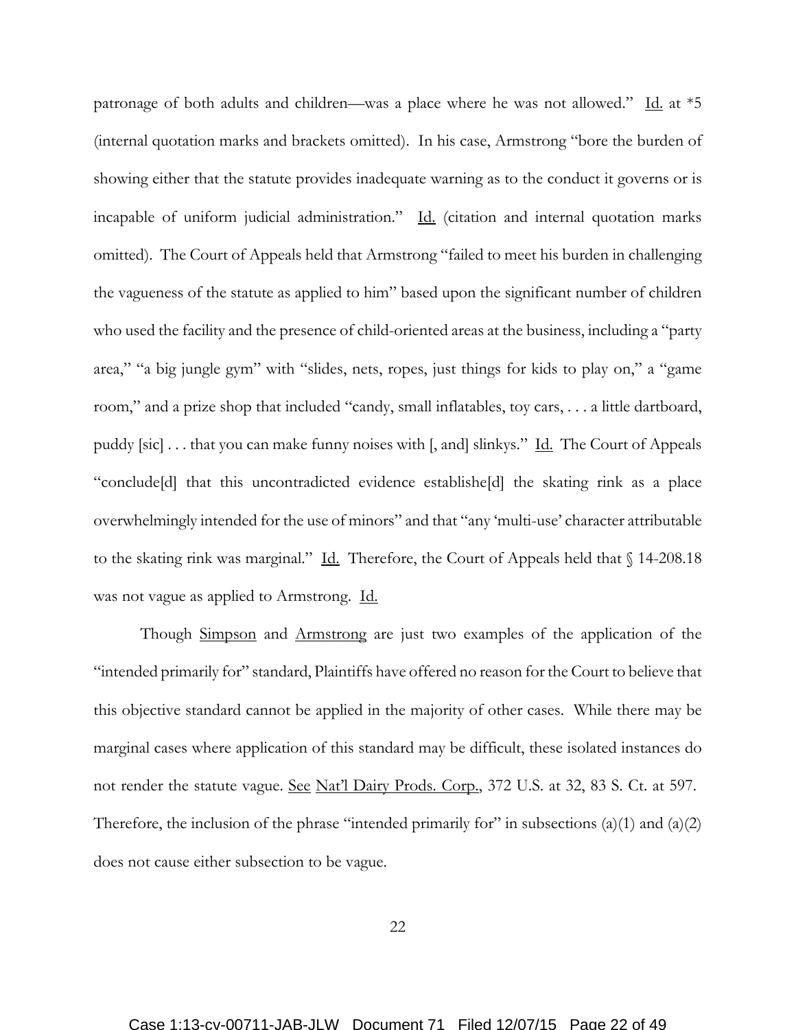patronage of both adults and children—was a place where he was not allowed." Id. at *5 (internal quotation marks and brackets omitted). In his case, Armstrong "bore the burden of showing either that the statute provides inadequate warning as to the conduct it governs or is incapable of uniform judicial administration." Id. (citation and internal quotation marks omitted). The Court of Appeals held that Armstrong "failed to meet his burden in challenging the vagueness of the statute as applied to him" based upon the significant number of children who used the facility and the presence of child-oriented areas at the business, including a "party area," "a big jungle gym" with "slides, nets, ropes, just things for kids to play on," a "game room," and a prize shop that included "candy, small inflatables, toy cars, . . . a little dartboard, puddy [sic] . . . that you can make funny noises with [, and] slinkys." Id. The Court of Appeals "conclude[d] that this uncontradicted evidence establishe[d] the skating rink as a place overwhelmingly intended for the use of minors" and that "any 'multi-use' character attributable to the skating rink was marginal." Id. Therefore, the Court of Appeals held that § 14-208.18 was not vague as applied to Armstrong. Id.

Though Simpson and Armstrong are just two examples of the application of the "intended primarily for" standard, Plaintiffs have offered no reason for the Court to believe that this objective standard cannot be applied in the majority of other cases. While there may be marginal cases where application of this standard may be difficult, these isolated instances do not render the statute vague. See Nat'l Dairy Prods. Corp., 372 U.S. at 32, 83 S. Ct. at 597. Therefore, the inclusion of the phrase "intended primarily for" in subsections (a)(1) and (a)(2) does not cause either subsection to be vague.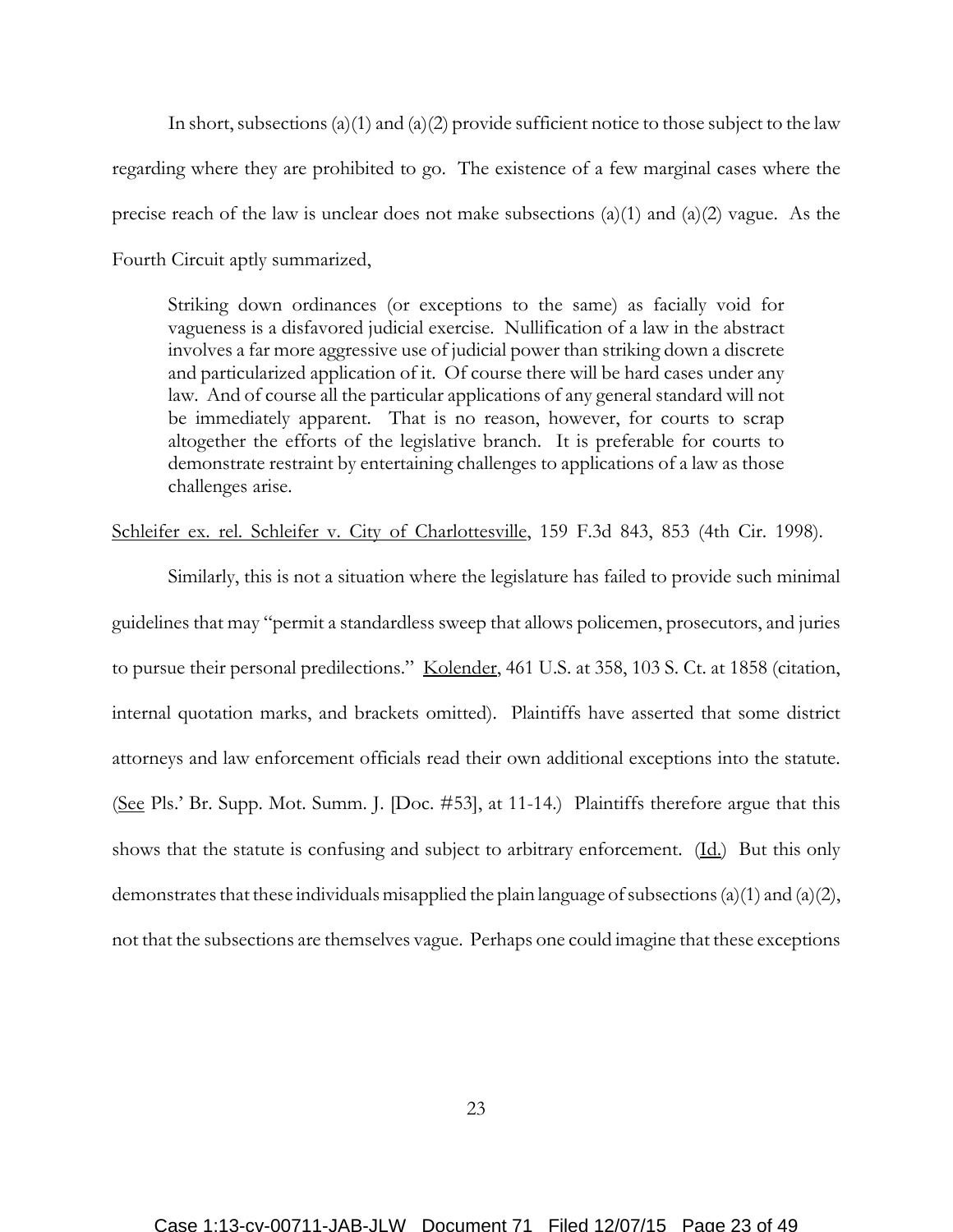In short, subsections (a)(1) and (a)(2) provide sufficient notice to those subject to the law regarding where they are prohibited to go. The existence of a few marginal cases where the precise reach of the law is unclear does not make subsections (a)(1) and (a)(2) vague. As the Fourth Circuit aptly summarized,

> Striking down ordinances (or exceptions to the same) as facially void for vagueness is a disfavored judicial exercise. Nullification of a law in the abstract involves a far more aggressive use of judicial power than striking down a discrete and particularized application of it. Of course there will be hard cases under any law. And of course all the particular applications of any general standard will not be immediately apparent. That is no reason, however, for courts to scrap altogether the efforts of the legislative branch. It is preferable for courts to demonstrate restraint by entertaining challenges to applications of a law as those challenges arise.

Schleifer ex. rel. Schleifer v. City of Charlottesville, 159 F.3d 843, 853 (4th Cir. 1998).

Similarly, this is not a situation where the legislature has failed to provide such minimal guidelines that may "permit a standardless sweep that allows policemen, prosecutors, and juries to pursue their personal predilections." Kolender, 461 U.S. at 358, 103 S. Ct. at 1858 (citation, internal quotation marks, and brackets omitted). Plaintiffs have asserted that some district attorneys and law enforcement officials read their own additional exceptions into the statute. (See Pls.' Br. Supp. Mot. Summ. J. [Doc. #53], at 11-14.) Plaintiffs therefore argue that this shows that the statute is confusing and subject to arbitrary enforcement. (Id.) But this only demonstrates that these individuals misapplied the plain language of subsections (a)(1) and (a)(2), not that the subsections are themselves vague. Perhaps one could imagine that these exceptions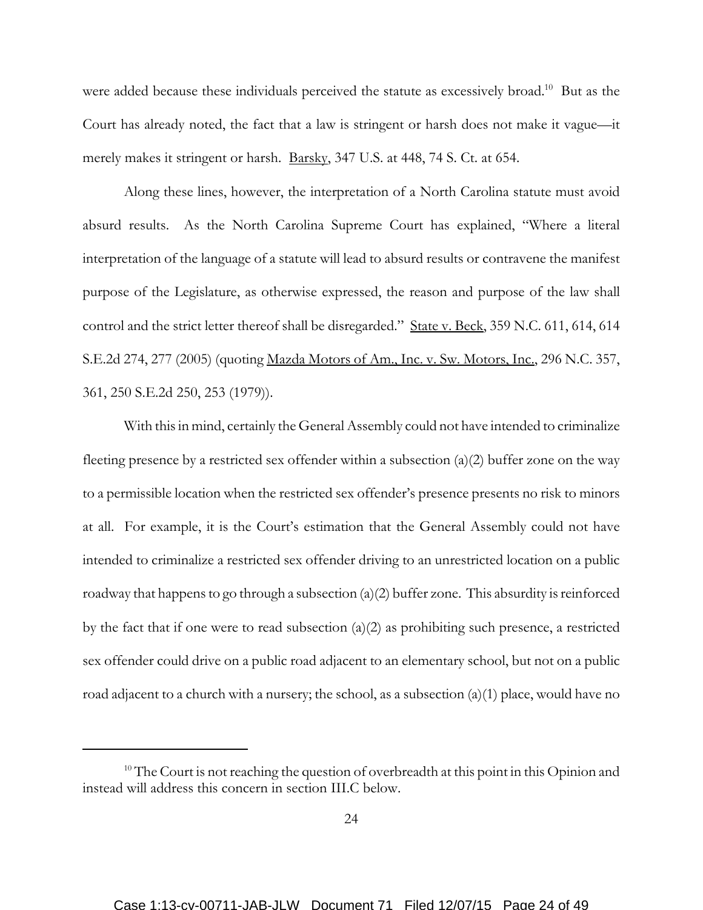were added because these individuals perceived the statute as excessively broad.[10] But as the Court has already noted, the fact that a law is stringent or harsh does not make it vague—it merely makes it stringent or harsh. Barsky, 347 U.S. at 448, 74 S. Ct. at 654.

Along these lines, however, the interpretation of a North Carolina statute must avoid absurd results. As the North Carolina Supreme Court has explained, "Where a literal interpretation of the language of a statute will lead to absurd results or contravene the manifest purpose of the Legislature, as otherwise expressed, the reason and purpose of the law shall control and the strict letter thereof shall be disregarded." State v. Beck, 359 N.C. 611, 614, 614 S.E.2d 274, 277 (2005) (quoting Mazda Motors of Am., Inc. v. Sw. Motors, Inc., 296 N.C. 357, 361, 250 S.E.2d 250, 253 (1979)).

With this in mind, certainly the General Assembly could not have intended to criminalize fleeting presence by a restricted sex offender within a subsection (a)(2) buffer zone on the way to a permissible location when the restricted sex offender's presence presents no risk to minors at all. For example, it is the Court's estimation that the General Assembly could not have intended to criminalize a restricted sex offender driving to an unrestricted location on a public roadway that happens to go through a subsection (a)(2) buffer zone. This absurdity is reinforced by the fact that if one were to read subsection (a)(2) as prohibiting such presence, a restricted sex offender could drive on a public road adjacent to an elementary school, but not on a public road adjacent to a church with a nursery; the school, as a subsection (a)(1) place, would have no

[10] The Court is not reaching the question of overbreadth at this point in this Opinion and instead will address this concern in section III.C below.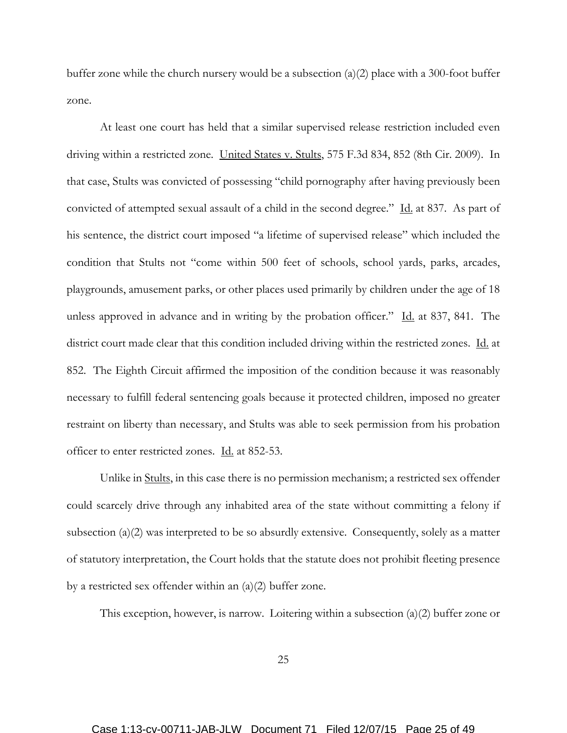buffer zone while the church nursery would be a subsection (a)(2) place with a 300-foot buffer zone.

At least one court has held that a similar supervised release restriction included even driving within a restricted zone. United States v. Stults, 575 F.3d 834, 852 (8th Cir. 2009). In that case, Stults was convicted of possessing "child pornography after having previously been convicted of attempted sexual assault of a child in the second degree." Id. at 837. As part of his sentence, the district court imposed "a lifetime of supervised release" which included the condition that Stults not "come within 500 feet of schools, school yards, parks, arcades, playgrounds, amusement parks, or other places used primarily by children under the age of 18 unless approved in advance and in writing by the probation officer." Id. at 837, 841. The district court made clear that this condition included driving within the restricted zones. Id. at 852. The Eighth Circuit affirmed the imposition of the condition because it was reasonably necessary to fulfill federal sentencing goals because it protected children, imposed no greater restraint on liberty than necessary, and Stults was able to seek permission from his probation officer to enter restricted zones. Id. at 852-53.

Unlike in Stults, in this case there is no permission mechanism; a restricted sex offender could scarcely drive through any inhabited area of the state without committing a felony if subsection (a)(2) was interpreted to be so absurdly extensive. Consequently, solely as a matter of statutory interpretation, the Court holds that the statute does not prohibit fleeting presence by a restricted sex offender within an (a)(2) buffer zone.

This exception, however, is narrow. Loitering within a subsection (a)(2) buffer zone or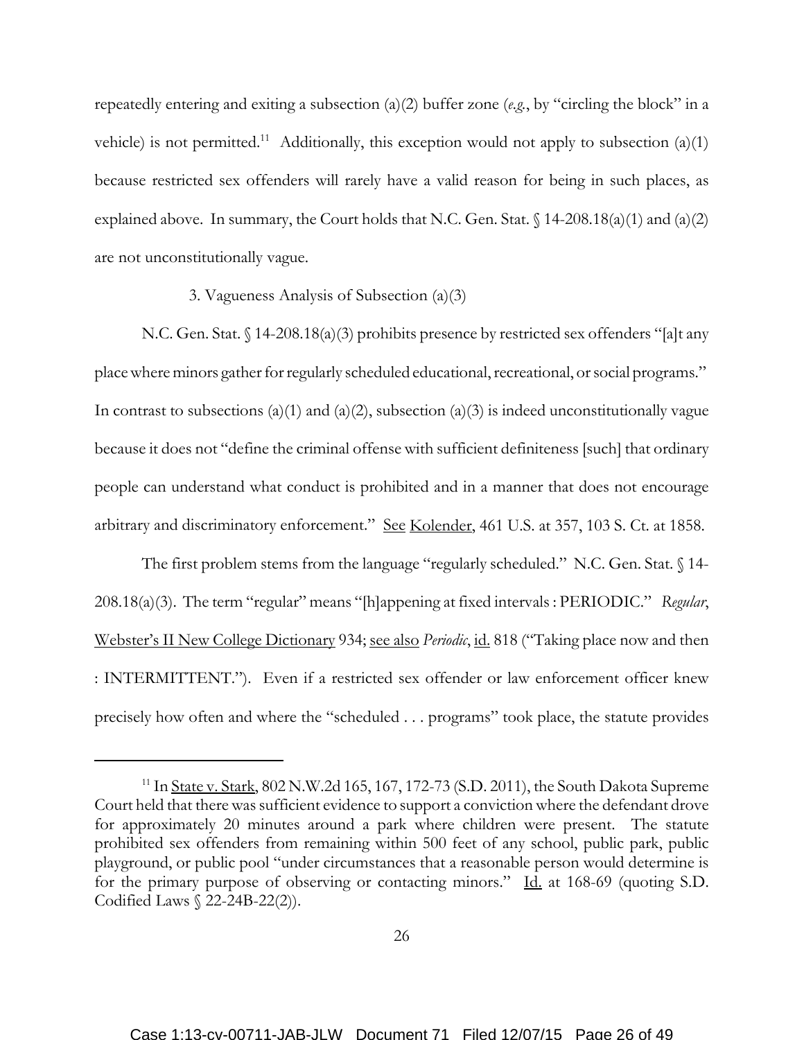repeatedly entering and exiting a subsection (a)(2) buffer zone (*e.g.*, by "circling the block" in a vehicle) is not permitted.[11] Additionally, this exception would not apply to subsection (a)(1) because restricted sex offenders will rarely have a valid reason for being in such places, as explained above. In summary, the Court holds that N.C. Gen. Stat. § 14-208.18(a)(1) and (a)(2) are not unconstitutionally vague.

3. Vagueness Analysis of Subsection (a)(3)

N.C. Gen. Stat. § 14-208.18(a)(3) prohibits presence by restricted sex offenders "[a]t any place where minors gather for regularly scheduled educational, recreational, or social programs." In contrast to subsections (a)(1) and (a)(2), subsection (a)(3) is indeed unconstitutionally vague because it does not "define the criminal offense with sufficient definiteness [such] that ordinary people can understand what conduct is prohibited and in a manner that does not encourage arbitrary and discriminatory enforcement." See Kolender, 461 U.S. at 357, 103 S. Ct. at 1858.

The first problem stems from the language "regularly scheduled." N.C. Gen. Stat. § 14-208.18(a)(3). The term "regular" means "[h]appening at fixed intervals : PERIODIC." *Regular*, Webster's II New College Dictionary 934; see also *Periodic*, id. 818 ("Taking place now and then : INTERMITTENT."). Even if a restricted sex offender or law enforcement officer knew precisely how often and where the "scheduled . . . programs" took place, the statute provides

---

[11] In State v. Stark, 802 N.W.2d 165, 167, 172-73 (S.D. 2011), the South Dakota Supreme Court held that there was sufficient evidence to support a conviction where the defendant drove for approximately 20 minutes around a park where children were present. The statute prohibited sex offenders from remaining within 500 feet of any school, public park, public playground, or public pool "under circumstances that a reasonable person would determine is for the primary purpose of observing or contacting minors." Id. at 168-69 (quoting S.D. Codified Laws § 22-24B-22(2)).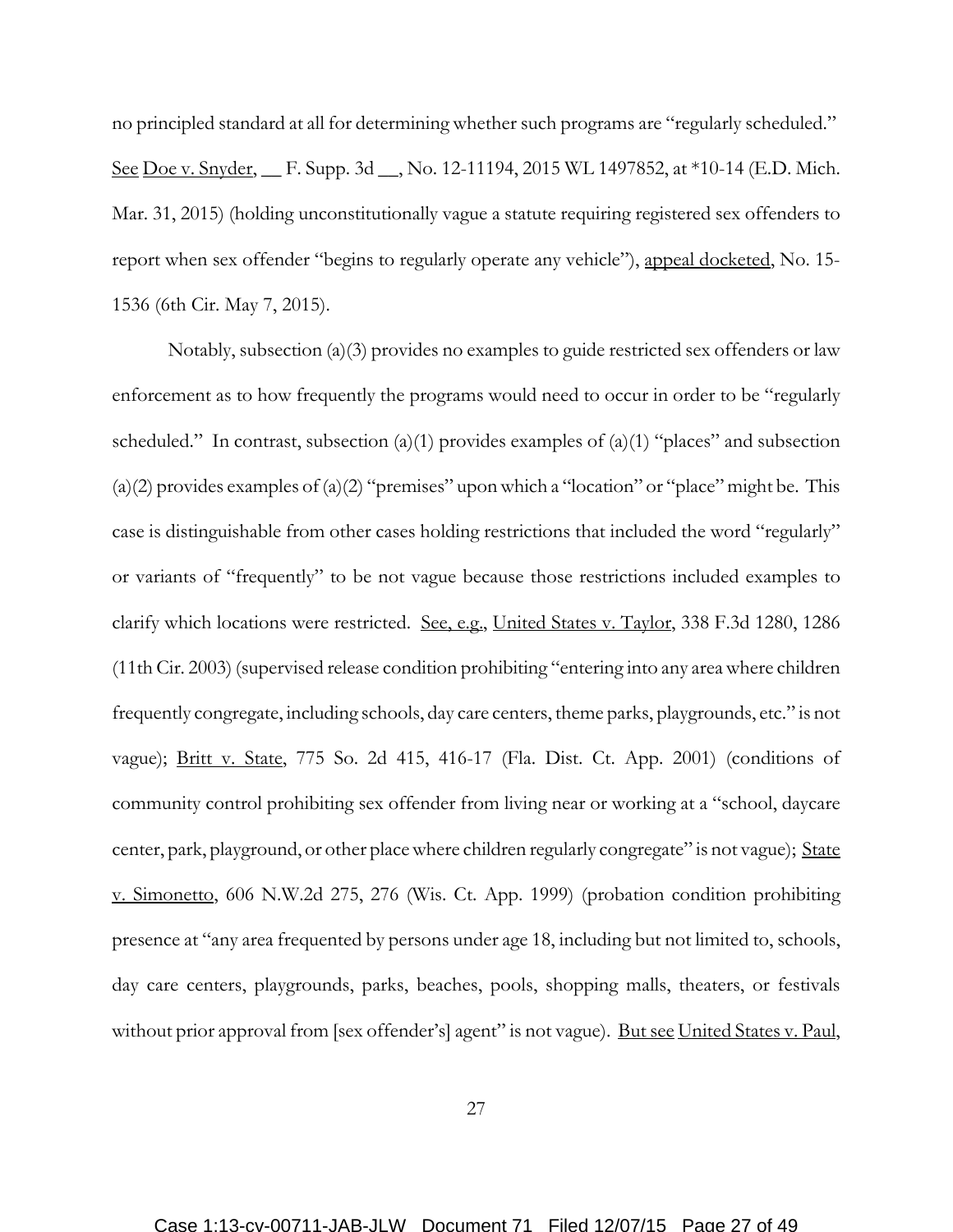no principled standard at all for determining whether such programs are "regularly scheduled." See Doe v. Snyder, __ F. Supp. 3d __, No. 12-11194, 2015 WL 1497852, at *10-14 (E.D. Mich. Mar. 31, 2015) (holding unconstitutionally vague a statute requiring registered sex offenders to report when sex offender "begins to regularly operate any vehicle"), appeal docketed, No. 15-1536 (6th Cir. May 7, 2015).

Notably, subsection (a)(3) provides no examples to guide restricted sex offenders or law enforcement as to how frequently the programs would need to occur in order to be "regularly scheduled." In contrast, subsection (a)(1) provides examples of (a)(1) "places" and subsection (a)(2) provides examples of (a)(2) "premises" upon which a "location" or "place" might be. This case is distinguishable from other cases holding restrictions that included the word "regularly" or variants of "frequently" to be not vague because those restrictions included examples to clarify which locations were restricted. See, e.g., United States v. Taylor, 338 F.3d 1280, 1286 (11th Cir. 2003) (supervised release condition prohibiting "entering into any area where children frequently congregate, including schools, day care centers, theme parks, playgrounds, etc." is not vague); Britt v. State, 775 So. 2d 415, 416-17 (Fla. Dist. Ct. App. 2001) (conditions of community control prohibiting sex offender from living near or working at a "school, daycare center, park, playground, or other place where children regularly congregate" is not vague); State v. Simonetto, 606 N.W.2d 275, 276 (Wis. Ct. App. 1999) (probation condition prohibiting presence at "any area frequented by persons under age 18, including but not limited to, schools, day care centers, playgrounds, parks, beaches, pools, shopping malls, theaters, or festivals without prior approval from [sex offender's] agent" is not vague). But see United States v. Paul,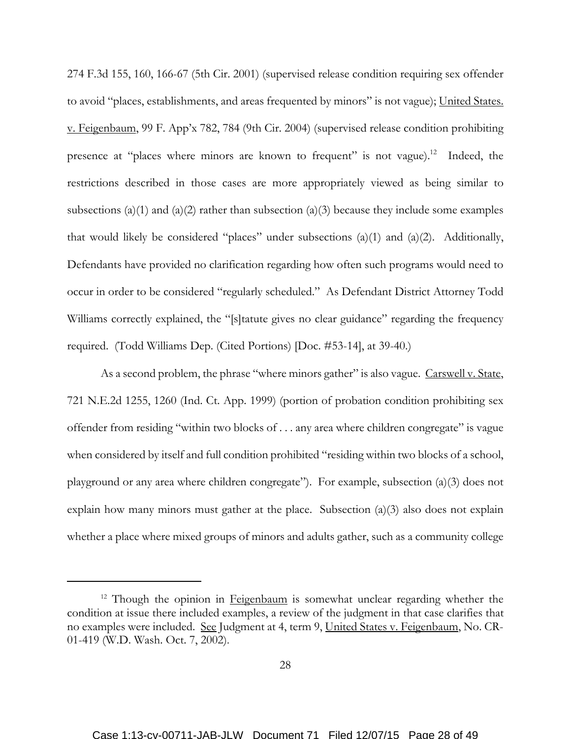274 F.3d 155, 160, 166-67 (5th Cir. 2001) (supervised release condition requiring sex offender to avoid "places, establishments, and areas frequented by minors" is not vague); United States. v. Feigenbaum, 99 F. App'x 782, 784 (9th Cir. 2004) (supervised release condition prohibiting presence at "places where minors are known to frequent" is not vague).[12] Indeed, the restrictions described in those cases are more appropriately viewed as being similar to subsections (a)(1) and (a)(2) rather than subsection (a)(3) because they include some examples that would likely be considered "places" under subsections (a)(1) and (a)(2). Additionally, Defendants have provided no clarification regarding how often such programs would need to occur in order to be considered "regularly scheduled." As Defendant District Attorney Todd Williams correctly explained, the "[s]tatute gives no clear guidance" regarding the frequency required. (Todd Williams Dep. (Cited Portions) [Doc. #53-14], at 39-40.)

As a second problem, the phrase "where minors gather" is also vague. Carswell v. State, 721 N.E.2d 1255, 1260 (Ind. Ct. App. 1999) (portion of probation condition prohibiting sex offender from residing "within two blocks of . . . any area where children congregate" is vague when considered by itself and full condition prohibited "residing within two blocks of a school, playground or any area where children congregate"). For example, subsection (a)(3) does not explain how many minors must gather at the place. Subsection (a)(3) also does not explain whether a place where mixed groups of minors and adults gather, such as a community college

[12] Though the opinion in Feigenbaum is somewhat unclear regarding whether the condition at issue there included examples, a review of the judgment in that case clarifies that no examples were included. See Judgment at 4, term 9, United States v. Feigenbaum, No. CR-01-419 (W.D. Wash. Oct. 7, 2002).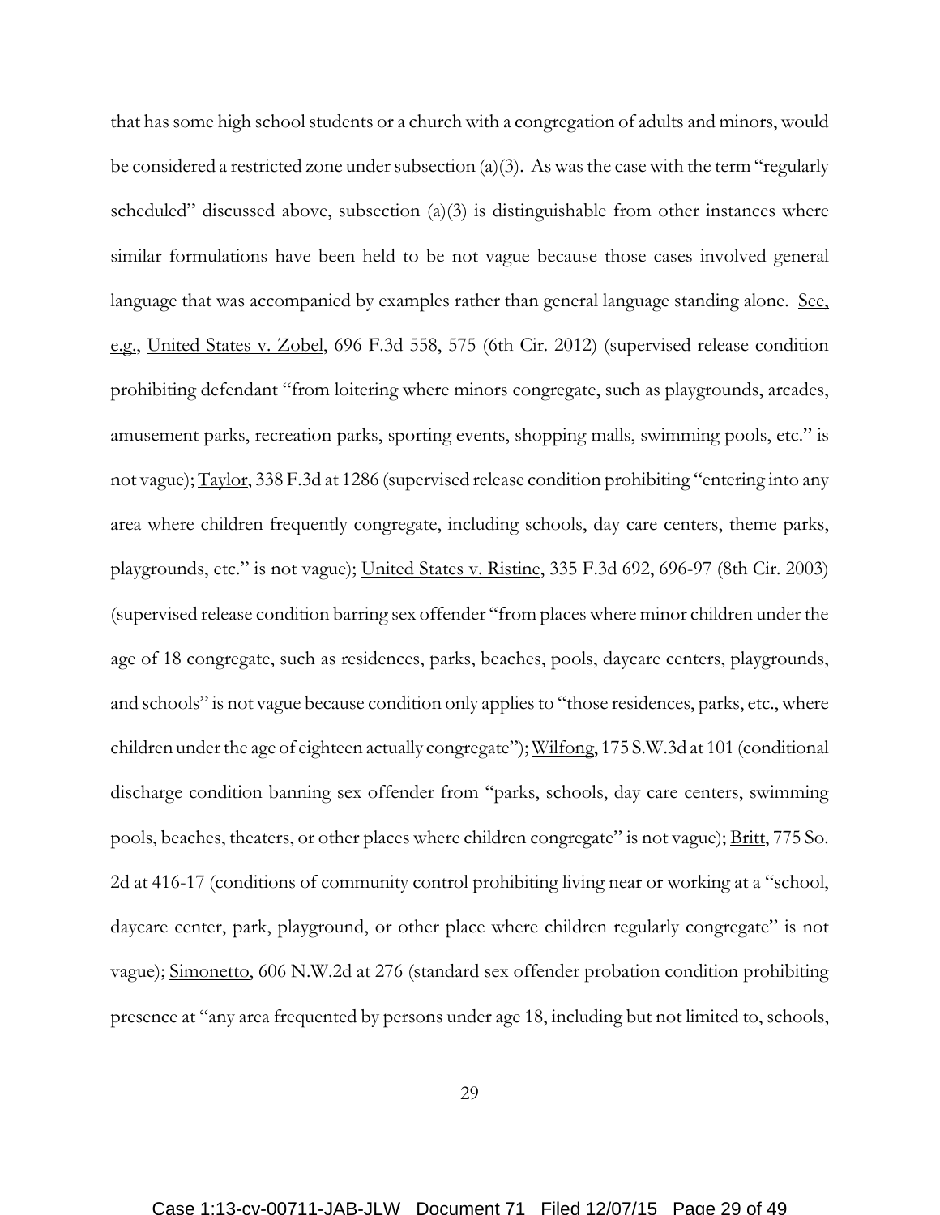that has some high school students or a church with a congregation of adults and minors, would be considered a restricted zone under subsection (a)(3). As was the case with the term "regularly scheduled" discussed above, subsection (a)(3) is distinguishable from other instances where similar formulations have been held to be not vague because those cases involved general language that was accompanied by examples rather than general language standing alone. See, e.g., United States v. Zobel, 696 F.3d 558, 575 (6th Cir. 2012) (supervised release condition prohibiting defendant "from loitering where minors congregate, such as playgrounds, arcades, amusement parks, recreation parks, sporting events, shopping malls, swimming pools, etc." is not vague); Taylor, 338 F.3d at 1286 (supervised release condition prohibiting "entering into any area where children frequently congregate, including schools, day care centers, theme parks, playgrounds, etc." is not vague); United States v. Ristine, 335 F.3d 692, 696-97 (8th Cir. 2003) (supervised release condition barring sex offender "from places where minor children under the age of 18 congregate, such as residences, parks, beaches, pools, daycare centers, playgrounds, and schools" is not vague because condition only applies to "those residences, parks, etc., where children under the age of eighteen actually congregate"); Wilfong, 175 S.W.3d at 101 (conditional discharge condition banning sex offender from "parks, schools, day care centers, swimming pools, beaches, theaters, or other places where children congregate" is not vague); Britt, 775 So. 2d at 416-17 (conditions of community control prohibiting living near or working at a "school, daycare center, park, playground, or other place where children regularly congregate" is not vague); Simonetto, 606 N.W.2d at 276 (standard sex offender probation condition prohibiting presence at "any area frequented by persons under age 18, including but not limited to, schools,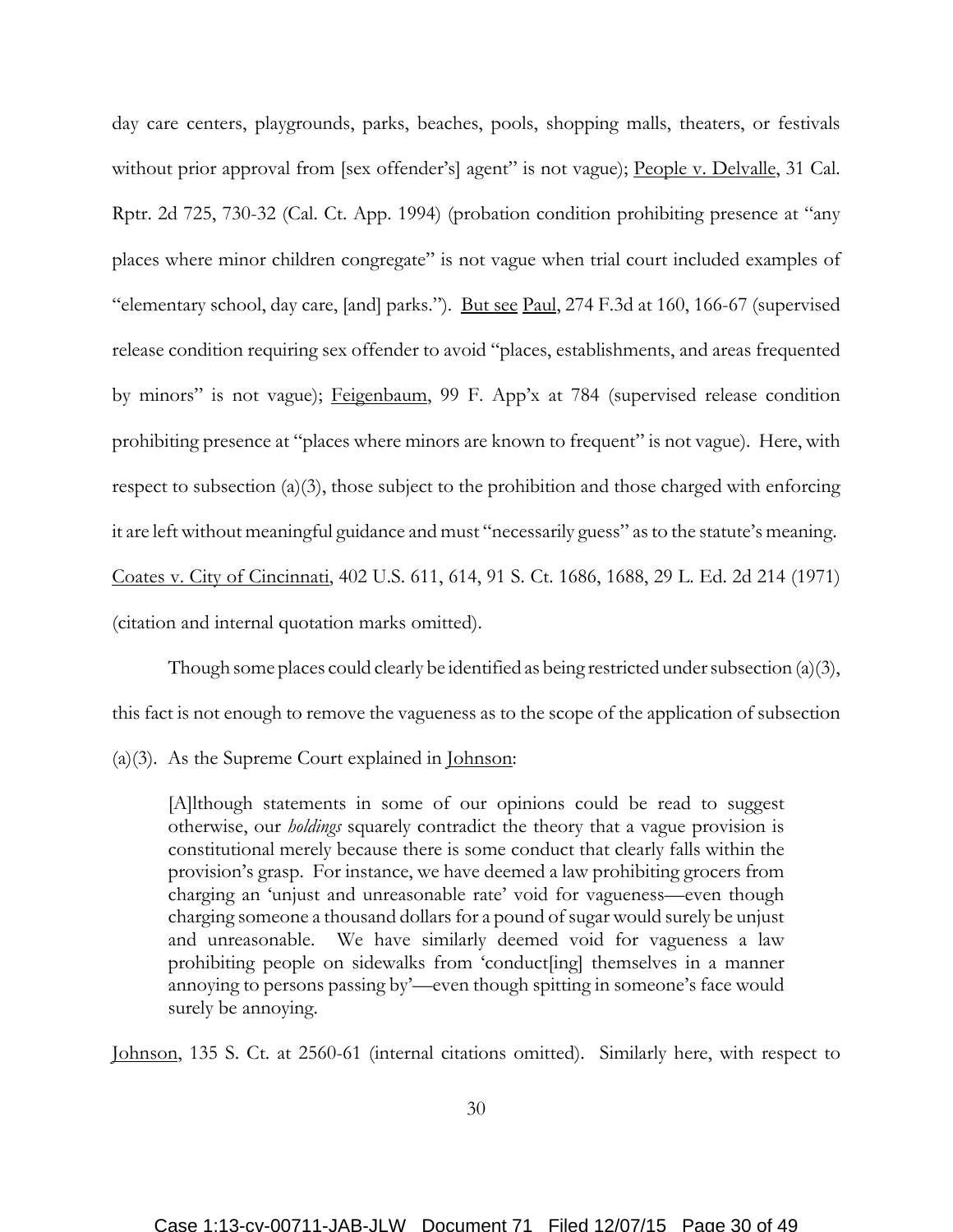day care centers, playgrounds, parks, beaches, pools, shopping malls, theaters, or festivals without prior approval from [sex offender's] agent" is not vague); People v. Delvalle, 31 Cal. Rptr. 2d 725, 730-32 (Cal. Ct. App. 1994) (probation condition prohibiting presence at "any places where minor children congregate" is not vague when trial court included examples of "elementary school, day care, [and] parks."). But see Paul, 274 F.3d at 160, 166-67 (supervised release condition requiring sex offender to avoid "places, establishments, and areas frequented by minors" is not vague); Feigenbaum, 99 F. App'x at 784 (supervised release condition prohibiting presence at "places where minors are known to frequent" is not vague). Here, with respect to subsection (a)(3), those subject to the prohibition and those charged with enforcing it are left without meaningful guidance and must "necessarily guess" as to the statute's meaning. Coates v. City of Cincinnati, 402 U.S. 611, 614, 91 S. Ct. 1686, 1688, 29 L. Ed. 2d 214 (1971) (citation and internal quotation marks omitted).

Though some places could clearly be identified as being restricted under subsection (a)(3), this fact is not enough to remove the vagueness as to the scope of the application of subsection (a)(3). As the Supreme Court explained in Johnson:

> [A]lthough statements in some of our opinions could be read to suggest otherwise, our *holdings* squarely contradict the theory that a vague provision is constitutional merely because there is some conduct that clearly falls within the provision's grasp. For instance, we have deemed a law prohibiting grocers from charging an 'unjust and unreasonable rate' void for vagueness—even though charging someone a thousand dollars for a pound of sugar would surely be unjust and unreasonable. We have similarly deemed void for vagueness a law prohibiting people on sidewalks from 'conduct[ing] themselves in a manner annoying to persons passing by'—even though spitting in someone's face would surely be annoying.

Johnson, 135 S. Ct. at 2560-61 (internal citations omitted). Similarly here, with respect to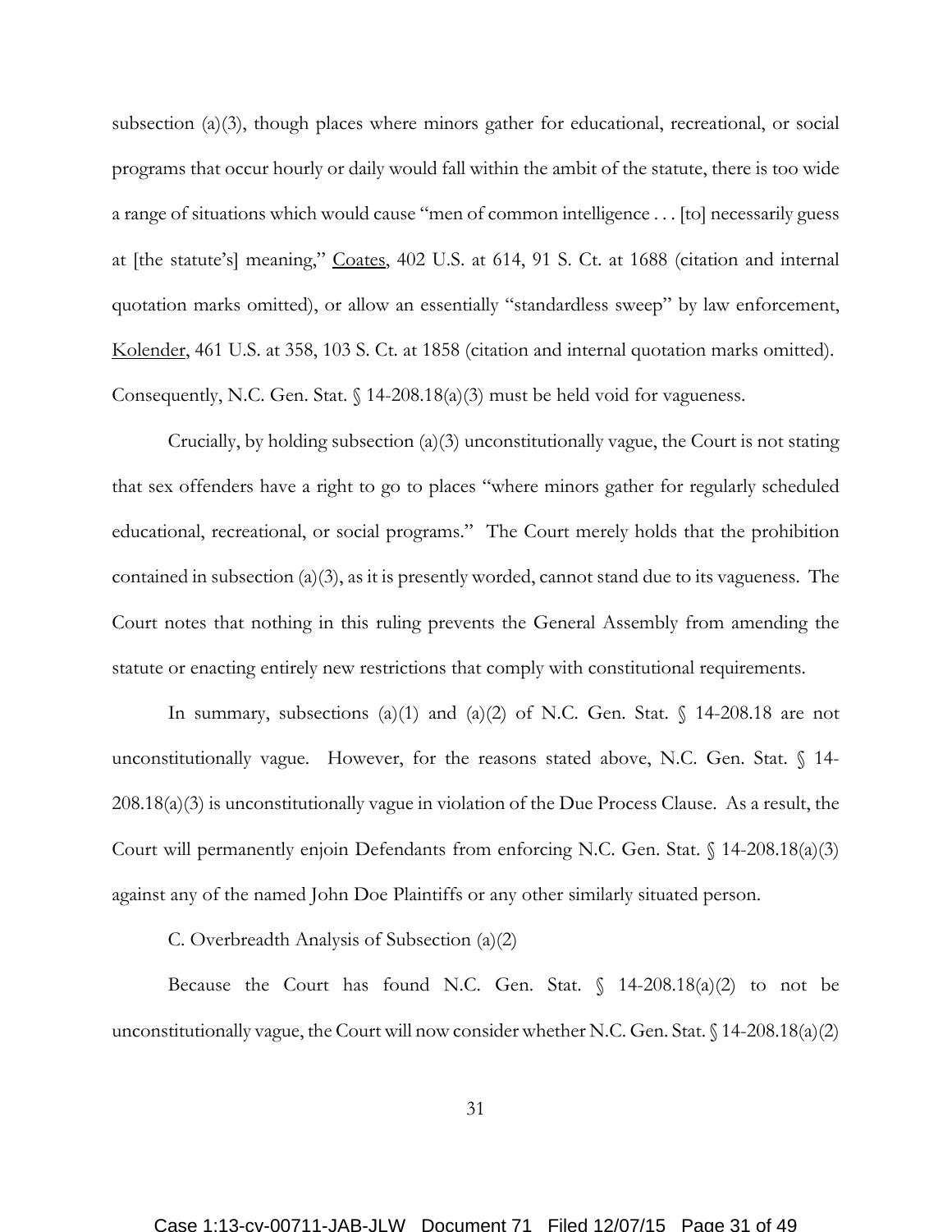subsection (a)(3), though places where minors gather for educational, recreational, or social programs that occur hourly or daily would fall within the ambit of the statute, there is too wide a range of situations which would cause "men of common intelligence . . . [to] necessarily guess at [the statute's] meaning," Coates, 402 U.S. at 614, 91 S. Ct. at 1688 (citation and internal quotation marks omitted), or allow an essentially "standardless sweep" by law enforcement, Kolender, 461 U.S. at 358, 103 S. Ct. at 1858 (citation and internal quotation marks omitted). Consequently, N.C. Gen. Stat. § 14-208.18(a)(3) must be held void for vagueness.

Crucially, by holding subsection (a)(3) unconstitutionally vague, the Court is not stating that sex offenders have a right to go to places "where minors gather for regularly scheduled educational, recreational, or social programs." The Court merely holds that the prohibition contained in subsection (a)(3), as it is presently worded, cannot stand due to its vagueness. The Court notes that nothing in this ruling prevents the General Assembly from amending the statute or enacting entirely new restrictions that comply with constitutional requirements.

In summary, subsections (a)(1) and (a)(2) of N.C. Gen. Stat. § 14-208.18 are not unconstitutionally vague. However, for the reasons stated above, N.C. Gen. Stat. § 14-208.18(a)(3) is unconstitutionally vague in violation of the Due Process Clause. As a result, the Court will permanently enjoin Defendants from enforcing N.C. Gen. Stat. § 14-208.18(a)(3) against any of the named John Doe Plaintiffs or any other similarly situated person.

C. Overbreadth Analysis of Subsection (a)(2)

Because the Court has found N.C. Gen. Stat. § 14-208.18(a)(2) to not be unconstitutionally vague, the Court will now consider whether N.C. Gen. Stat. § 14-208.18(a)(2)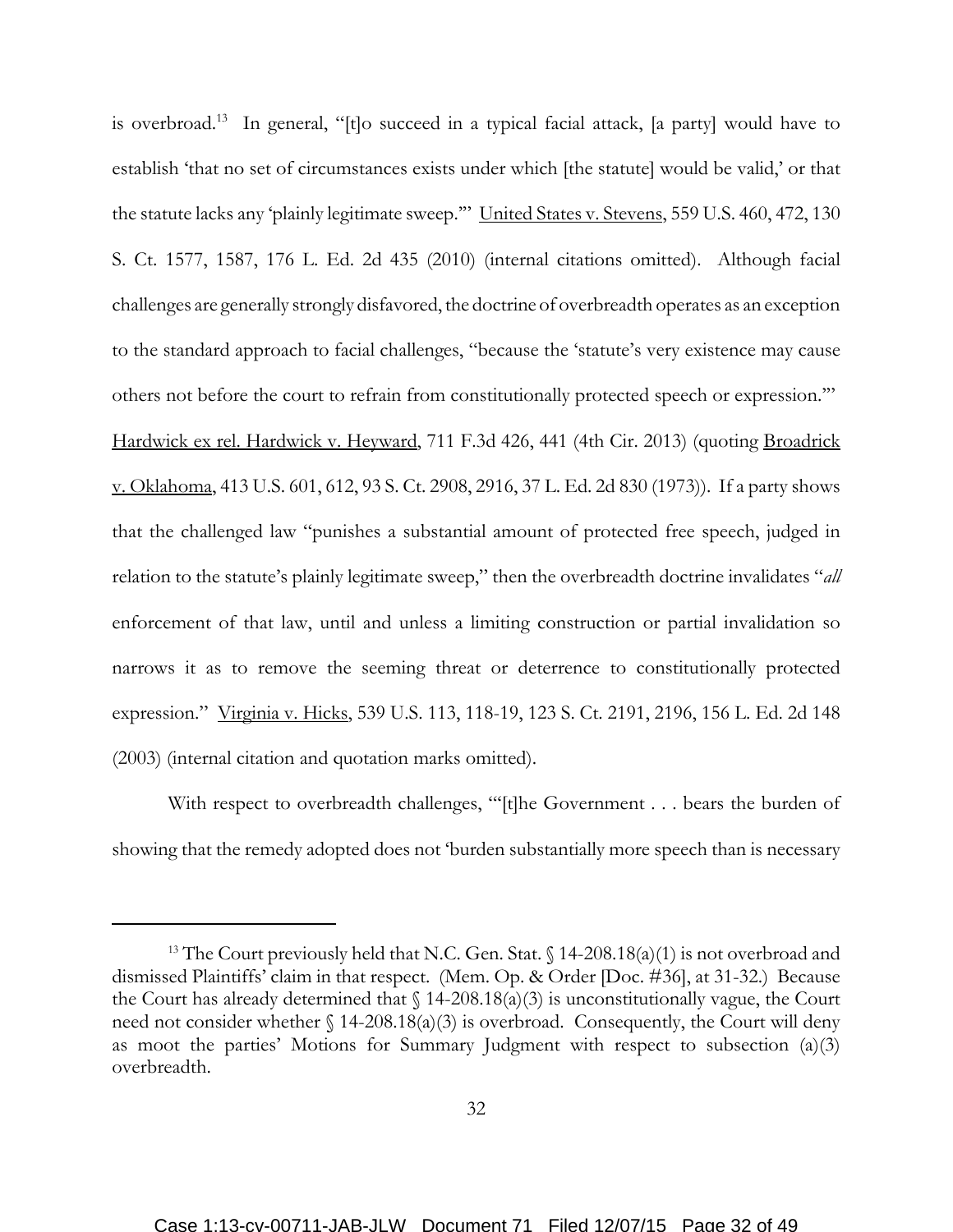is overbroad.[13] In general, "[t]o succeed in a typical facial attack, [a party] would have to establish 'that no set of circumstances exists under which [the statute] would be valid,' or that the statute lacks any 'plainly legitimate sweep.'" United States v. Stevens, 559 U.S. 460, 472, 130 S. Ct. 1577, 1587, 176 L. Ed. 2d 435 (2010) (internal citations omitted). Although facial challenges are generally strongly disfavored, the doctrine of overbreadth operates as an exception to the standard approach to facial challenges, "because the 'statute's very existence may cause others not before the court to refrain from constitutionally protected speech or expression.'" Hardwick ex rel. Hardwick v. Heyward, 711 F.3d 426, 441 (4th Cir. 2013) (quoting Broadrick v. Oklahoma, 413 U.S. 601, 612, 93 S. Ct. 2908, 2916, 37 L. Ed. 2d 830 (1973)). If a party shows that the challenged law "punishes a substantial amount of protected free speech, judged in relation to the statute's plainly legitimate sweep," then the overbreadth doctrine invalidates "*all* enforcement of that law, until and unless a limiting construction or partial invalidation so narrows it as to remove the seeming threat or deterrence to constitutionally protected expression." Virginia v. Hicks, 539 U.S. 113, 118-19, 123 S. Ct. 2191, 2196, 156 L. Ed. 2d 148 (2003) (internal citation and quotation marks omitted).

With respect to overbreadth challenges, "'[t]he Government . . . bears the burden of showing that the remedy adopted does not 'burden substantially more speech than is necessary

---

[13] The Court previously held that N.C. Gen. Stat. § 14-208.18(a)(1) is not overbroad and dismissed Plaintiffs' claim in that respect. (Mem. Op. & Order [Doc. #36], at 31-32.) Because the Court has already determined that § 14-208.18(a)(3) is unconstitutionally vague, the Court need not consider whether § 14-208.18(a)(3) is overbroad. Consequently, the Court will deny as moot the parties' Motions for Summary Judgment with respect to subsection (a)(3) overbreadth.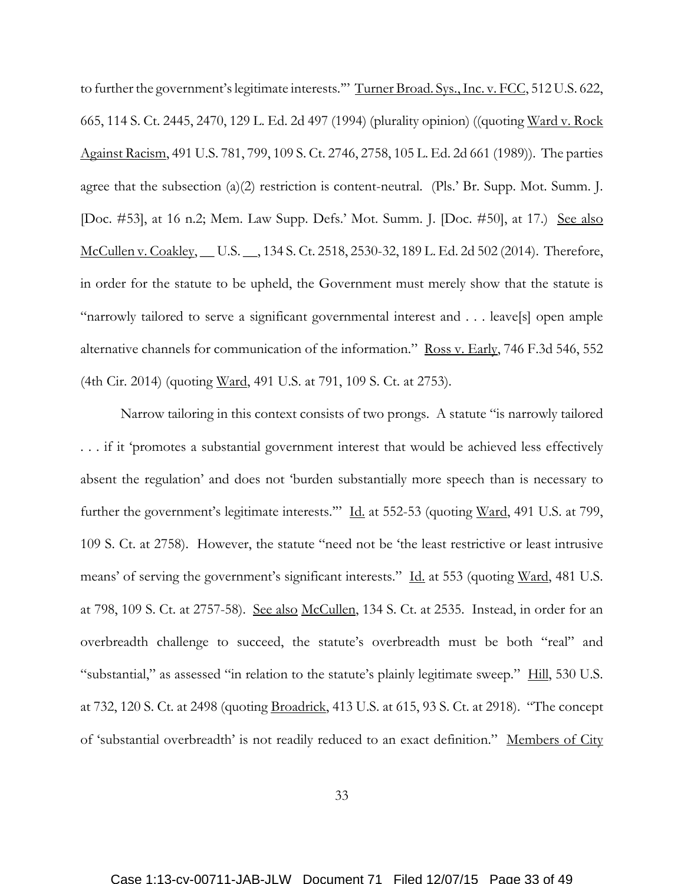to further the government's legitimate interests.'" Turner Broad. Sys., Inc. v. FCC, 512 U.S. 622, 665, 114 S. Ct. 2445, 2470, 129 L. Ed. 2d 497 (1994) (plurality opinion) ((quoting Ward v. Rock Against Racism, 491 U.S. 781, 799, 109 S. Ct. 2746, 2758, 105 L. Ed. 2d 661 (1989)). The parties agree that the subsection (a)(2) restriction is content-neutral. (Pls.' Br. Supp. Mot. Summ. J. [Doc. #53], at 16 n.2; Mem. Law Supp. Defs.' Mot. Summ. J. [Doc. #50], at 17.) See also McCullen v. Coakley, __ U.S. __, 134 S. Ct. 2518, 2530-32, 189 L. Ed. 2d 502 (2014). Therefore, in order for the statute to be upheld, the Government must merely show that the statute is "narrowly tailored to serve a significant governmental interest and . . . leave[s] open ample alternative channels for communication of the information." Ross v. Early, 746 F.3d 546, 552 (4th Cir. 2014) (quoting Ward, 491 U.S. at 791, 109 S. Ct. at 2753).

Narrow tailoring in this context consists of two prongs. A statute "is narrowly tailored . . . if it 'promotes a substantial government interest that would be achieved less effectively absent the regulation' and does not 'burden substantially more speech than is necessary to further the government's legitimate interests.'" Id. at 552-53 (quoting Ward, 491 U.S. at 799, 109 S. Ct. at 2758). However, the statute "need not be 'the least restrictive or least intrusive means' of serving the government's significant interests." Id. at 553 (quoting Ward, 481 U.S. at 798, 109 S. Ct. at 2757-58). See also McCullen, 134 S. Ct. at 2535. Instead, in order for an overbreadth challenge to succeed, the statute's overbreadth must be both "real" and "substantial," as assessed "in relation to the statute's plainly legitimate sweep." Hill, 530 U.S. at 732, 120 S. Ct. at 2498 (quoting Broadrick, 413 U.S. at 615, 93 S. Ct. at 2918). "The concept of 'substantial overbreadth' is not readily reduced to an exact definition." Members of City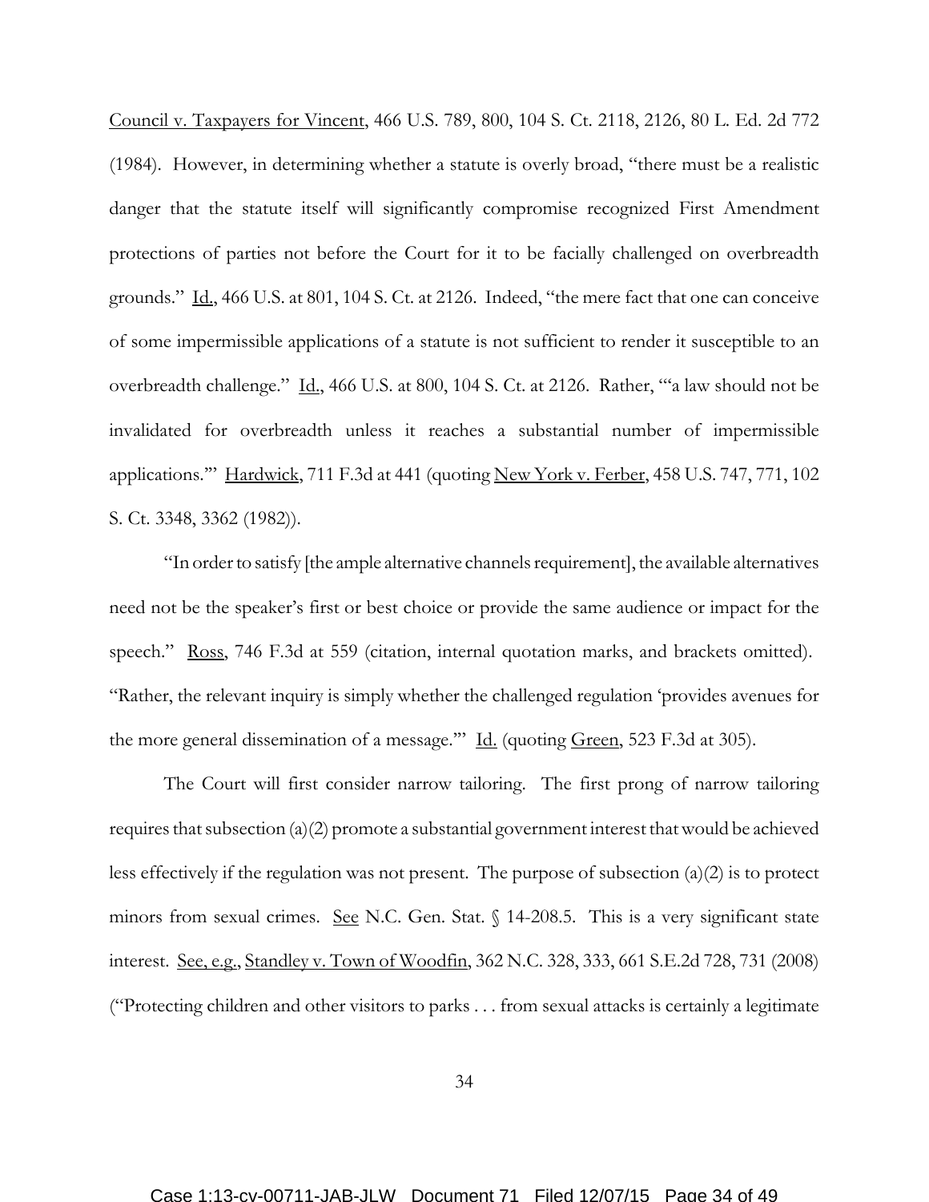Council v. Taxpayers for Vincent, 466 U.S. 789, 800, 104 S. Ct. 2118, 2126, 80 L. Ed. 2d 772 (1984). However, in determining whether a statute is overly broad, "there must be a realistic danger that the statute itself will significantly compromise recognized First Amendment protections of parties not before the Court for it to be facially challenged on overbreadth grounds." Id., 466 U.S. at 801, 104 S. Ct. at 2126. Indeed, "the mere fact that one can conceive of some impermissible applications of a statute is not sufficient to render it susceptible to an overbreadth challenge." Id., 466 U.S. at 800, 104 S. Ct. at 2126. Rather, "'a law should not be invalidated for overbreadth unless it reaches a substantial number of impermissible applications.'" Hardwick, 711 F.3d at 441 (quoting New York v. Ferber, 458 U.S. 747, 771, 102 S. Ct. 3348, 3362 (1982)).

"In order to satisfy [the ample alternative channels requirement], the available alternatives need not be the speaker's first or best choice or provide the same audience or impact for the speech." Ross, 746 F.3d at 559 (citation, internal quotation marks, and brackets omitted). "Rather, the relevant inquiry is simply whether the challenged regulation 'provides avenues for the more general dissemination of a message.'" Id. (quoting Green, 523 F.3d at 305).

The Court will first consider narrow tailoring. The first prong of narrow tailoring requires that subsection (a)(2) promote a substantial government interest that would be achieved less effectively if the regulation was not present. The purpose of subsection (a)(2) is to protect minors from sexual crimes. See N.C. Gen. Stat. § 14-208.5. This is a very significant state interest. See, e.g., Standley v. Town of Woodfin, 362 N.C. 328, 333, 661 S.E.2d 728, 731 (2008) ("Protecting children and other visitors to parks . . . from sexual attacks is certainly a legitimate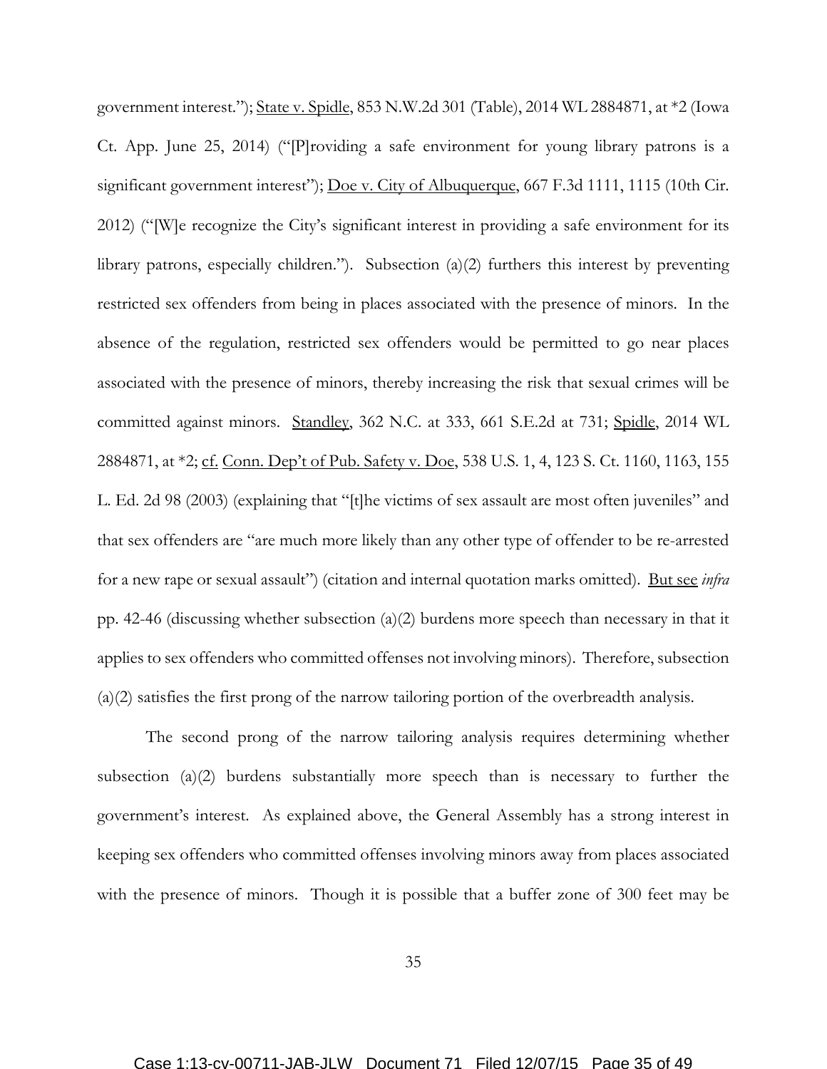government interest."); State v. Spidle, 853 N.W.2d 301 (Table), 2014 WL 2884871, at *2 (Iowa Ct. App. June 25, 2014) ("[P]roviding a safe environment for young library patrons is a significant government interest"); Doe v. City of Albuquerque, 667 F.3d 1111, 1115 (10th Cir. 2012) ("[W]e recognize the City's significant interest in providing a safe environment for its library patrons, especially children."). Subsection (a)(2) furthers this interest by preventing restricted sex offenders from being in places associated with the presence of minors. In the absence of the regulation, restricted sex offenders would be permitted to go near places associated with the presence of minors, thereby increasing the risk that sexual crimes will be committed against minors. Standley, 362 N.C. at 333, 661 S.E.2d at 731; Spidle, 2014 WL 2884871, at *2; cf. Conn. Dep't of Pub. Safety v. Doe, 538 U.S. 1, 4, 123 S. Ct. 1160, 1163, 155 L. Ed. 2d 98 (2003) (explaining that "[t]he victims of sex assault are most often juveniles" and that sex offenders are "are much more likely than any other type of offender to be re-arrested for a new rape or sexual assault") (citation and internal quotation marks omitted). But see *infra* pp. 42-46 (discussing whether subsection (a)(2) burdens more speech than necessary in that it applies to sex offenders who committed offenses not involving minors). Therefore, subsection (a)(2) satisfies the first prong of the narrow tailoring portion of the overbreadth analysis.

The second prong of the narrow tailoring analysis requires determining whether subsection (a)(2) burdens substantially more speech than is necessary to further the government's interest. As explained above, the General Assembly has a strong interest in keeping sex offenders who committed offenses involving minors away from places associated with the presence of minors. Though it is possible that a buffer zone of 300 feet may be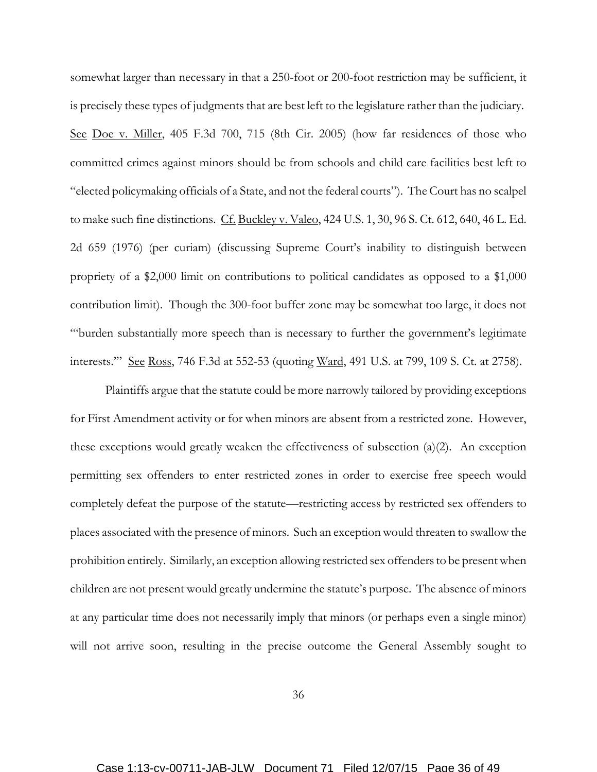somewhat larger than necessary in that a 250-foot or 200-foot restriction may be sufficient, it is precisely these types of judgments that are best left to the legislature rather than the judiciary. See Doe v. Miller, 405 F.3d 700, 715 (8th Cir. 2005) (how far residences of those who committed crimes against minors should be from schools and child care facilities best left to "elected policymaking officials of a State, and not the federal courts"). The Court has no scalpel to make such fine distinctions. Cf. Buckley v. Valeo, 424 U.S. 1, 30, 96 S. Ct. 612, 640, 46 L. Ed. 2d 659 (1976) (per curiam) (discussing Supreme Court's inability to distinguish between propriety of a $2,000 limit on contributions to political candidates as opposed to a $1,000 contribution limit). Though the 300-foot buffer zone may be somewhat too large, it does not "'burden substantially more speech than is necessary to further the government's legitimate interests.'" See Ross, 746 F.3d at 552-53 (quoting Ward, 491 U.S. at 799, 109 S. Ct. at 2758).

Plaintiffs argue that the statute could be more narrowly tailored by providing exceptions for First Amendment activity or for when minors are absent from a restricted zone. However, these exceptions would greatly weaken the effectiveness of subsection (a)(2). An exception permitting sex offenders to enter restricted zones in order to exercise free speech would completely defeat the purpose of the statute—restricting access by restricted sex offenders to places associated with the presence of minors. Such an exception would threaten to swallow the prohibition entirely. Similarly, an exception allowing restricted sex offenders to be present when children are not present would greatly undermine the statute's purpose. The absence of minors at any particular time does not necessarily imply that minors (or perhaps even a single minor) will not arrive soon, resulting in the precise outcome the General Assembly sought to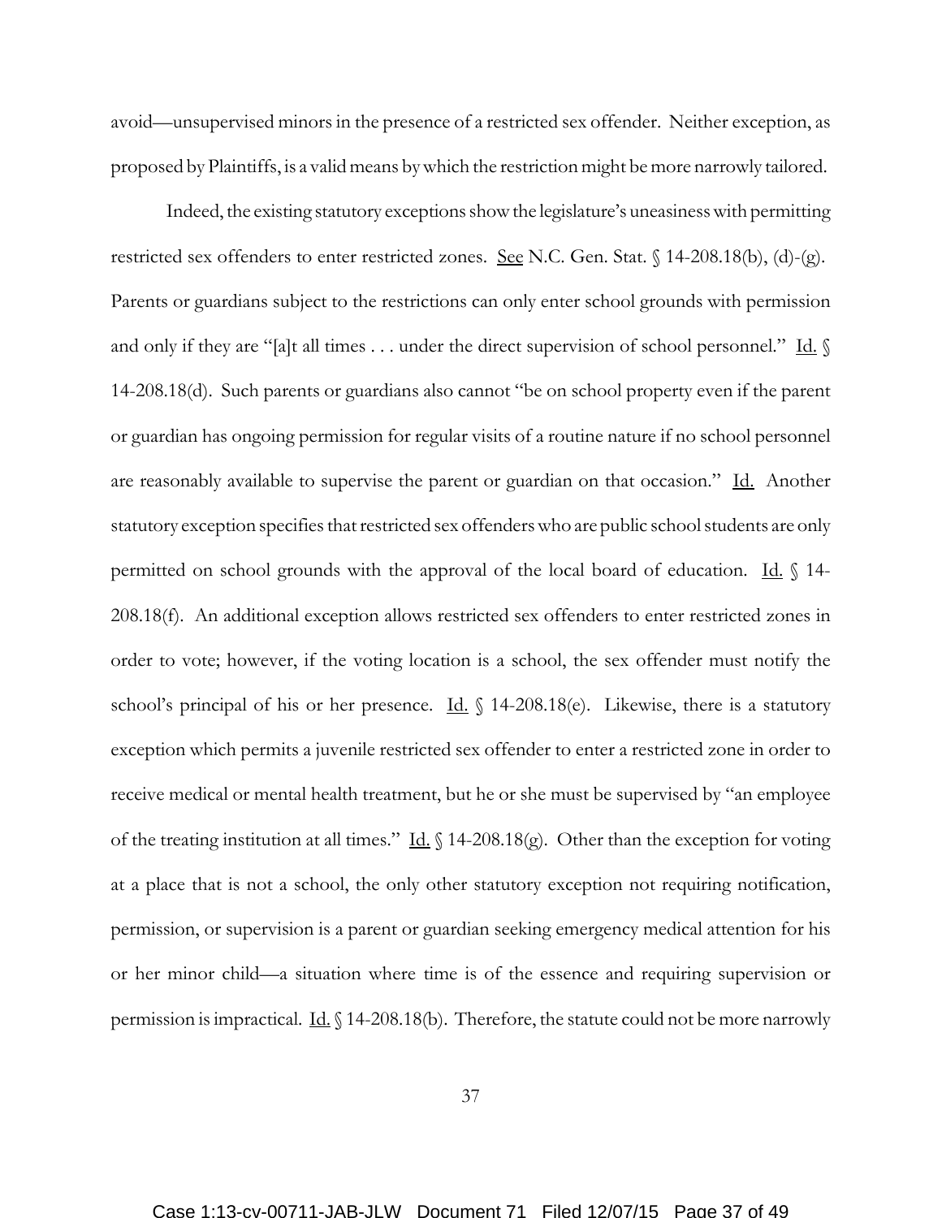avoid—unsupervised minors in the presence of a restricted sex offender. Neither exception, as proposed by Plaintiffs, is a valid means by which the restriction might be more narrowly tailored.

Indeed, the existing statutory exceptions show the legislature's uneasiness with permitting restricted sex offenders to enter restricted zones. See N.C. Gen. Stat. § 14-208.18(b), (d)-(g). Parents or guardians subject to the restrictions can only enter school grounds with permission and only if they are "[a]t all times . . . under the direct supervision of school personnel." Id. § 14-208.18(d). Such parents or guardians also cannot "be on school property even if the parent or guardian has ongoing permission for regular visits of a routine nature if no school personnel are reasonably available to supervise the parent or guardian on that occasion." Id. Another statutory exception specifies that restricted sex offenders who are public school students are only permitted on school grounds with the approval of the local board of education. Id. § 14-208.18(f). An additional exception allows restricted sex offenders to enter restricted zones in order to vote; however, if the voting location is a school, the sex offender must notify the school's principal of his or her presence. Id. § 14-208.18(e). Likewise, there is a statutory exception which permits a juvenile restricted sex offender to enter a restricted zone in order to receive medical or mental health treatment, but he or she must be supervised by "an employee of the treating institution at all times." Id. § 14-208.18(g). Other than the exception for voting at a place that is not a school, the only other statutory exception not requiring notification, permission, or supervision is a parent or guardian seeking emergency medical attention for his or her minor child—a situation where time is of the essence and requiring supervision or permission is impractical. Id. § 14-208.18(b). Therefore, the statute could not be more narrowly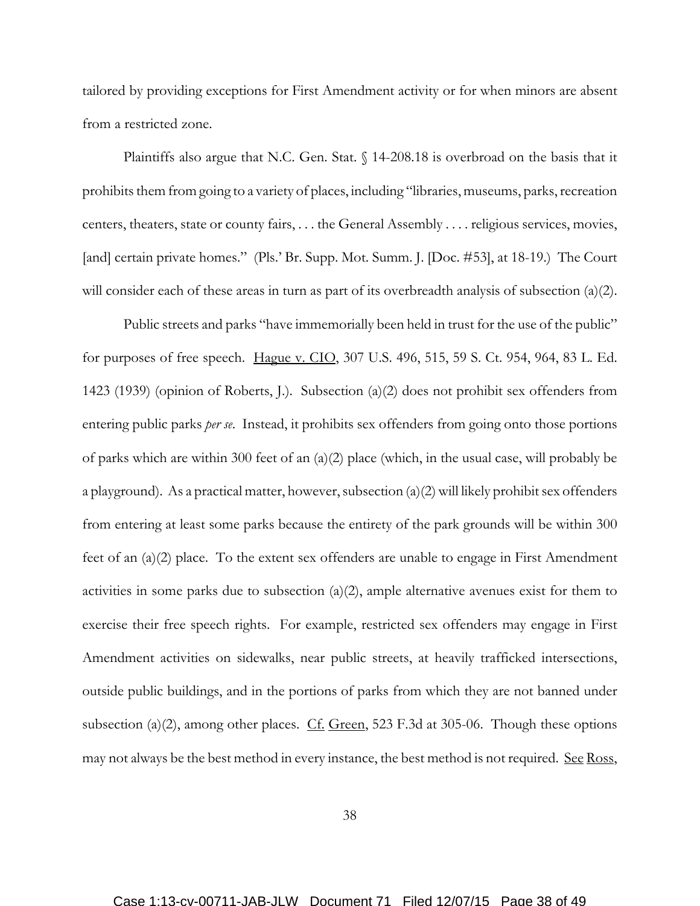tailored by providing exceptions for First Amendment activity or for when minors are absent from a restricted zone.

Plaintiffs also argue that N.C. Gen. Stat. § 14-208.18 is overbroad on the basis that it prohibits them from going to a variety of places, including "libraries, museums, parks, recreation centers, theaters, state or county fairs, . . . the General Assembly . . . . religious services, movies, [and] certain private homes." (Pls.' Br. Supp. Mot. Summ. J. [Doc. #53], at 18-19.) The Court will consider each of these areas in turn as part of its overbreadth analysis of subsection (a)(2).

Public streets and parks "have immemorially been held in trust for the use of the public" for purposes of free speech. Hague v. CIO, 307 U.S. 496, 515, 59 S. Ct. 954, 964, 83 L. Ed. 1423 (1939) (opinion of Roberts, J.). Subsection (a)(2) does not prohibit sex offenders from entering public parks *per se*. Instead, it prohibits sex offenders from going onto those portions of parks which are within 300 feet of an (a)(2) place (which, in the usual case, will probably be a playground). As a practical matter, however, subsection (a)(2) will likely prohibit sex offenders from entering at least some parks because the entirety of the park grounds will be within 300 feet of an (a)(2) place. To the extent sex offenders are unable to engage in First Amendment activities in some parks due to subsection (a)(2), ample alternative avenues exist for them to exercise their free speech rights. For example, restricted sex offenders may engage in First Amendment activities on sidewalks, near public streets, at heavily trafficked intersections, outside public buildings, and in the portions of parks from which they are not banned under subsection (a)(2), among other places. Cf. Green, 523 F.3d at 305-06. Though these options may not always be the best method in every instance, the best method is not required. See Ross,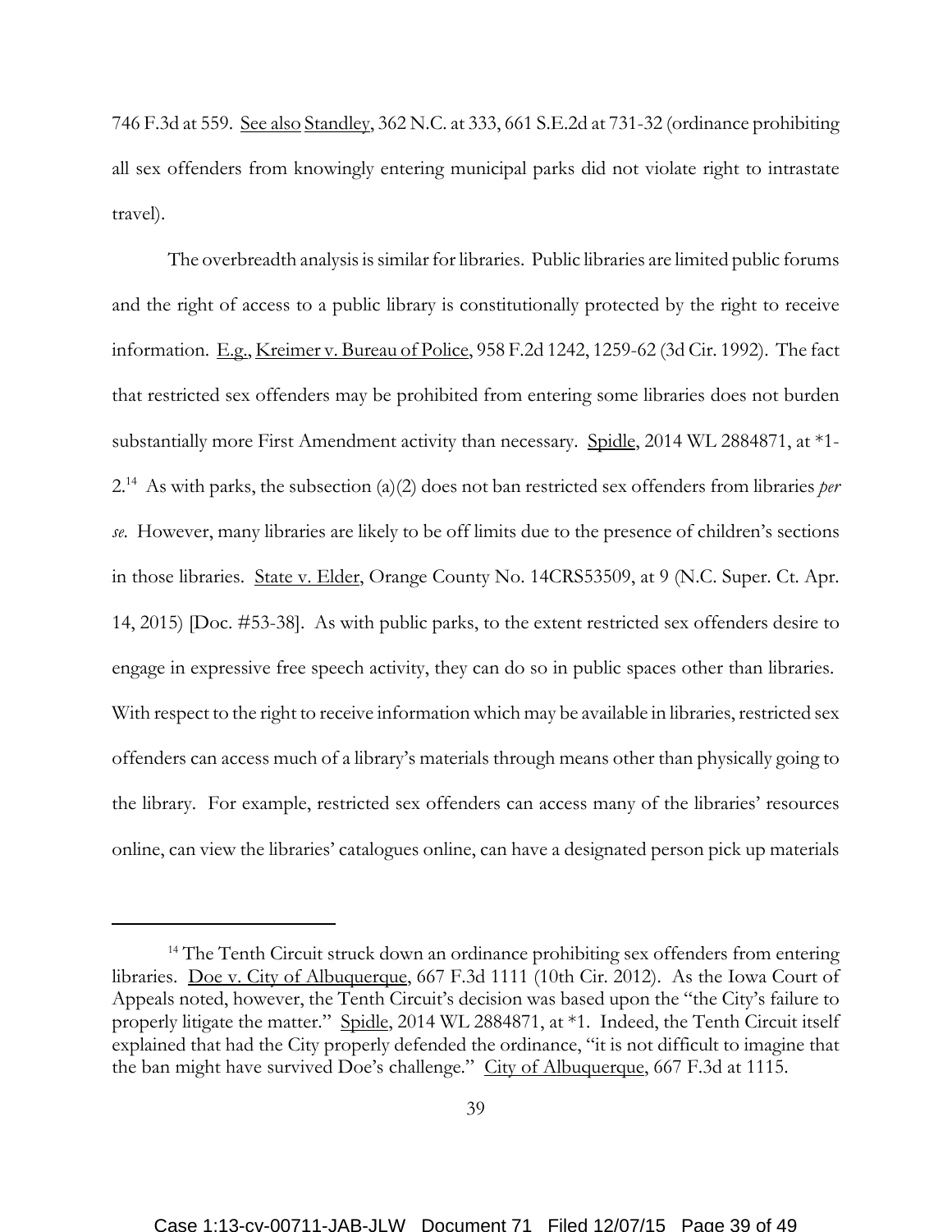746 F.3d at 559. See also Standley, 362 N.C. at 333, 661 S.E.2d at 731-32 (ordinance prohibiting all sex offenders from knowingly entering municipal parks did not violate right to intrastate travel).

The overbreadth analysis is similar for libraries. Public libraries are limited public forums and the right of access to a public library is constitutionally protected by the right to receive information. E.g., Kreimer v. Bureau of Police, 958 F.2d 1242, 1259-62 (3d Cir. 1992). The fact that restricted sex offenders may be prohibited from entering some libraries does not burden substantially more First Amendment activity than necessary. Spidle, 2014 WL 2884871, at *1-2.[14] As with parks, the subsection (a)(2) does not ban restricted sex offenders from libraries *per se*. However, many libraries are likely to be off limits due to the presence of children's sections in those libraries. State v. Elder, Orange County No. 14CRS53509, at 9 (N.C. Super. Ct. Apr. 14, 2015) [Doc. #53-38]. As with public parks, to the extent restricted sex offenders desire to engage in expressive free speech activity, they can do so in public spaces other than libraries. With respect to the right to receive information which may be available in libraries, restricted sex offenders can access much of a library's materials through means other than physically going to the library. For example, restricted sex offenders can access many of the libraries' resources online, can view the libraries' catalogues online, can have a designated person pick up materials

[14] The Tenth Circuit struck down an ordinance prohibiting sex offenders from entering libraries. Doe v. City of Albuquerque, 667 F.3d 1111 (10th Cir. 2012). As the Iowa Court of Appeals noted, however, the Tenth Circuit's decision was based upon the "the City's failure to properly litigate the matter." Spidle, 2014 WL 2884871, at *1. Indeed, the Tenth Circuit itself explained that had the City properly defended the ordinance, "it is not difficult to imagine that the ban might have survived Doe's challenge." City of Albuquerque, 667 F.3d at 1115.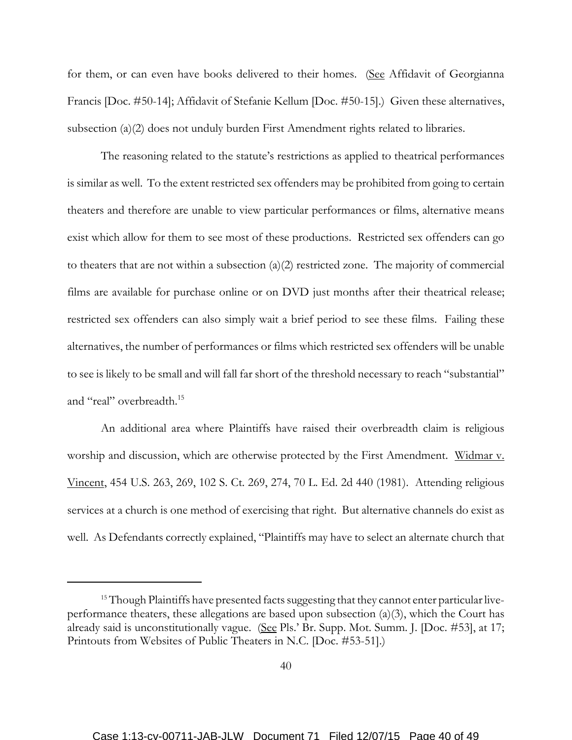for them, or can even have books delivered to their homes. (See Affidavit of Georgianna Francis [Doc. #50-14]; Affidavit of Stefanie Kellum [Doc. #50-15].) Given these alternatives, subsection (a)(2) does not unduly burden First Amendment rights related to libraries.

The reasoning related to the statute's restrictions as applied to theatrical performances is similar as well. To the extent restricted sex offenders may be prohibited from going to certain theaters and therefore are unable to view particular performances or films, alternative means exist which allow for them to see most of these productions. Restricted sex offenders can go to theaters that are not within a subsection (a)(2) restricted zone. The majority of commercial films are available for purchase online or on DVD just months after their theatrical release; restricted sex offenders can also simply wait a brief period to see these films. Failing these alternatives, the number of performances or films which restricted sex offenders will be unable to see is likely to be small and will fall far short of the threshold necessary to reach "substantial" and "real" overbreadth.[15]

An additional area where Plaintiffs have raised their overbreadth claim is religious worship and discussion, which are otherwise protected by the First Amendment. Widmar v. Vincent, 454 U.S. 263, 269, 102 S. Ct. 269, 274, 70 L. Ed. 2d 440 (1981). Attending religious services at a church is one method of exercising that right. But alternative channels do exist as well. As Defendants correctly explained, "Plaintiffs may have to select an alternate church that

---

[15] Though Plaintiffs have presented facts suggesting that they cannot enter particular live-performance theaters, these allegations are based upon subsection (a)(3), which the Court has already said is unconstitutionally vague. (See Pls.' Br. Supp. Mot. Summ. J. [Doc. #53], at 17; Printouts from Websites of Public Theaters in N.C. [Doc. #53-51].)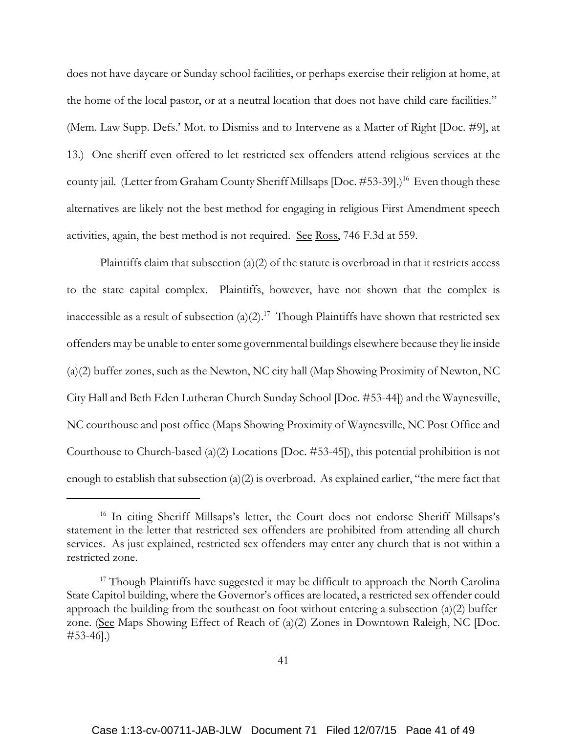does not have daycare or Sunday school facilities, or perhaps exercise their religion at home, at the home of the local pastor, or at a neutral location that does not have child care facilities." (Mem. Law Supp. Defs.' Mot. to Dismiss and to Intervene as a Matter of Right [Doc. #9], at 13.) One sheriff even offered to let restricted sex offenders attend religious services at the county jail. (Letter from Graham County Sheriff Millsaps [Doc. #53-39].)[16] Even though these alternatives are likely not the best method for engaging in religious First Amendment speech activities, again, the best method is not required. See Ross, 746 F.3d at 559.

Plaintiffs claim that subsection (a)(2) of the statute is overbroad in that it restricts access to the state capital complex. Plaintiffs, however, have not shown that the complex is inaccessible as a result of subsection (a)(2).[17] Though Plaintiffs have shown that restricted sex offenders may be unable to enter some governmental buildings elsewhere because they lie inside (a)(2) buffer zones, such as the Newton, NC city hall (Map Showing Proximity of Newton, NC City Hall and Beth Eden Lutheran Church Sunday School [Doc. #53-44]) and the Waynesville, NC courthouse and post office (Maps Showing Proximity of Waynesville, NC Post Office and Courthouse to Church-based (a)(2) Locations [Doc. #53-45]), this potential prohibition is not enough to establish that subsection (a)(2) is overbroad. As explained earlier, "the mere fact that

---

[16] In citing Sheriff Millsaps's letter, the Court does not endorse Sheriff Millsaps's statement in the letter that restricted sex offenders are prohibited from attending all church services. As just explained, restricted sex offenders may enter any church that is not within a restricted zone.

[17] Though Plaintiffs have suggested it may be difficult to approach the North Carolina State Capitol building, where the Governor's offices are located, a restricted sex offender could approach the building from the southeast on foot without entering a subsection (a)(2) buffer zone. (See Maps Showing Effect of Reach of (a)(2) Zones in Downtown Raleigh, NC [Doc. #53-46].)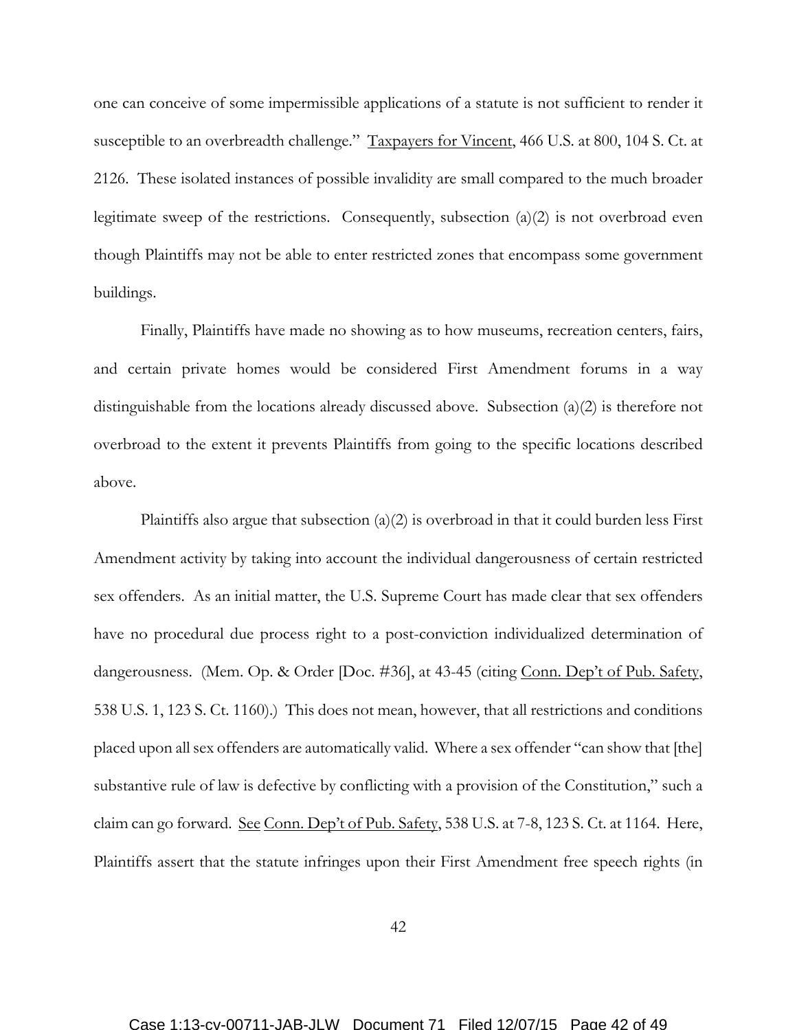one can conceive of some impermissible applications of a statute is not sufficient to render it susceptible to an overbreadth challenge." Taxpayers for Vincent, 466 U.S. at 800, 104 S. Ct. at 2126. These isolated instances of possible invalidity are small compared to the much broader legitimate sweep of the restrictions. Consequently, subsection (a)(2) is not overbroad even though Plaintiffs may not be able to enter restricted zones that encompass some government buildings.

Finally, Plaintiffs have made no showing as to how museums, recreation centers, fairs, and certain private homes would be considered First Amendment forums in a way distinguishable from the locations already discussed above. Subsection (a)(2) is therefore not overbroad to the extent it prevents Plaintiffs from going to the specific locations described above.

Plaintiffs also argue that subsection (a)(2) is overbroad in that it could burden less First Amendment activity by taking into account the individual dangerousness of certain restricted sex offenders. As an initial matter, the U.S. Supreme Court has made clear that sex offenders have no procedural due process right to a post-conviction individualized determination of dangerousness. (Mem. Op. & Order [Doc. #36], at 43-45 (citing Conn. Dep't of Pub. Safety, 538 U.S. 1, 123 S. Ct. 1160).) This does not mean, however, that all restrictions and conditions placed upon all sex offenders are automatically valid. Where a sex offender "can show that [the] substantive rule of law is defective by conflicting with a provision of the Constitution," such a claim can go forward. See Conn. Dep't of Pub. Safety, 538 U.S. at 7-8, 123 S. Ct. at 1164. Here, Plaintiffs assert that the statute infringes upon their First Amendment free speech rights (in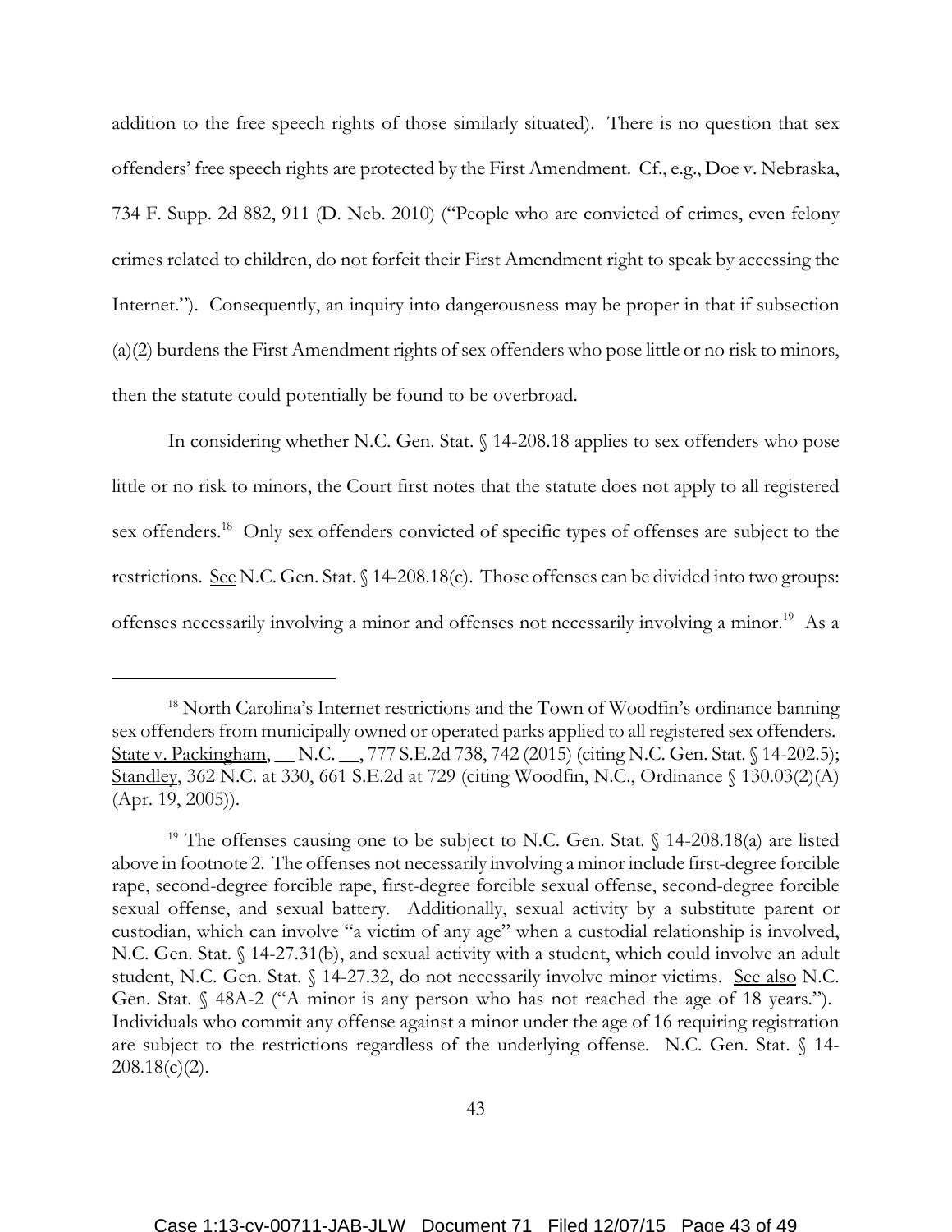addition to the free speech rights of those similarly situated). There is no question that sex offenders' free speech rights are protected by the First Amendment. Cf., e.g., Doe v. Nebraska, 734 F. Supp. 2d 882, 911 (D. Neb. 2010) ("People who are convicted of crimes, even felony crimes related to children, do not forfeit their First Amendment right to speak by accessing the Internet."). Consequently, an inquiry into dangerousness may be proper in that if subsection (a)(2) burdens the First Amendment rights of sex offenders who pose little or no risk to minors, then the statute could potentially be found to be overbroad.

In considering whether N.C. Gen. Stat. § 14-208.18 applies to sex offenders who pose little or no risk to minors, the Court first notes that the statute does not apply to all registered sex offenders.[18] Only sex offenders convicted of specific types of offenses are subject to the restrictions. See N.C. Gen. Stat. § 14-208.18(c). Those offenses can be divided into two groups: offenses necessarily involving a minor and offenses not necessarily involving a minor.[19] As a

---

[18] North Carolina's Internet restrictions and the Town of Woodfin's ordinance banning sex offenders from municipally owned or operated parks applied to all registered sex offenders. State v. Packingham, __ N.C. __, 777 S.E.2d 738, 742 (2015) (citing N.C. Gen. Stat. § 14-202.5); Standley, 362 N.C. at 330, 661 S.E.2d at 729 (citing Woodfin, N.C., Ordinance § 130.03(2)(A) (Apr. 19, 2005)).

[19] The offenses causing one to be subject to N.C. Gen. Stat. § 14-208.18(a) are listed above in footnote 2. The offenses not necessarily involving a minor include first-degree forcible rape, second-degree forcible rape, first-degree forcible sexual offense, second-degree forcible sexual offense, and sexual battery. Additionally, sexual activity by a substitute parent or custodian, which can involve "a victim of any age" when a custodial relationship is involved, N.C. Gen. Stat. § 14-27.31(b), and sexual activity with a student, which could involve an adult student, N.C. Gen. Stat. § 14-27.32, do not necessarily involve minor victims. See also N.C. Gen. Stat. § 48A-2 ("A minor is any person who has not reached the age of 18 years."). Individuals who commit any offense against a minor under the age of 16 requiring registration are subject to the restrictions regardless of the underlying offense. N.C. Gen. Stat. § 14-208.18(c)(2).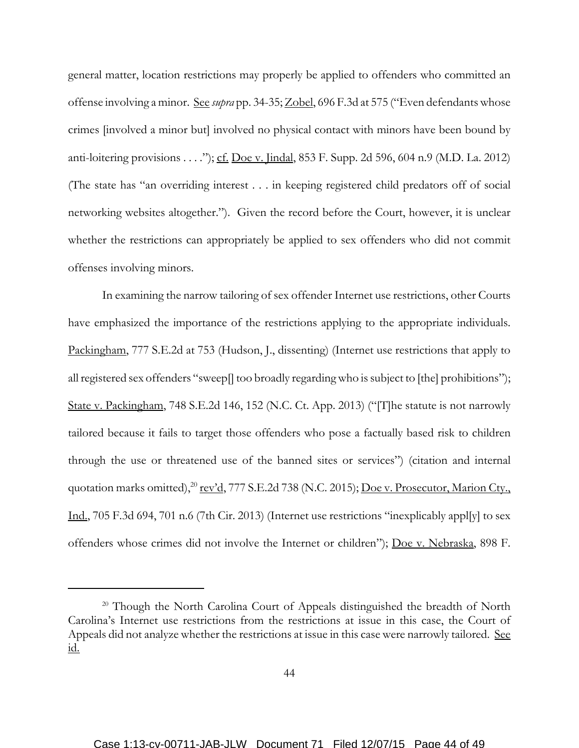general matter, location restrictions may properly be applied to offenders who committed an offense involving a minor. See *supra* pp. 34-35; Zobel, 696 F.3d at 575 ("Even defendants whose crimes [involved a minor but] involved no physical contact with minors have been bound by anti-loitering provisions . . . ."); cf. Doe v. Jindal, 853 F. Supp. 2d 596, 604 n.9 (M.D. La. 2012) (The state has "an overriding interest . . . in keeping registered child predators off of social networking websites altogether."). Given the record before the Court, however, it is unclear whether the restrictions can appropriately be applied to sex offenders who did not commit offenses involving minors.

In examining the narrow tailoring of sex offender Internet use restrictions, other Courts have emphasized the importance of the restrictions applying to the appropriate individuals. Packingham, 777 S.E.2d at 753 (Hudson, J., dissenting) (Internet use restrictions that apply to all registered sex offenders "sweep[] too broadly regarding who is subject to [the] prohibitions"); State v. Packingham, 748 S.E.2d 146, 152 (N.C. Ct. App. 2013) ("[T]he statute is not narrowly tailored because it fails to target those offenders who pose a factually based risk to children through the use or threatened use of the banned sites or services") (citation and internal quotation marks omitted),[20] rev'd, 777 S.E.2d 738 (N.C. 2015); Doe v. Prosecutor, Marion Cty., Ind., 705 F.3d 694, 701 n.6 (7th Cir. 2013) (Internet use restrictions "inexplicably appl[y] to sex offenders whose crimes did not involve the Internet or children"); Doe v. Nebraska, 898 F.

---

[20] Though the North Carolina Court of Appeals distinguished the breadth of North Carolina's Internet use restrictions from the restrictions at issue in this case, the Court of Appeals did not analyze whether the restrictions at issue in this case were narrowly tailored. See id.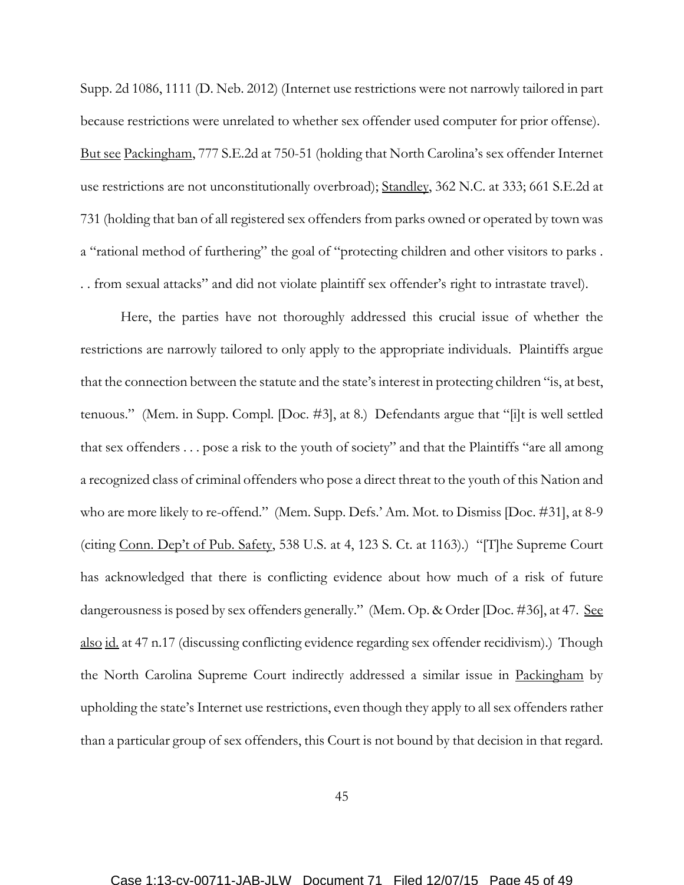Supp. 2d 1086, 1111 (D. Neb. 2012) (Internet use restrictions were not narrowly tailored in part because restrictions were unrelated to whether sex offender used computer for prior offense). But see Packingham, 777 S.E.2d at 750-51 (holding that North Carolina's sex offender Internet use restrictions are not unconstitutionally overbroad); Standley, 362 N.C. at 333; 661 S.E.2d at 731 (holding that ban of all registered sex offenders from parks owned or operated by town was a "rational method of furthering" the goal of "protecting children and other visitors to parks . . . from sexual attacks" and did not violate plaintiff sex offender's right to intrastate travel).

Here, the parties have not thoroughly addressed this crucial issue of whether the restrictions are narrowly tailored to only apply to the appropriate individuals. Plaintiffs argue that the connection between the statute and the state's interest in protecting children "is, at best, tenuous." (Mem. in Supp. Compl. [Doc. #3], at 8.) Defendants argue that "[i]t is well settled that sex offenders . . . pose a risk to the youth of society" and that the Plaintiffs "are all among a recognized class of criminal offenders who pose a direct threat to the youth of this Nation and who are more likely to re-offend." (Mem. Supp. Defs.' Am. Mot. to Dismiss [Doc. #31], at 8-9 (citing Conn. Dep't of Pub. Safety, 538 U.S. at 4, 123 S. Ct. at 1163).) "[T]he Supreme Court has acknowledged that there is conflicting evidence about how much of a risk of future dangerousness is posed by sex offenders generally." (Mem. Op. & Order [Doc. #36], at 47. See also id. at 47 n.17 (discussing conflicting evidence regarding sex offender recidivism).) Though the North Carolina Supreme Court indirectly addressed a similar issue in Packingham by upholding the state's Internet use restrictions, even though they apply to all sex offenders rather than a particular group of sex offenders, this Court is not bound by that decision in that regard.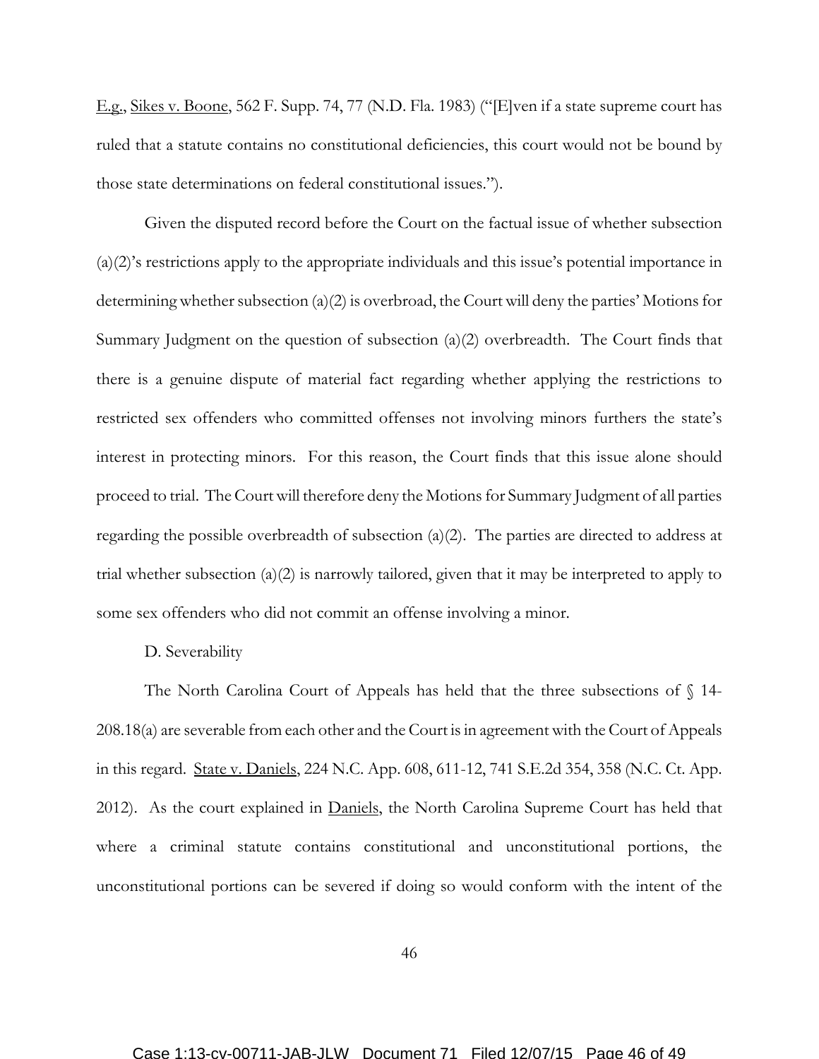E.g., Sikes v. Boone, 562 F. Supp. 74, 77 (N.D. Fla. 1983) ("[E]ven if a state supreme court has ruled that a statute contains no constitutional deficiencies, this court would not be bound by those state determinations on federal constitutional issues.").

Given the disputed record before the Court on the factual issue of whether subsection (a)(2)'s restrictions apply to the appropriate individuals and this issue's potential importance in determining whether subsection (a)(2) is overbroad, the Court will deny the parties' Motions for Summary Judgment on the question of subsection (a)(2) overbreadth. The Court finds that there is a genuine dispute of material fact regarding whether applying the restrictions to restricted sex offenders who committed offenses not involving minors furthers the state's interest in protecting minors. For this reason, the Court finds that this issue alone should proceed to trial. The Court will therefore deny the Motions for Summary Judgment of all parties regarding the possible overbreadth of subsection (a)(2). The parties are directed to address at trial whether subsection (a)(2) is narrowly tailored, given that it may be interpreted to apply to some sex offenders who did not commit an offense involving a minor.

D. Severability

The North Carolina Court of Appeals has held that the three subsections of § 14-208.18(a) are severable from each other and the Court is in agreement with the Court of Appeals in this regard. State v. Daniels, 224 N.C. App. 608, 611-12, 741 S.E.2d 354, 358 (N.C. Ct. App. 2012). As the court explained in Daniels, the North Carolina Supreme Court has held that where a criminal statute contains constitutional and unconstitutional portions, the unconstitutional portions can be severed if doing so would conform with the intent of the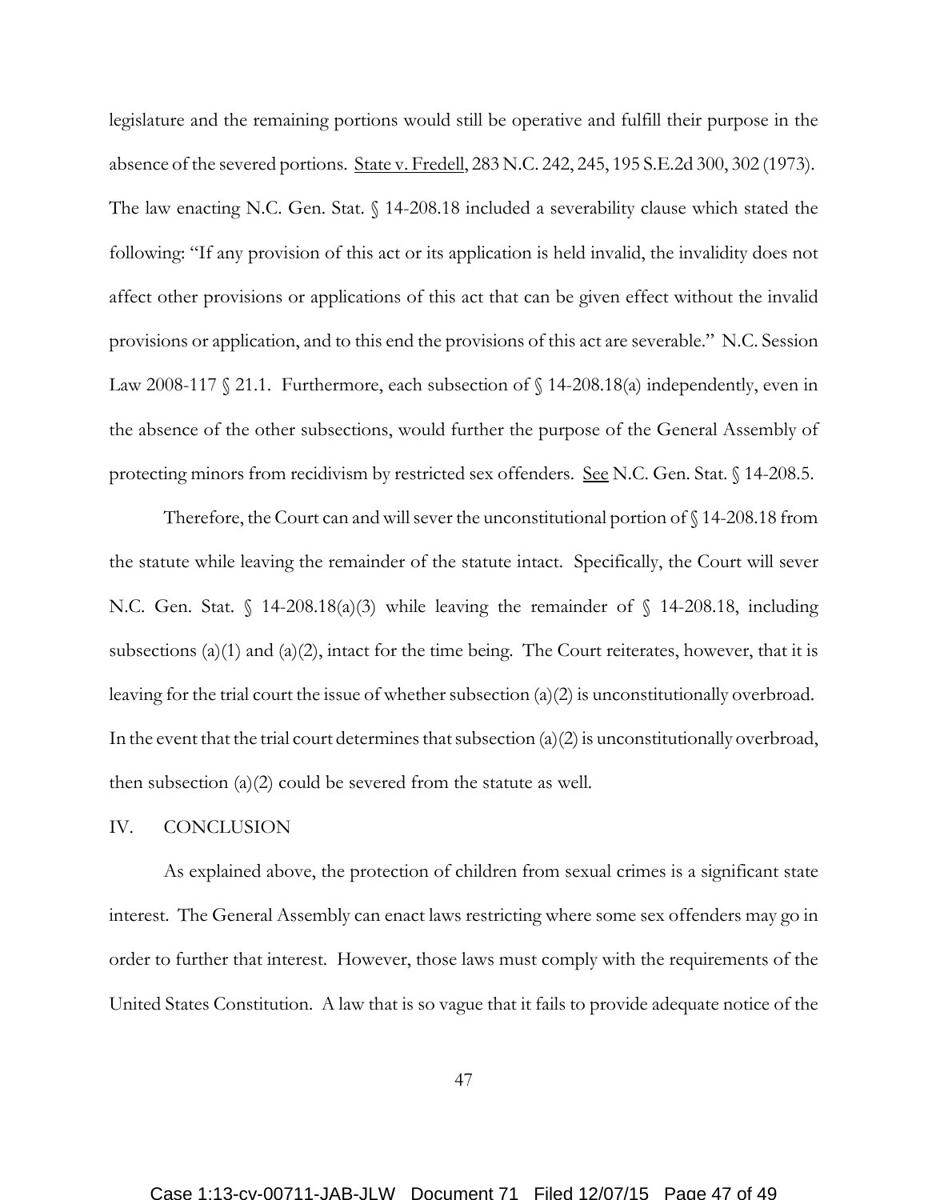legislature and the remaining portions would still be operative and fulfill their purpose in the absence of the severed portions. State v. Fredell, 283 N.C. 242, 245, 195 S.E.2d 300, 302 (1973). The law enacting N.C. Gen. Stat. § 14-208.18 included a severability clause which stated the following: "If any provision of this act or its application is held invalid, the invalidity does not affect other provisions or applications of this act that can be given effect without the invalid provisions or application, and to this end the provisions of this act are severable." N.C. Session Law 2008-117 § 21.1. Furthermore, each subsection of § 14-208.18(a) independently, even in the absence of the other subsections, would further the purpose of the General Assembly of protecting minors from recidivism by restricted sex offenders. See N.C. Gen. Stat. § 14-208.5.

Therefore, the Court can and will sever the unconstitutional portion of § 14-208.18 from the statute while leaving the remainder of the statute intact. Specifically, the Court will sever N.C. Gen. Stat. § 14-208.18(a)(3) while leaving the remainder of § 14-208.18, including subsections (a)(1) and (a)(2), intact for the time being. The Court reiterates, however, that it is leaving for the trial court the issue of whether subsection (a)(2) is unconstitutionally overbroad. In the event that the trial court determines that subsection (a)(2) is unconstitutionally overbroad, then subsection (a)(2) could be severed from the statute as well.

## IV. CONCLUSION

As explained above, the protection of children from sexual crimes is a significant state interest. The General Assembly can enact laws restricting where some sex offenders may go in order to further that interest. However, those laws must comply with the requirements of the United States Constitution. A law that is so vague that it fails to provide adequate notice of the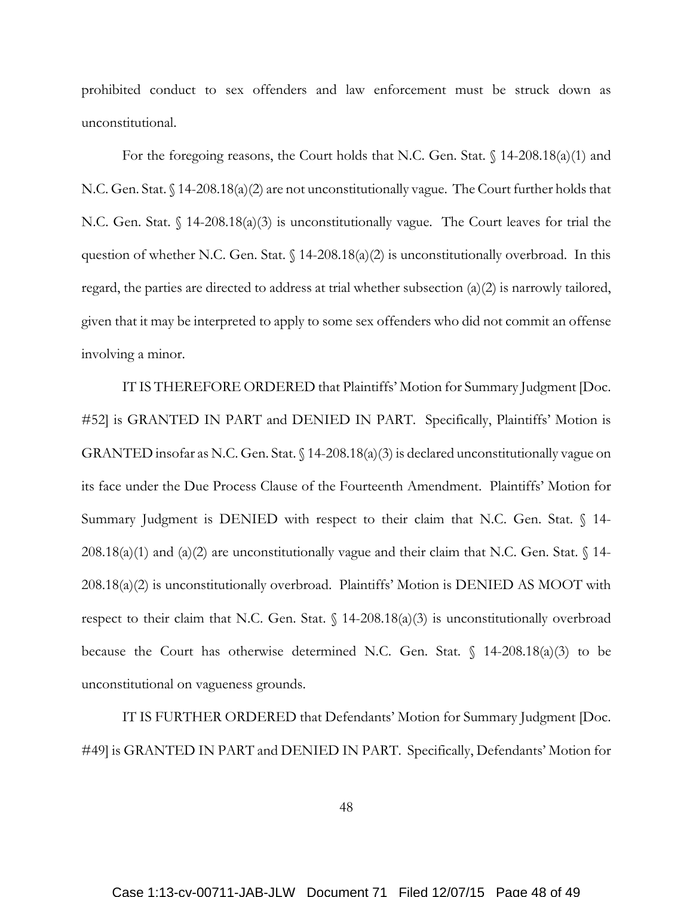prohibited conduct to sex offenders and law enforcement must be struck down as unconstitutional.

For the foregoing reasons, the Court holds that N.C. Gen. Stat. § 14-208.18(a)(1) and N.C. Gen. Stat. § 14-208.18(a)(2) are not unconstitutionally vague. The Court further holds that N.C. Gen. Stat. § 14-208.18(a)(3) is unconstitutionally vague. The Court leaves for trial the question of whether N.C. Gen. Stat. § 14-208.18(a)(2) is unconstitutionally overbroad. In this regard, the parties are directed to address at trial whether subsection (a)(2) is narrowly tailored, given that it may be interpreted to apply to some sex offenders who did not commit an offense involving a minor.

IT IS THEREFORE ORDERED that Plaintiffs' Motion for Summary Judgment [Doc. #52] is GRANTED IN PART and DENIED IN PART. Specifically, Plaintiffs' Motion is GRANTED insofar as N.C. Gen. Stat. § 14-208.18(a)(3) is declared unconstitutionally vague on its face under the Due Process Clause of the Fourteenth Amendment. Plaintiffs' Motion for Summary Judgment is DENIED with respect to their claim that N.C. Gen. Stat. § 14-208.18(a)(1) and (a)(2) are unconstitutionally vague and their claim that N.C. Gen. Stat. § 14-208.18(a)(2) is unconstitutionally overbroad. Plaintiffs' Motion is DENIED AS MOOT with respect to their claim that N.C. Gen. Stat. § 14-208.18(a)(3) is unconstitutionally overbroad because the Court has otherwise determined N.C. Gen. Stat. § 14-208.18(a)(3) to be unconstitutional on vagueness grounds.

IT IS FURTHER ORDERED that Defendants' Motion for Summary Judgment [Doc. #49] is GRANTED IN PART and DENIED IN PART. Specifically, Defendants' Motion for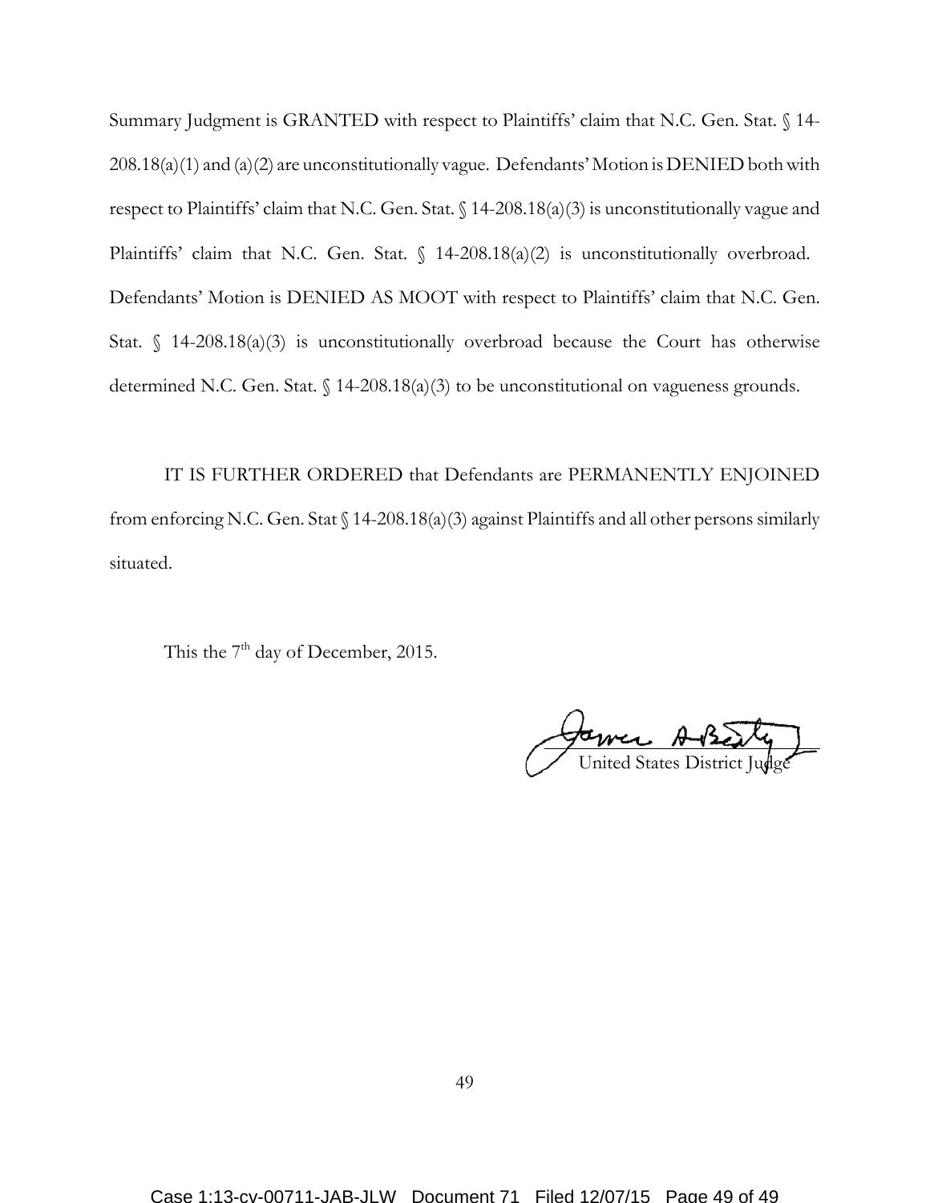Summary Judgment is GRANTED with respect to Plaintiffs' claim that N.C. Gen. Stat. § 14-208.18(a)(1) and (a)(2) are unconstitutionally vague. Defendants' Motion is DENIED both with respect to Plaintiffs' claim that N.C. Gen. Stat. § 14-208.18(a)(3) is unconstitutionally vague and Plaintiffs' claim that N.C. Gen. Stat. § 14-208.18(a)(2) is unconstitutionally overbroad. Defendants' Motion is DENIED AS MOOT with respect to Plaintiffs' claim that N.C. Gen. Stat. § 14-208.18(a)(3) is unconstitutionally overbroad because the Court has otherwise determined N.C. Gen. Stat. § 14-208.18(a)(3) to be unconstitutional on vagueness grounds.

IT IS FURTHER ORDERED that Defendants are PERMANENTLY ENJOINED from enforcing N.C. Gen. Stat § 14-208.18(a)(3) against Plaintiffs and all other persons similarly situated.

This the 7th day of December, 2015.

United States District Judge